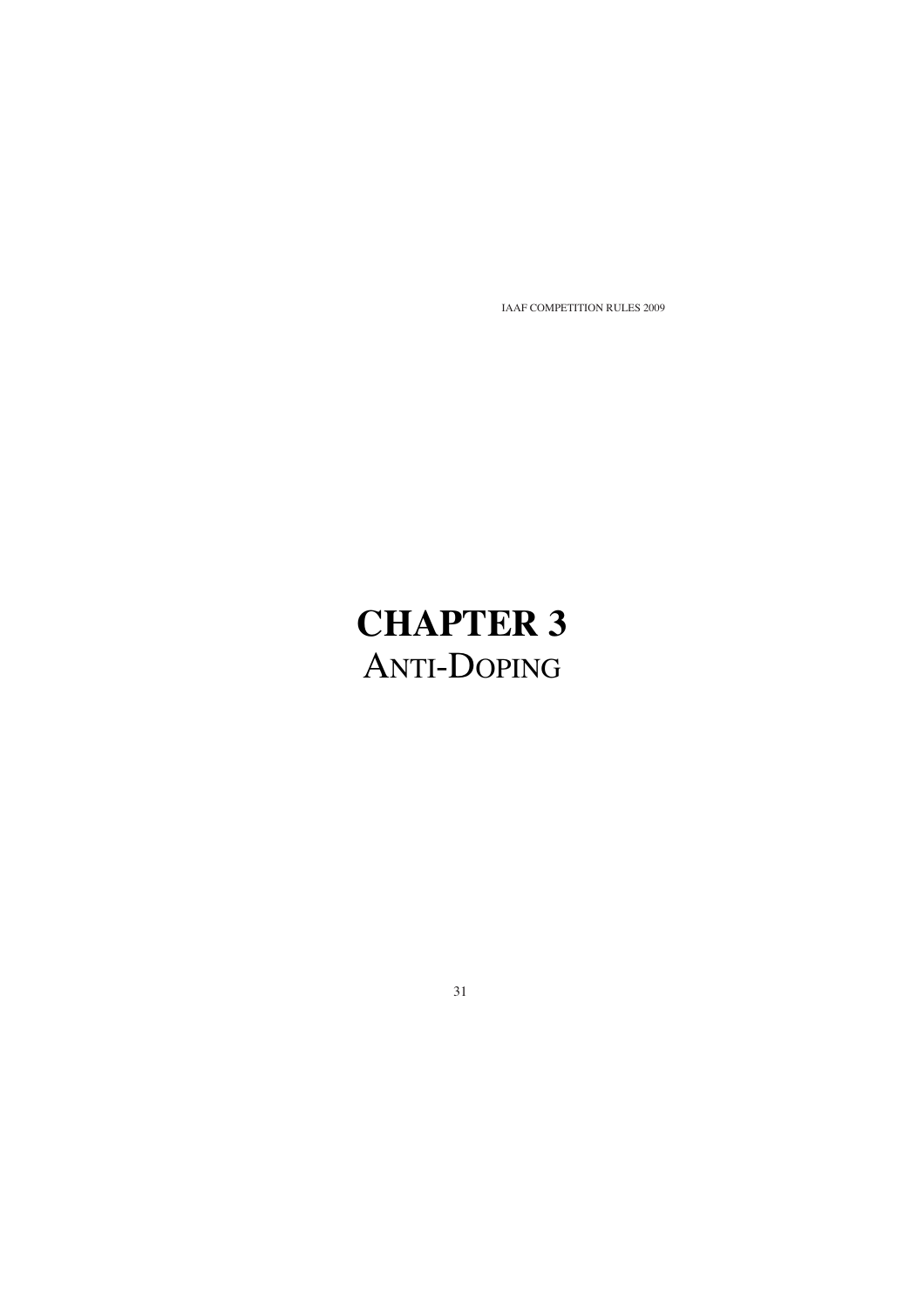# CHAPTER 3
## ANTI-DOPING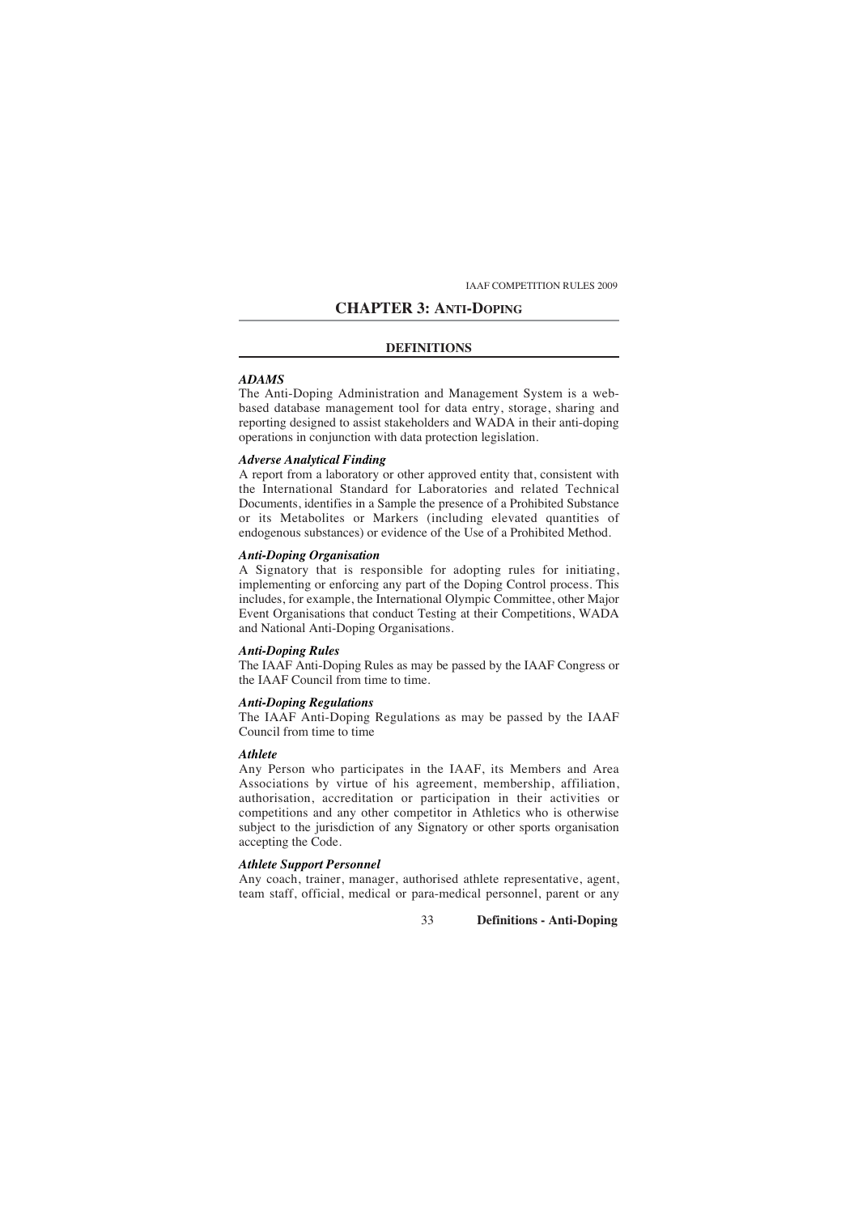# CHAPTER 3: ANTI-DOPING

## DEFINITIONS

***ADAMS***
The Anti-Doping Administration and Management System is a web-based database management tool for data entry, storage, sharing and reporting designed to assist stakeholders and WADA in their anti-doping operations in conjunction with data protection legislation.

***Adverse Analytical Finding***
A report from a laboratory or other approved entity that, consistent with the International Standard for Laboratories and related Technical Documents, identifies in a Sample the presence of a Prohibited Substance or its Metabolites or Markers (including elevated quantities of endogenous substances) or evidence of the Use of a Prohibited Method.

***Anti-Doping Organisation***
A Signatory that is responsible for adopting rules for initiating, implementing or enforcing any part of the Doping Control process. This includes, for example, the International Olympic Committee, other Major Event Organisations that conduct Testing at their Competitions, WADA and National Anti-Doping Organisations.

***Anti-Doping Rules***
The IAAF Anti-Doping Rules as may be passed by the IAAF Congress or the IAAF Council from time to time.

***Anti-Doping Regulations***
The IAAF Anti-Doping Regulations as may be passed by the IAAF Council from time to time

***Athlete***
Any Person who participates in the IAAF, its Members and Area Associations by virtue of his agreement, membership, affiliation, authorisation, accreditation or participation in their activities or competitions and any other competitor in Athletics who is otherwise subject to the jurisdiction of any Signatory or other sports organisation accepting the Code.

***Athlete Support Personnel***
Any coach, trainer, manager, authorised athlete representative, agent, team staff, official, medical or para-medical personnel, parent or any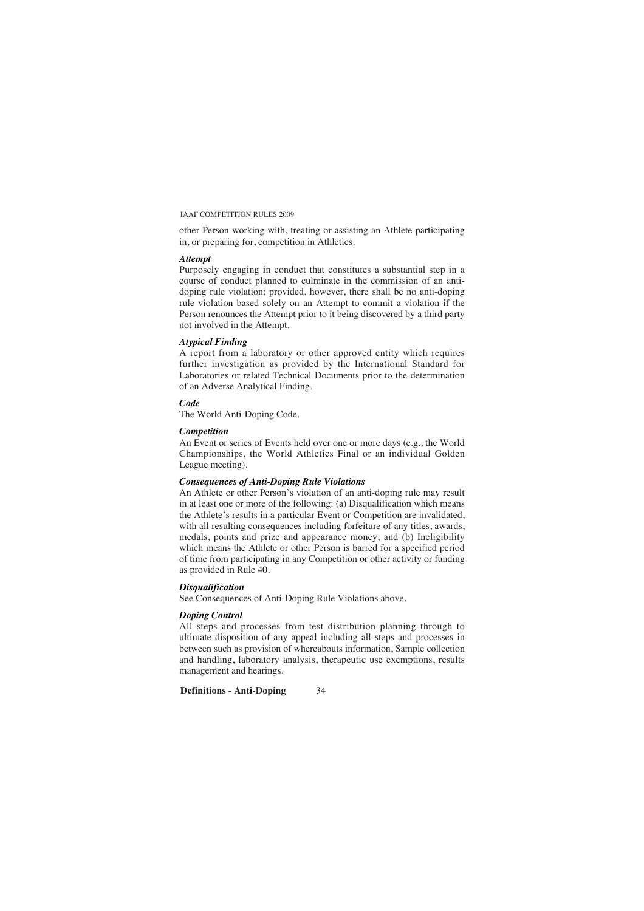other Person working with, treating or assisting an Athlete participating in, or preparing for, competition in Athletics.

***Attempt***

Purposely engaging in conduct that constitutes a substantial step in a course of conduct planned to culminate in the commission of an anti-doping rule violation; provided, however, there shall be no anti-doping rule violation based solely on an Attempt to commit a violation if the Person renounces the Attempt prior to it being discovered by a third party not involved in the Attempt.

***Atypical Finding***

A report from a laboratory or other approved entity which requires further investigation as provided by the International Standard for Laboratories or related Technical Documents prior to the determination of an Adverse Analytical Finding.

***Code***

The World Anti-Doping Code.

***Competition***

An Event or series of Events held over one or more days (e.g., the World Championships, the World Athletics Final or an individual Golden League meeting).

***Consequences of Anti-Doping Rule Violations***

An Athlete or other Person's violation of an anti-doping rule may result in at least one or more of the following: (a) Disqualification which means the Athlete's results in a particular Event or Competition are invalidated, with all resulting consequences including forfeiture of any titles, awards, medals, points and prize and appearance money; and (b) Ineligibility which means the Athlete or other Person is barred for a specified period of time from participating in any Competition or other activity or funding as provided in Rule 40.

***Disqualification***

See Consequences of Anti-Doping Rule Violations above.

***Doping Control***

All steps and processes from test distribution planning through to ultimate disposition of any appeal including all steps and processes in between such as provision of whereabouts information, Sample collection and handling, laboratory analysis, therapeutic use exemptions, results management and hearings.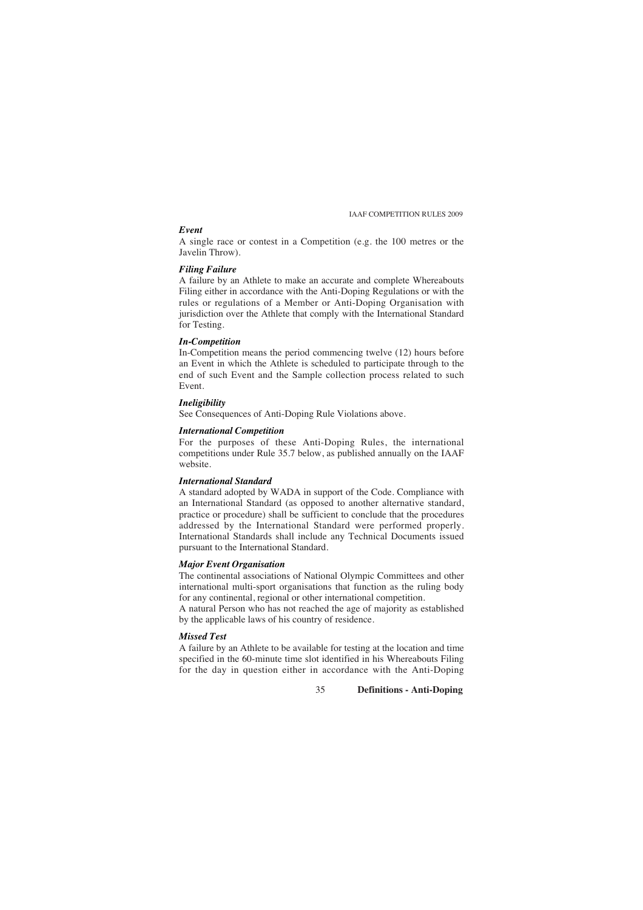***Event***

A single race or contest in a Competition (e.g. the 100 metres or the Javelin Throw).

***Filing Failure***

A failure by an Athlete to make an accurate and complete Whereabouts Filing either in accordance with the Anti-Doping Regulations or with the rules or regulations of a Member or Anti-Doping Organisation with jurisdiction over the Athlete that comply with the International Standard for Testing.

***In-Competition***

In-Competition means the period commencing twelve (12) hours before an Event in which the Athlete is scheduled to participate through to the end of such Event and the Sample collection process related to such Event.

***Ineligibility***

See Consequences of Anti-Doping Rule Violations above.

***International Competition***

For the purposes of these Anti-Doping Rules, the international competitions under Rule 35.7 below, as published annually on the IAAF website.

***International Standard***

A standard adopted by WADA in support of the Code. Compliance with an International Standard (as opposed to another alternative standard, practice or procedure) shall be sufficient to conclude that the procedures addressed by the International Standard were performed properly. International Standards shall include any Technical Documents issued pursuant to the International Standard.

***Major Event Organisation***

The continental associations of National Olympic Committees and other international multi-sport organisations that function as the ruling body for any continental, regional or other international competition.

A natural Person who has not reached the age of majority as established by the applicable laws of his country of residence.

***Missed Test***

A failure by an Athlete to be available for testing at the location and time specified in the 60-minute time slot identified in his Whereabouts Filing for the day in question either in accordance with the Anti-Doping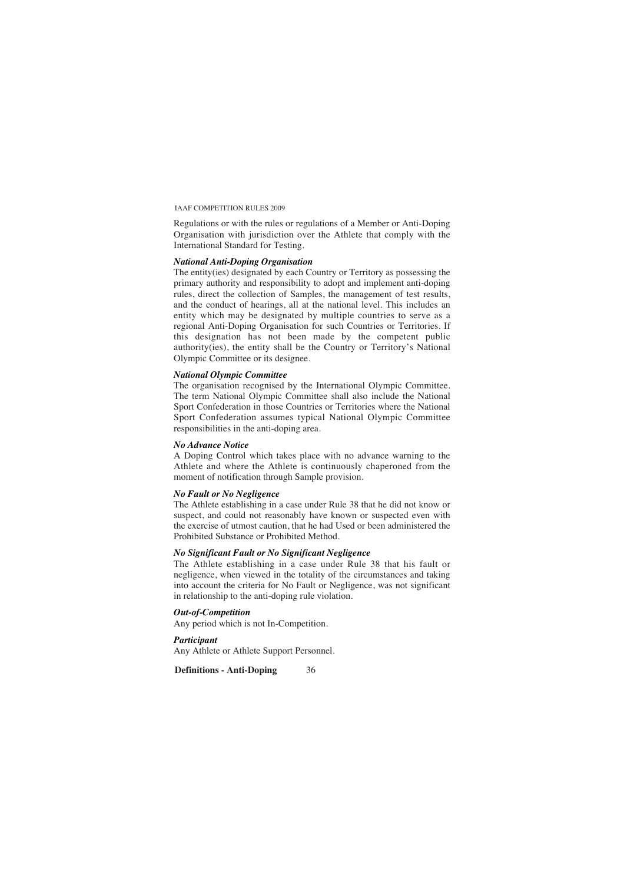Regulations or with the rules or regulations of a Member or Anti-Doping Organisation with jurisdiction over the Athlete that comply with the International Standard for Testing.

***National Anti-Doping Organisation***
The entity(ies) designated by each Country or Territory as possessing the primary authority and responsibility to adopt and implement anti-doping rules, direct the collection of Samples, the management of test results, and the conduct of hearings, all at the national level. This includes an entity which may be designated by multiple countries to serve as a regional Anti-Doping Organisation for such Countries or Territories. If this designation has not been made by the competent public authority(ies), the entity shall be the Country or Territory's National Olympic Committee or its designee.

***National Olympic Committee***
The organisation recognised by the International Olympic Committee. The term National Olympic Committee shall also include the National Sport Confederation in those Countries or Territories where the National Sport Confederation assumes typical National Olympic Committee responsibilities in the anti-doping area.

***No Advance Notice***
A Doping Control which takes place with no advance warning to the Athlete and where the Athlete is continuously chaperoned from the moment of notification through Sample provision.

***No Fault or No Negligence***
The Athlete establishing in a case under Rule 38 that he did not know or suspect, and could not reasonably have known or suspected even with the exercise of utmost caution, that he had Used or been administered the Prohibited Substance or Prohibited Method.

***No Significant Fault or No Significant Negligence***
The Athlete establishing in a case under Rule 38 that his fault or negligence, when viewed in the totality of the circumstances and taking into account the criteria for No Fault or Negligence, was not significant in relationship to the anti-doping rule violation.

***Out-of-Competition***
Any period which is not In-Competition.

***Participant***
Any Athlete or Athlete Support Personnel.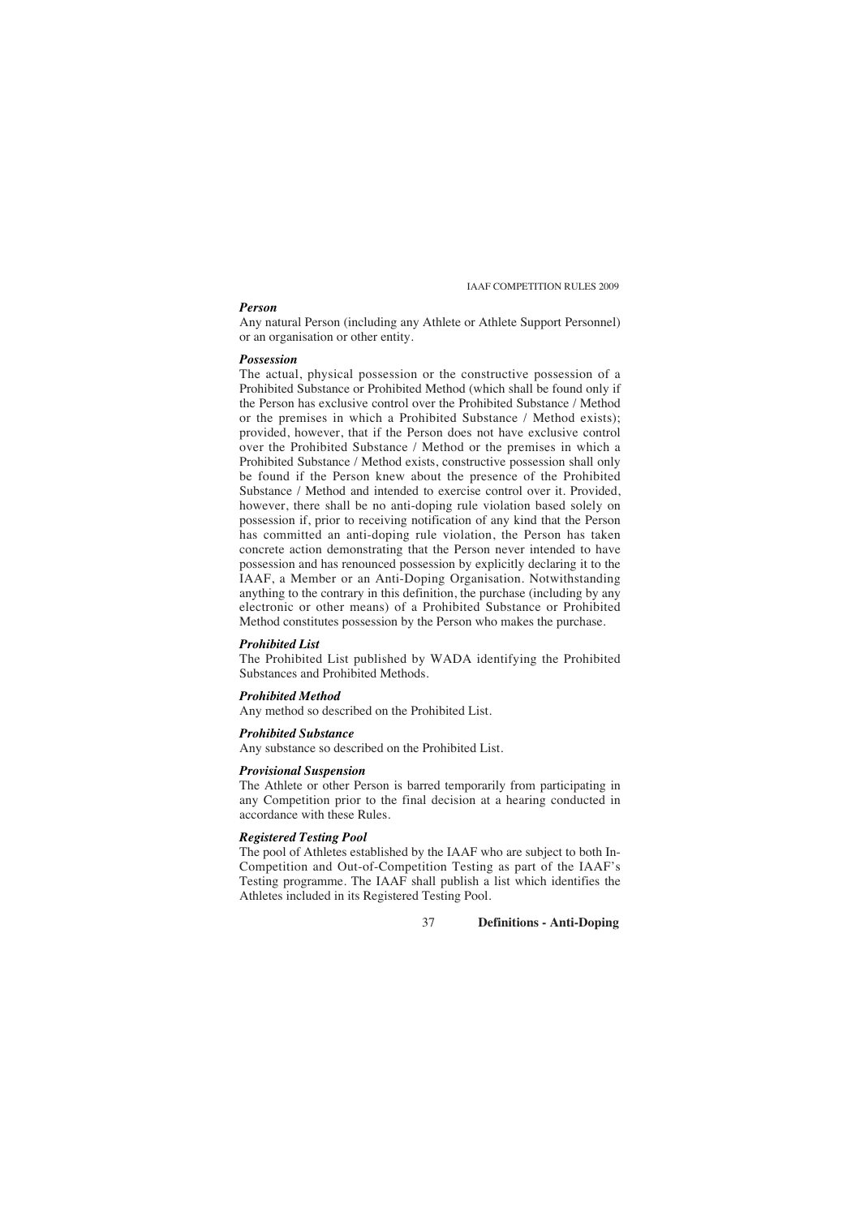***Person***
Any natural Person (including any Athlete or Athlete Support Personnel) or an organisation or other entity.

***Possession***
The actual, physical possession or the constructive possession of a Prohibited Substance or Prohibited Method (which shall be found only if the Person has exclusive control over the Prohibited Substance / Method or the premises in which a Prohibited Substance / Method exists); provided, however, that if the Person does not have exclusive control over the Prohibited Substance / Method or the premises in which a Prohibited Substance / Method exists, constructive possession shall only be found if the Person knew about the presence of the Prohibited Substance / Method and intended to exercise control over it. Provided, however, there shall be no anti-doping rule violation based solely on possession if, prior to receiving notification of any kind that the Person has committed an anti-doping rule violation, the Person has taken concrete action demonstrating that the Person never intended to have possession and has renounced possession by explicitly declaring it to the IAAF, a Member or an Anti-Doping Organisation. Notwithstanding anything to the contrary in this definition, the purchase (including by any electronic or other means) of a Prohibited Substance or Prohibited Method constitutes possession by the Person who makes the purchase.

***Prohibited List***
The Prohibited List published by WADA identifying the Prohibited Substances and Prohibited Methods.

***Prohibited Method***
Any method so described on the Prohibited List.

***Prohibited Substance***
Any substance so described on the Prohibited List.

***Provisional Suspension***
The Athlete or other Person is barred temporarily from participating in any Competition prior to the final decision at a hearing conducted in accordance with these Rules.

***Registered Testing Pool***
The pool of Athletes established by the IAAF who are subject to both In-Competition and Out-of-Competition Testing as part of the IAAF's Testing programme. The IAAF shall publish a list which identifies the Athletes included in its Registered Testing Pool.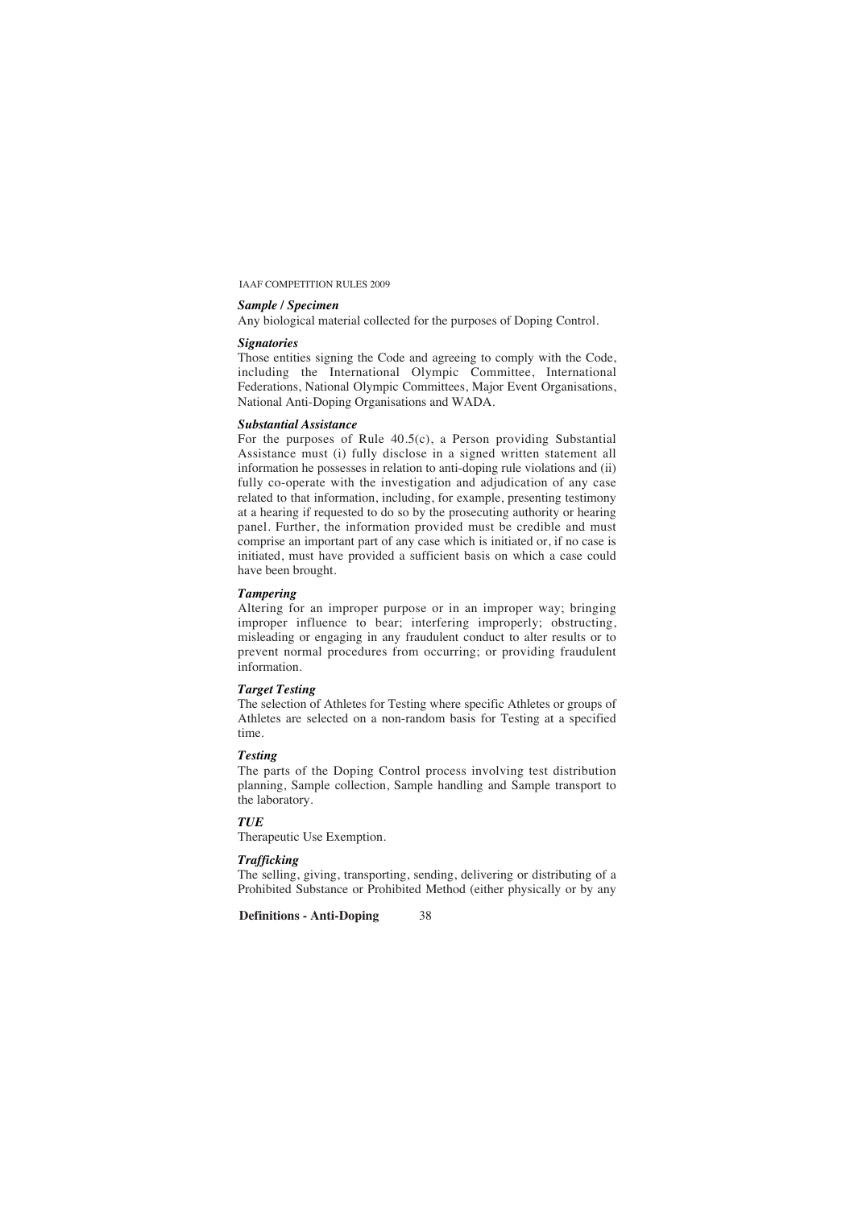***Sample / Specimen***

Any biological material collected for the purposes of Doping Control.

***Signatories***

Those entities signing the Code and agreeing to comply with the Code, including the International Olympic Committee, International Federations, National Olympic Committees, Major Event Organisations, National Anti-Doping Organisations and WADA.

***Substantial Assistance***

For the purposes of Rule 40.5(c), a Person providing Substantial Assistance must (i) fully disclose in a signed written statement all information he possesses in relation to anti-doping rule violations and (ii) fully co-operate with the investigation and adjudication of any case related to that information, including, for example, presenting testimony at a hearing if requested to do so by the prosecuting authority or hearing panel. Further, the information provided must be credible and must comprise an important part of any case which is initiated or, if no case is initiated, must have provided a sufficient basis on which a case could have been brought.

***Tampering***

Altering for an improper purpose or in an improper way; bringing improper influence to bear; interfering improperly; obstructing, misleading or engaging in any fraudulent conduct to alter results or to prevent normal procedures from occurring; or providing fraudulent information.

***Target Testing***

The selection of Athletes for Testing where specific Athletes or groups of Athletes are selected on a non-random basis for Testing at a specified time.

***Testing***

The parts of the Doping Control process involving test distribution planning, Sample collection, Sample handling and Sample transport to the laboratory.

***TUE***

Therapeutic Use Exemption.

***Trafficking***

The selling, giving, transporting, sending, delivering or distributing of a Prohibited Substance or Prohibited Method (either physically or by any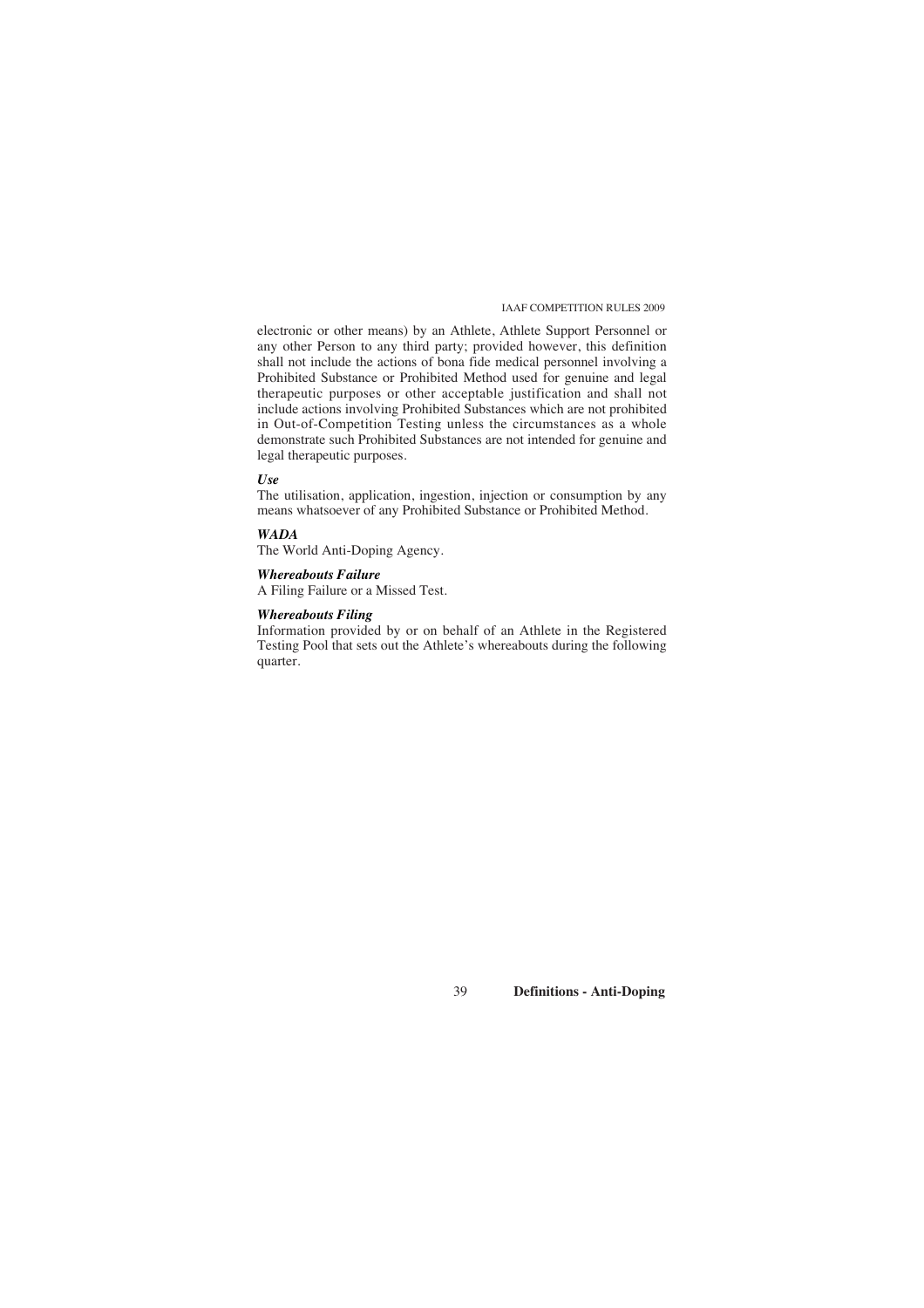electronic or other means) by an Athlete, Athlete Support Personnel or any other Person to any third party; provided however, this definition shall not include the actions of bona fide medical personnel involving a Prohibited Substance or Prohibited Method used for genuine and legal therapeutic purposes or other acceptable justification and shall not include actions involving Prohibited Substances which are not prohibited in Out-of-Competition Testing unless the circumstances as a whole demonstrate such Prohibited Substances are not intended for genuine and legal therapeutic purposes.

***Use***

The utilisation, application, ingestion, injection or consumption by any means whatsoever of any Prohibited Substance or Prohibited Method.

***WADA***

The World Anti-Doping Agency.

***Whereabouts Failure***

A Filing Failure or a Missed Test.

***Whereabouts Filing***

Information provided by or on behalf of an Athlete in the Registered Testing Pool that sets out the Athlete's whereabouts during the following quarter.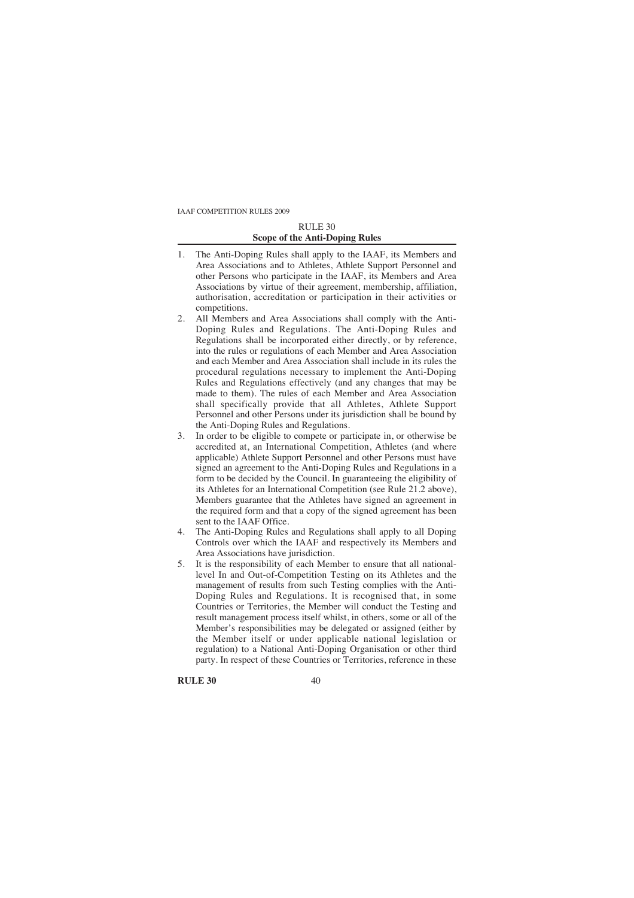## RULE 30
### Scope of the Anti-Doping Rules

1. The Anti-Doping Rules shall apply to the IAAF, its Members and Area Associations and to Athletes, Athlete Support Personnel and other Persons who participate in the IAAF, its Members and Area Associations by virtue of their agreement, membership, affiliation, authorisation, accreditation or participation in their activities or competitions.
2. All Members and Area Associations shall comply with the Anti-Doping Rules and Regulations. The Anti-Doping Rules and Regulations shall be incorporated either directly, or by reference, into the rules or regulations of each Member and Area Association and each Member and Area Association shall include in its rules the procedural regulations necessary to implement the Anti-Doping Rules and Regulations effectively (and any changes that may be made to them). The rules of each Member and Area Association shall specifically provide that all Athletes, Athlete Support Personnel and other Persons under its jurisdiction shall be bound by the Anti-Doping Rules and Regulations.
3. In order to be eligible to compete or participate in, or otherwise be accredited at, an International Competition, Athletes (and where applicable) Athlete Support Personnel and other Persons must have signed an agreement to the Anti-Doping Rules and Regulations in a form to be decided by the Council. In guaranteeing the eligibility of its Athletes for an International Competition (see Rule 21.2 above), Members guarantee that the Athletes have signed an agreement in the required form and that a copy of the signed agreement has been sent to the IAAF Office.
4. The Anti-Doping Rules and Regulations shall apply to all Doping Controls over which the IAAF and respectively its Members and Area Associations have jurisdiction.
5. It is the responsibility of each Member to ensure that all national-level In and Out-of-Competition Testing on its Athletes and the management of results from such Testing complies with the Anti-Doping Rules and Regulations. It is recognised that, in some Countries or Territories, the Member will conduct the Testing and result management process itself whilst, in others, some or all of the Member's responsibilities may be delegated or assigned (either by the Member itself or under applicable national legislation or regulation) to a National Anti-Doping Organisation or other third party. In respect of these Countries or Territories, reference in these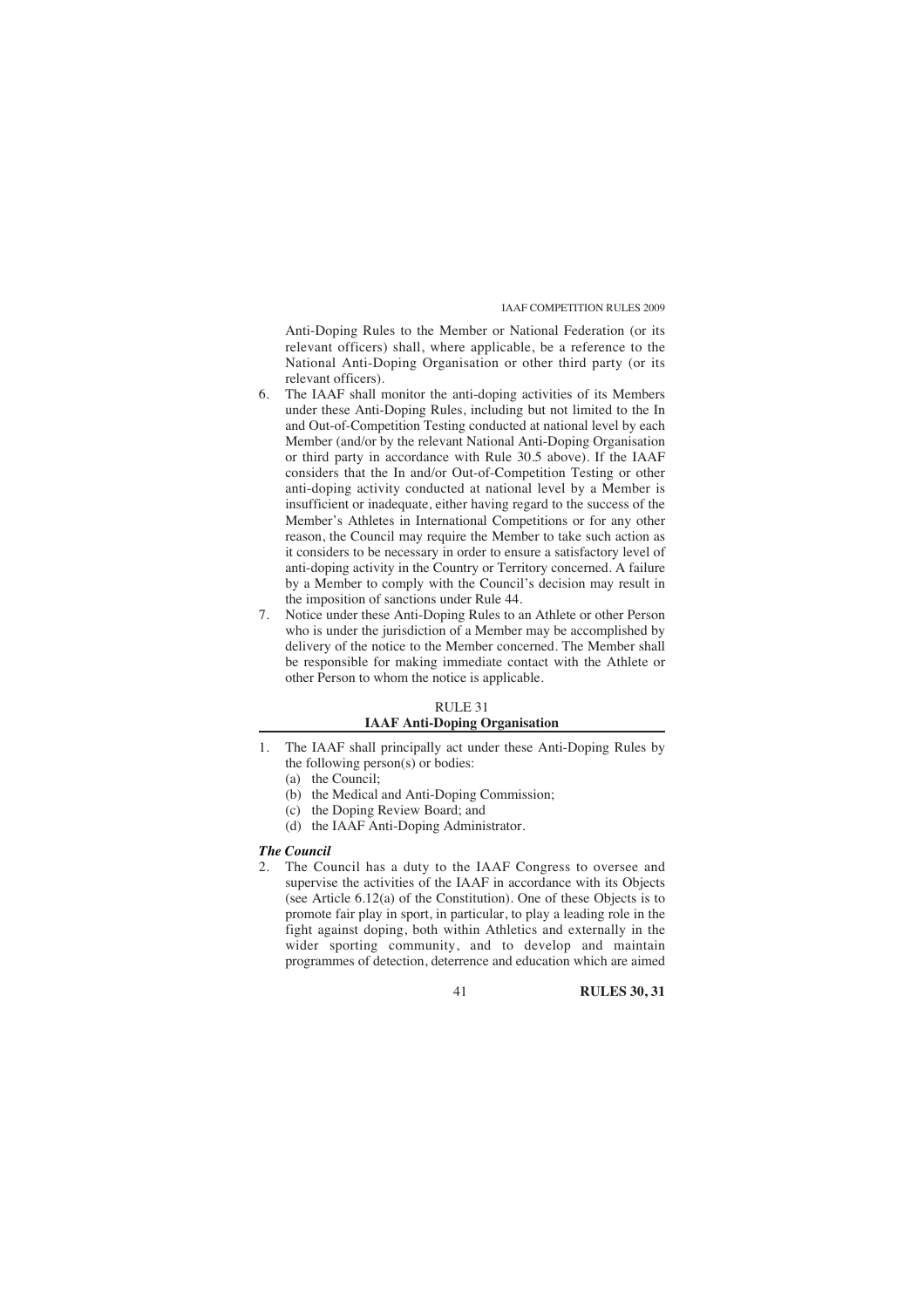Anti-Doping Rules to the Member or National Federation (or its relevant officers) shall, where applicable, be a reference to the National Anti-Doping Organisation or other third party (or its relevant officers).

6. The IAAF shall monitor the anti-doping activities of its Members under these Anti-Doping Rules, including but not limited to the In and Out-of-Competition Testing conducted at national level by each Member (and/or by the relevant National Anti-Doping Organisation or third party in accordance with Rule 30.5 above). If the IAAF considers that the In and/or Out-of-Competition Testing or other anti-doping activity conducted at national level by a Member is insufficient or inadequate, either having regard to the success of the Member's Athletes in International Competitions or for any other reason, the Council may require the Member to take such action as it considers to be necessary in order to ensure a satisfactory level of anti-doping activity in the Country or Territory concerned. A failure by a Member to comply with the Council's decision may result in the imposition of sanctions under Rule 44.
7. Notice under these Anti-Doping Rules to an Athlete or other Person who is under the jurisdiction of a Member may be accomplished by delivery of the notice to the Member concerned. The Member shall be responsible for making immediate contact with the Athlete or other Person to whom the notice is applicable.

## RULE 31
## IAAF Anti-Doping Organisation

1. The IAAF shall principally act under these Anti-Doping Rules by the following person(s) or bodies:
   (a) the Council;
   (b) the Medical and Anti-Doping Commission;
   (c) the Doping Review Board; and
   (d) the IAAF Anti-Doping Administrator.

***The Council***

2. The Council has a duty to the IAAF Congress to oversee and supervise the activities of the IAAF in accordance with its Objects (see Article 6.12(a) of the Constitution). One of these Objects is to promote fair play in sport, in particular, to play a leading role in the fight against doping, both within Athletics and externally in the wider sporting community, and to develop and maintain programmes of detection, deterrence and education which are aimed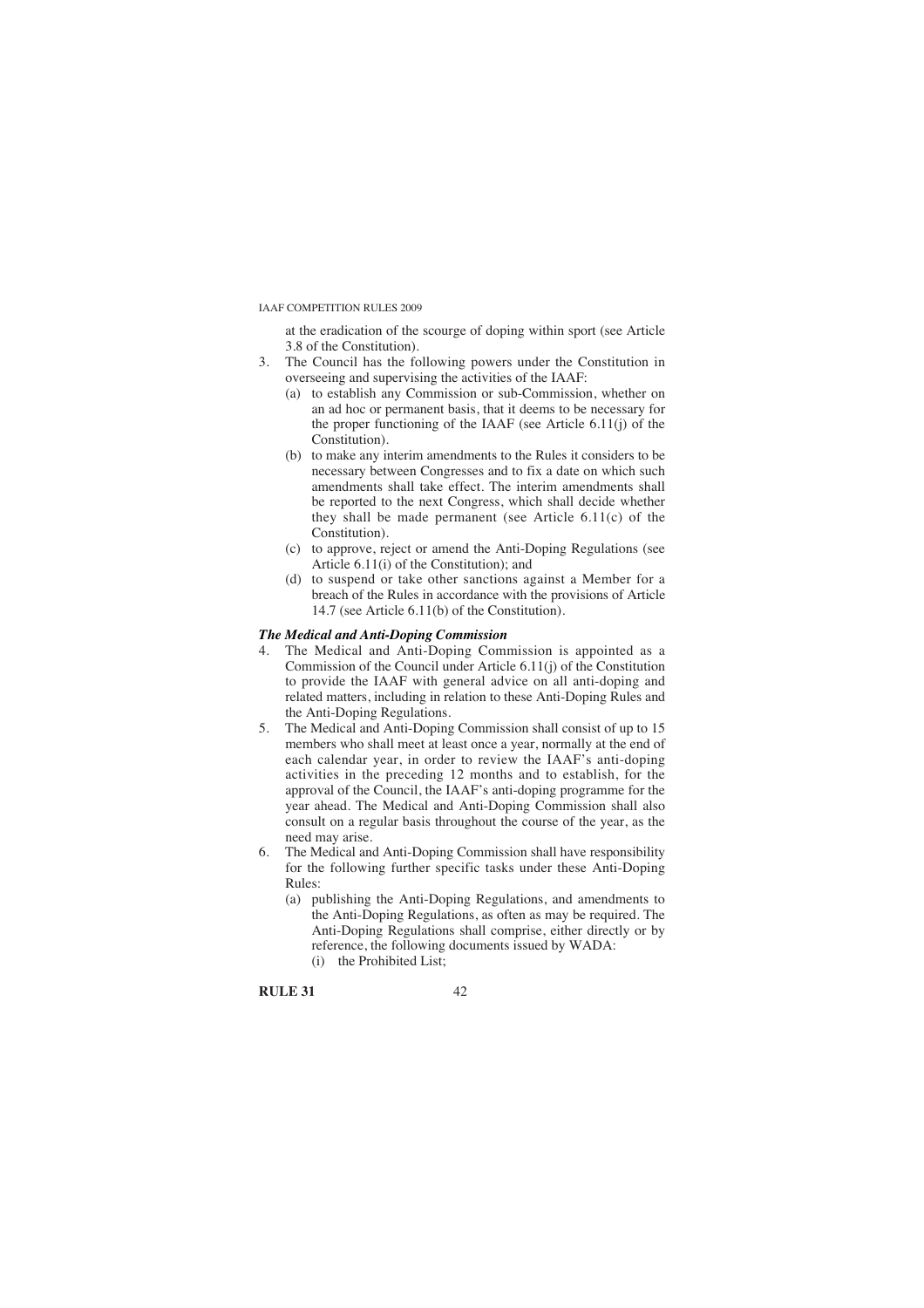at the eradication of the scourge of doping within sport (see Article 3.8 of the Constitution).

3. The Council has the following powers under the Constitution in overseeing and supervising the activities of the IAAF:
   (a) to establish any Commission or sub-Commission, whether on an ad hoc or permanent basis, that it deems to be necessary for the proper functioning of the IAAF (see Article 6.11(j) of the Constitution).
   (b) to make any interim amendments to the Rules it considers to be necessary between Congresses and to fix a date on which such amendments shall take effect. The interim amendments shall be reported to the next Congress, which shall decide whether they shall be made permanent (see Article 6.11(c) of the Constitution).
   (c) to approve, reject or amend the Anti-Doping Regulations (see Article 6.11(i) of the Constitution); and
   (d) to suspend or take other sanctions against a Member for a breach of the Rules in accordance with the provisions of Article 14.7 (see Article 6.11(b) of the Constitution).

***The Medical and Anti-Doping Commission***

4. The Medical and Anti-Doping Commission is appointed as a Commission of the Council under Article 6.11(j) of the Constitution to provide the IAAF with general advice on all anti-doping and related matters, including in relation to these Anti-Doping Rules and the Anti-Doping Regulations.
5. The Medical and Anti-Doping Commission shall consist of up to 15 members who shall meet at least once a year, normally at the end of each calendar year, in order to review the IAAF's anti-doping activities in the preceding 12 months and to establish, for the approval of the Council, the IAAF's anti-doping programme for the year ahead. The Medical and Anti-Doping Commission shall also consult on a regular basis throughout the course of the year, as the need may arise.
6. The Medical and Anti-Doping Commission shall have responsibility for the following further specific tasks under these Anti-Doping Rules:
   (a) publishing the Anti-Doping Regulations, and amendments to the Anti-Doping Regulations, as often as may be required. The Anti-Doping Regulations shall comprise, either directly or by reference, the following documents issued by WADA:
      (i) the Prohibited List;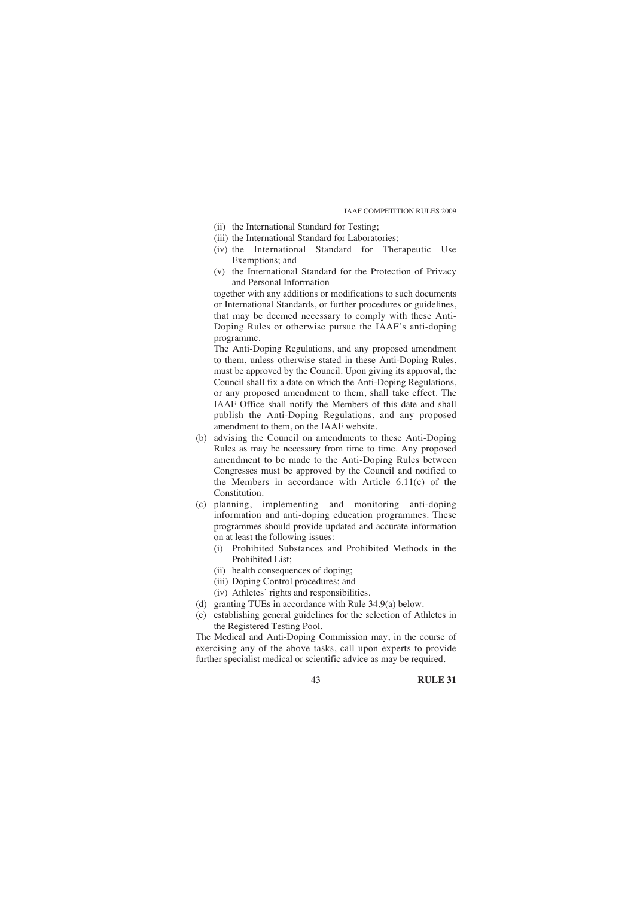(ii) the International Standard for Testing;
(iii) the International Standard for Laboratories;
(iv) the International Standard for Therapeutic Use Exemptions; and
(v) the International Standard for the Protection of Privacy and Personal Information

together with any additions or modifications to such documents or International Standards, or further procedures or guidelines, that may be deemed necessary to comply with these Anti-Doping Rules or otherwise pursue the IAAF's anti-doping programme.

The Anti-Doping Regulations, and any proposed amendment to them, unless otherwise stated in these Anti-Doping Rules, must be approved by the Council. Upon giving its approval, the Council shall fix a date on which the Anti-Doping Regulations, or any proposed amendment to them, shall take effect. The IAAF Office shall notify the Members of this date and shall publish the Anti-Doping Regulations, and any proposed amendment to them, on the IAAF website.

(b) advising the Council on amendments to these Anti-Doping Rules as may be necessary from time to time. Any proposed amendment to be made to the Anti-Doping Rules between Congresses must be approved by the Council and notified to the Members in accordance with Article 6.11(c) of the Constitution.

(c) planning, implementing and monitoring anti-doping information and anti-doping education programmes. These programmes should provide updated and accurate information on at least the following issues:
   (i) Prohibited Substances and Prohibited Methods in the Prohibited List;
   (ii) health consequences of doping;
   (iii) Doping Control procedures; and
   (iv) Athletes' rights and responsibilities.

(d) granting TUEs in accordance with Rule 34.9(a) below.

(e) establishing general guidelines for the selection of Athletes in the Registered Testing Pool.

The Medical and Anti-Doping Commission may, in the course of exercising any of the above tasks, call upon experts to provide further specialist medical or scientific advice as may be required.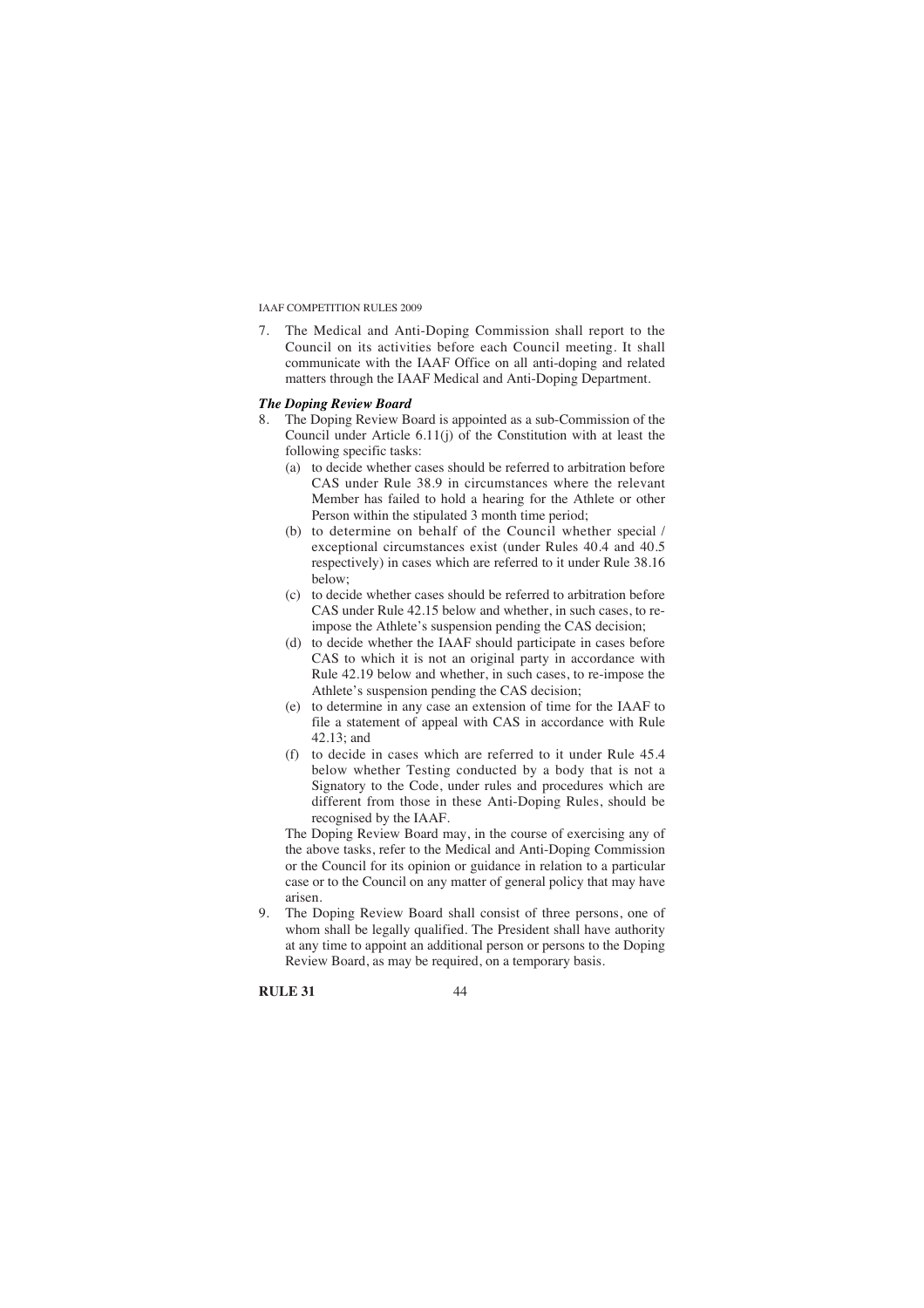7. The Medical and Anti-Doping Commission shall report to the Council on its activities before each Council meeting. It shall communicate with the IAAF Office on all anti-doping and related matters through the IAAF Medical and Anti-Doping Department.

***The Doping Review Board***

8. The Doping Review Board is appointed as a sub-Commission of the Council under Article 6.11(j) of the Constitution with at least the following specific tasks:
   (a) to decide whether cases should be referred to arbitration before CAS under Rule 38.9 in circumstances where the relevant Member has failed to hold a hearing for the Athlete or other Person within the stipulated 3 month time period;
   (b) to determine on behalf of the Council whether special / exceptional circumstances exist (under Rules 40.4 and 40.5 respectively) in cases which are referred to it under Rule 38.16 below;
   (c) to decide whether cases should be referred to arbitration before CAS under Rule 42.15 below and whether, in such cases, to re-impose the Athlete's suspension pending the CAS decision;
   (d) to decide whether the IAAF should participate in cases before CAS to which it is not an original party in accordance with Rule 42.19 below and whether, in such cases, to re-impose the Athlete's suspension pending the CAS decision;
   (e) to determine in any case an extension of time for the IAAF to file a statement of appeal with CAS in accordance with Rule 42.13; and
   (f) to decide in cases which are referred to it under Rule 45.4 below whether Testing conducted by a body that is not a Signatory to the Code, under rules and procedures which are different from those in these Anti-Doping Rules, should be recognised by the IAAF.

   The Doping Review Board may, in the course of exercising any of the above tasks, refer to the Medical and Anti-Doping Commission or the Council for its opinion or guidance in relation to a particular case or to the Council on any matter of general policy that may have arisen.
9. The Doping Review Board shall consist of three persons, one of whom shall be legally qualified. The President shall have authority at any time to appoint an additional person or persons to the Doping Review Board, as may be required, on a temporary basis.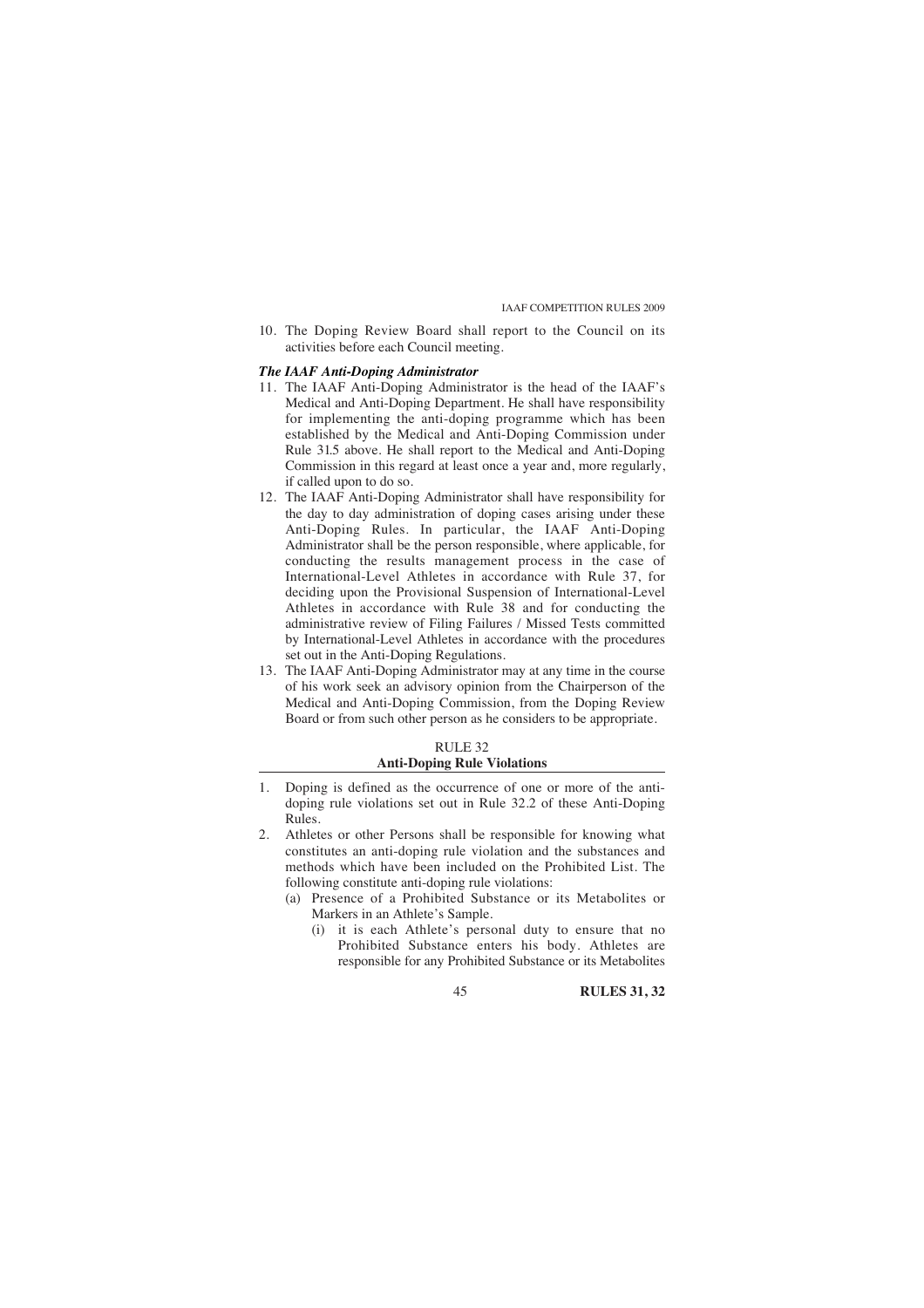10. The Doping Review Board shall report to the Council on its activities before each Council meeting.

***The IAAF Anti-Doping Administrator***

11. The IAAF Anti-Doping Administrator is the head of the IAAF's Medical and Anti-Doping Department. He shall have responsibility for implementing the anti-doping programme which has been established by the Medical and Anti-Doping Commission under Rule 31.5 above. He shall report to the Medical and Anti-Doping Commission in this regard at least once a year and, more regularly, if called upon to do so.
12. The IAAF Anti-Doping Administrator shall have responsibility for the day to day administration of doping cases arising under these Anti-Doping Rules. In particular, the IAAF Anti-Doping Administrator shall be the person responsible, where applicable, for conducting the results management process in the case of International-Level Athletes in accordance with Rule 37, for deciding upon the Provisional Suspension of International-Level Athletes in accordance with Rule 38 and for conducting the administrative review of Filing Failures / Missed Tests committed by International-Level Athletes in accordance with the procedures set out in the Anti-Doping Regulations.
13. The IAAF Anti-Doping Administrator may at any time in the course of his work seek an advisory opinion from the Chairperson of the Medical and Anti-Doping Commission, from the Doping Review Board or from such other person as he considers to be appropriate.

## RULE 32
## Anti-Doping Rule Violations

1. Doping is defined as the occurrence of one or more of the anti-doping rule violations set out in Rule 32.2 of these Anti-Doping Rules.
2. Athletes or other Persons shall be responsible for knowing what constitutes an anti-doping rule violation and the substances and methods which have been included on the Prohibited List. The following constitute anti-doping rule violations:
   (a) Presence of a Prohibited Substance or its Metabolites or Markers in an Athlete's Sample.
      (i) it is each Athlete's personal duty to ensure that no Prohibited Substance enters his body. Athletes are responsible for any Prohibited Substance or its Metabolites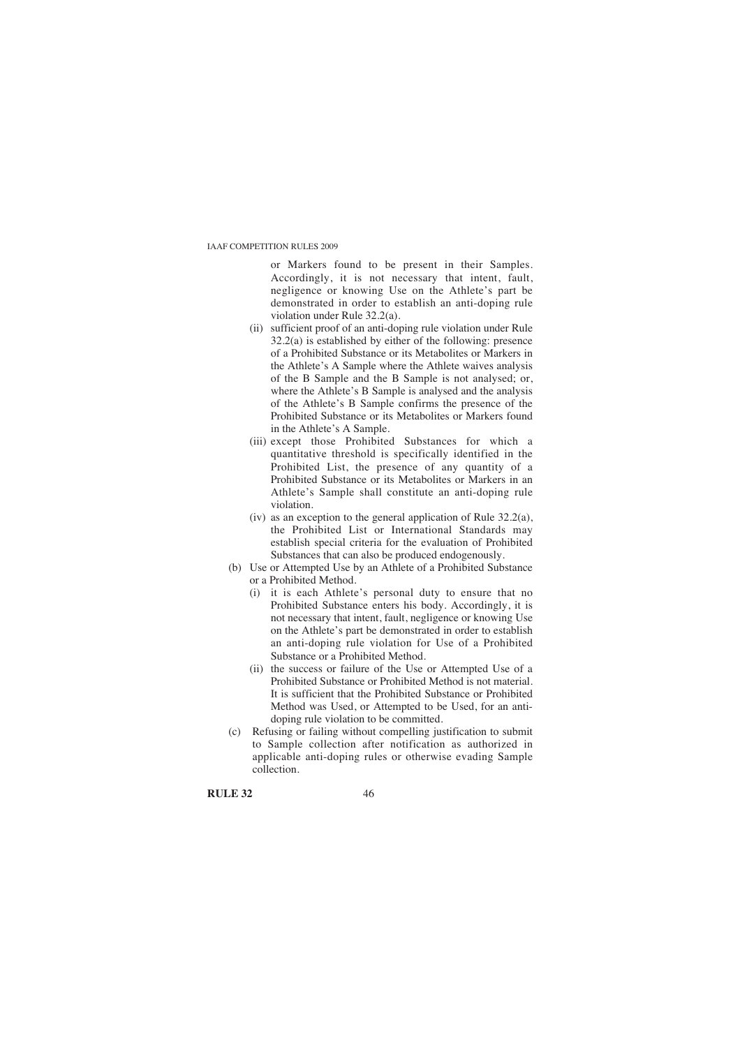or Markers found to be present in their Samples. Accordingly, it is not necessary that intent, fault, negligence or knowing Use on the Athlete's part be demonstrated in order to establish an anti-doping rule violation under Rule 32.2(a).

(ii) sufficient proof of an anti-doping rule violation under Rule 32.2(a) is established by either of the following: presence of a Prohibited Substance or its Metabolites or Markers in the Athlete's A Sample where the Athlete waives analysis of the B Sample and the B Sample is not analysed; or, where the Athlete's B Sample is analysed and the analysis of the Athlete's B Sample confirms the presence of the Prohibited Substance or its Metabolites or Markers found in the Athlete's A Sample.

(iii) except those Prohibited Substances for which a quantitative threshold is specifically identified in the Prohibited List, the presence of any quantity of a Prohibited Substance or its Metabolites or Markers in an Athlete's Sample shall constitute an anti-doping rule violation.

(iv) as an exception to the general application of Rule 32.2(a), the Prohibited List or International Standards may establish special criteria for the evaluation of Prohibited Substances that can also be produced endogenously.

(b) Use or Attempted Use by an Athlete of a Prohibited Substance or a Prohibited Method.

(i) it is each Athlete's personal duty to ensure that no Prohibited Substance enters his body. Accordingly, it is not necessary that intent, fault, negligence or knowing Use on the Athlete's part be demonstrated in order to establish an anti-doping rule violation for Use of a Prohibited Substance or a Prohibited Method.

(ii) the success or failure of the Use or Attempted Use of a Prohibited Substance or Prohibited Method is not material. It is sufficient that the Prohibited Substance or Prohibited Method was Used, or Attempted to be Used, for an anti-doping rule violation to be committed.

(c) Refusing or failing without compelling justification to submit to Sample collection after notification as authorized in applicable anti-doping rules or otherwise evading Sample collection.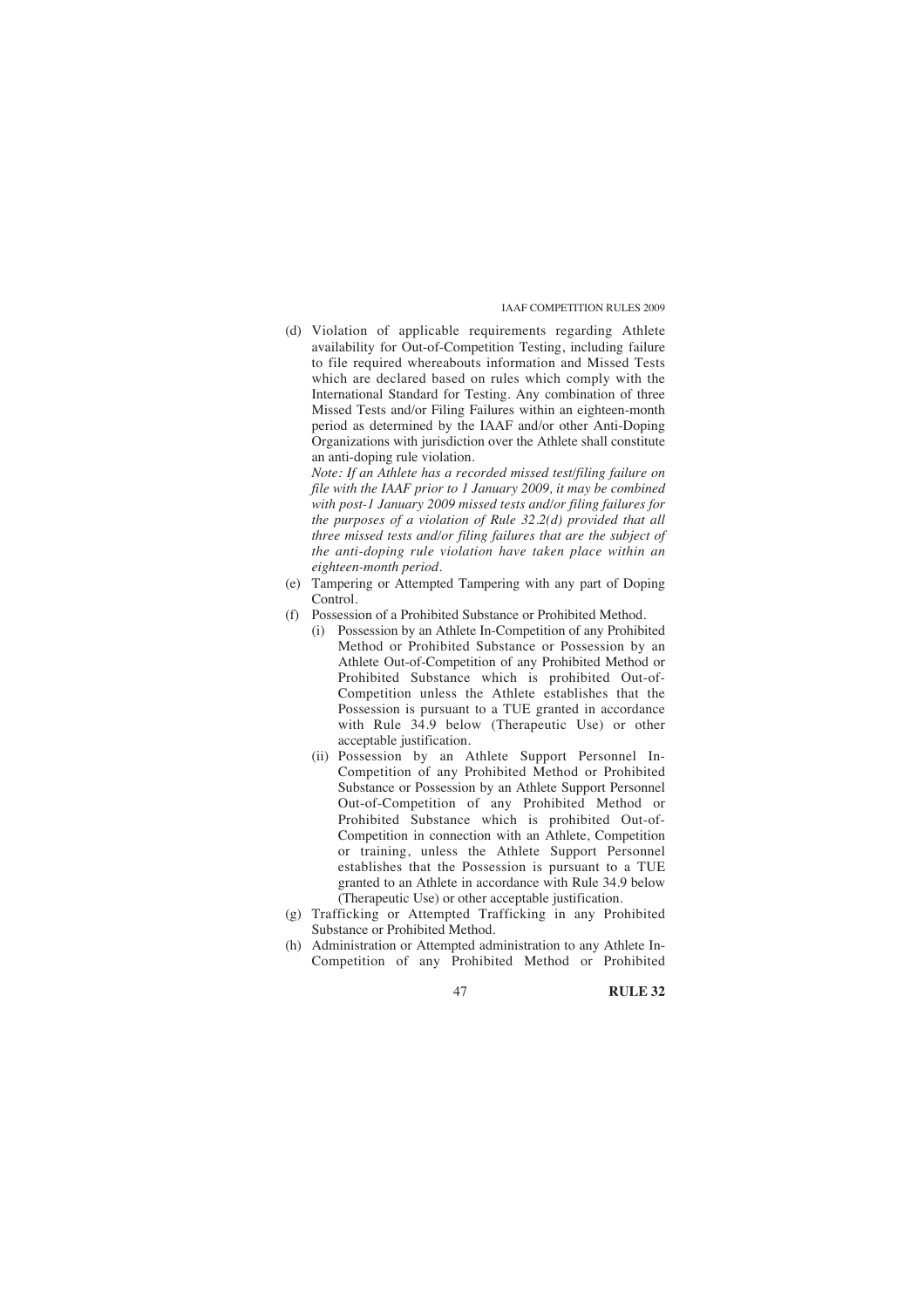(d) Violation of applicable requirements regarding Athlete availability for Out-of-Competition Testing, including failure to file required whereabouts information and Missed Tests which are declared based on rules which comply with the International Standard for Testing. Any combination of three Missed Tests and/or Filing Failures within an eighteen-month period as determined by the IAAF and/or other Anti-Doping Organizations with jurisdiction over the Athlete shall constitute an anti-doping rule violation.

*Note: If an Athlete has a recorded missed test/filing failure on file with the IAAF prior to 1 January 2009, it may be combined with post-1 January 2009 missed tests and/or filing failures for the purposes of a violation of Rule 32.2(d) provided that all three missed tests and/or filing failures that are the subject of the anti-doping rule violation have taken place within an eighteen-month period.*

(e) Tampering or Attempted Tampering with any part of Doping Control.

(f) Possession of a Prohibited Substance or Prohibited Method.

  (i) Possession by an Athlete In-Competition of any Prohibited Method or Prohibited Substance or Possession by an Athlete Out-of-Competition of any Prohibited Method or Prohibited Substance which is prohibited Out-of-Competition unless the Athlete establishes that the Possession is pursuant to a TUE granted in accordance with Rule 34.9 below (Therapeutic Use) or other acceptable justification.

  (ii) Possession by an Athlete Support Personnel In-Competition of any Prohibited Method or Prohibited Substance or Possession by an Athlete Support Personnel Out-of-Competition of any Prohibited Method or Prohibited Substance which is prohibited Out-of-Competition in connection with an Athlete, Competition or training, unless the Athlete Support Personnel establishes that the Possession is pursuant to a TUE granted to an Athlete in accordance with Rule 34.9 below (Therapeutic Use) or other acceptable justification.

(g) Trafficking or Attempted Trafficking in any Prohibited Substance or Prohibited Method.

(h) Administration or Attempted administration to any Athlete In-Competition of any Prohibited Method or Prohibited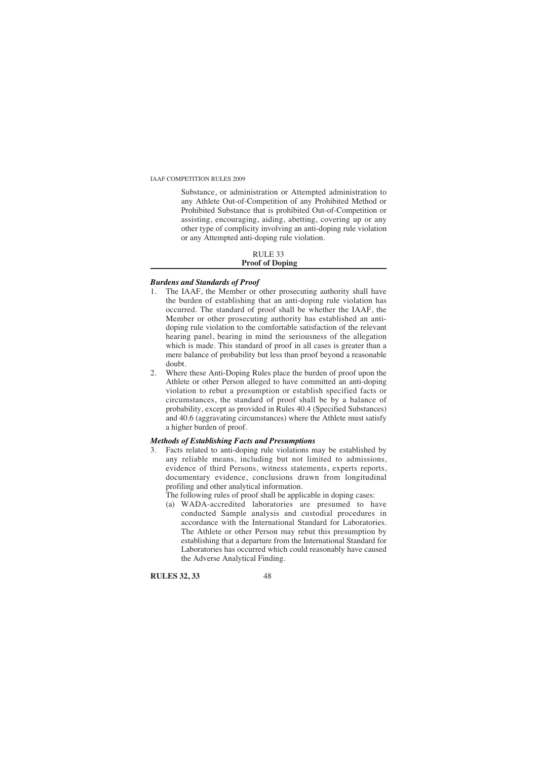Substance, or administration or Attempted administration to any Athlete Out-of-Competition of any Prohibited Method or Prohibited Substance that is prohibited Out-of-Competition or assisting, encouraging, aiding, abetting, covering up or any other type of complicity involving an anti-doping rule violation or any Attempted anti-doping rule violation.

## RULE 33
## Proof of Doping

### *Burdens and Standards of Proof*

1. The IAAF, the Member or other prosecuting authority shall have the burden of establishing that an anti-doping rule violation has occurred. The standard of proof shall be whether the IAAF, the Member or other prosecuting authority has established an anti-doping rule violation to the comfortable satisfaction of the relevant hearing panel, bearing in mind the seriousness of the allegation which is made. This standard of proof in all cases is greater than a mere balance of probability but less than proof beyond a reasonable doubt.
2. Where these Anti-Doping Rules place the burden of proof upon the Athlete or other Person alleged to have committed an anti-doping violation to rebut a presumption or establish specified facts or circumstances, the standard of proof shall be by a balance of probability, except as provided in Rules 40.4 (Specified Substances) and 40.6 (aggravating circumstances) where the Athlete must satisfy a higher burden of proof.

### *Methods of Establishing Facts and Presumptions*

3. Facts related to anti-doping rule violations may be established by any reliable means, including but not limited to admissions, evidence of third Persons, witness statements, experts reports, documentary evidence, conclusions drawn from longitudinal profiling and other analytical information.

   The following rules of proof shall be applicable in doping cases:

   (a) WADA-accredited laboratories are presumed to have conducted Sample analysis and custodial procedures in accordance with the International Standard for Laboratories. The Athlete or other Person may rebut this presumption by establishing that a departure from the International Standard for Laboratories has occurred which could reasonably have caused the Adverse Analytical Finding.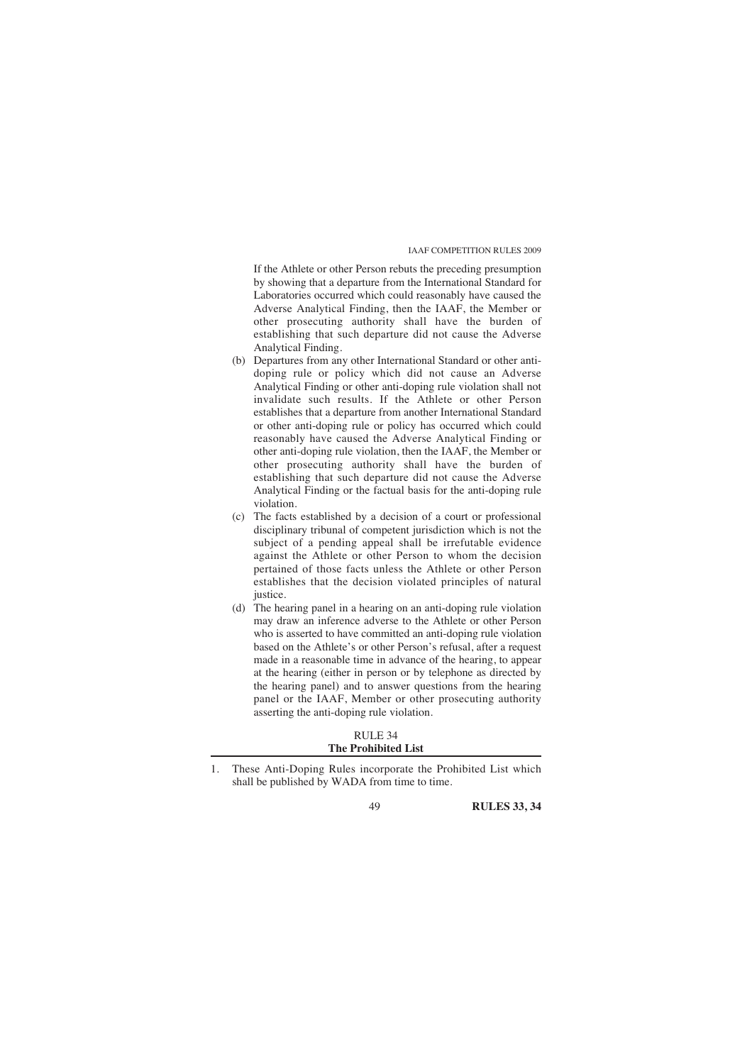If the Athlete or other Person rebuts the preceding presumption by showing that a departure from the International Standard for Laboratories occurred which could reasonably have caused the Adverse Analytical Finding, then the IAAF, the Member or other prosecuting authority shall have the burden of establishing that such departure did not cause the Adverse Analytical Finding.

(b) Departures from any other International Standard or other anti-doping rule or policy which did not cause an Adverse Analytical Finding or other anti-doping rule violation shall not invalidate such results. If the Athlete or other Person establishes that a departure from another International Standard or other anti-doping rule or policy has occurred which could reasonably have caused the Adverse Analytical Finding or other anti-doping rule violation, then the IAAF, the Member or other prosecuting authority shall have the burden of establishing that such departure did not cause the Adverse Analytical Finding or the factual basis for the anti-doping rule violation.

(c) The facts established by a decision of a court or professional disciplinary tribunal of competent jurisdiction which is not the subject of a pending appeal shall be irrefutable evidence against the Athlete or other Person to whom the decision pertained of those facts unless the Athlete or other Person establishes that the decision violated principles of natural justice.

(d) The hearing panel in a hearing on an anti-doping rule violation may draw an inference adverse to the Athlete or other Person who is asserted to have committed an anti-doping rule violation based on the Athlete's or other Person's refusal, after a request made in a reasonable time in advance of the hearing, to appear at the hearing (either in person or by telephone as directed by the hearing panel) and to answer questions from the hearing panel or the IAAF, Member or other prosecuting authority asserting the anti-doping rule violation.

## RULE 34
## The Prohibited List

1. These Anti-Doping Rules incorporate the Prohibited List which shall be published by WADA from time to time.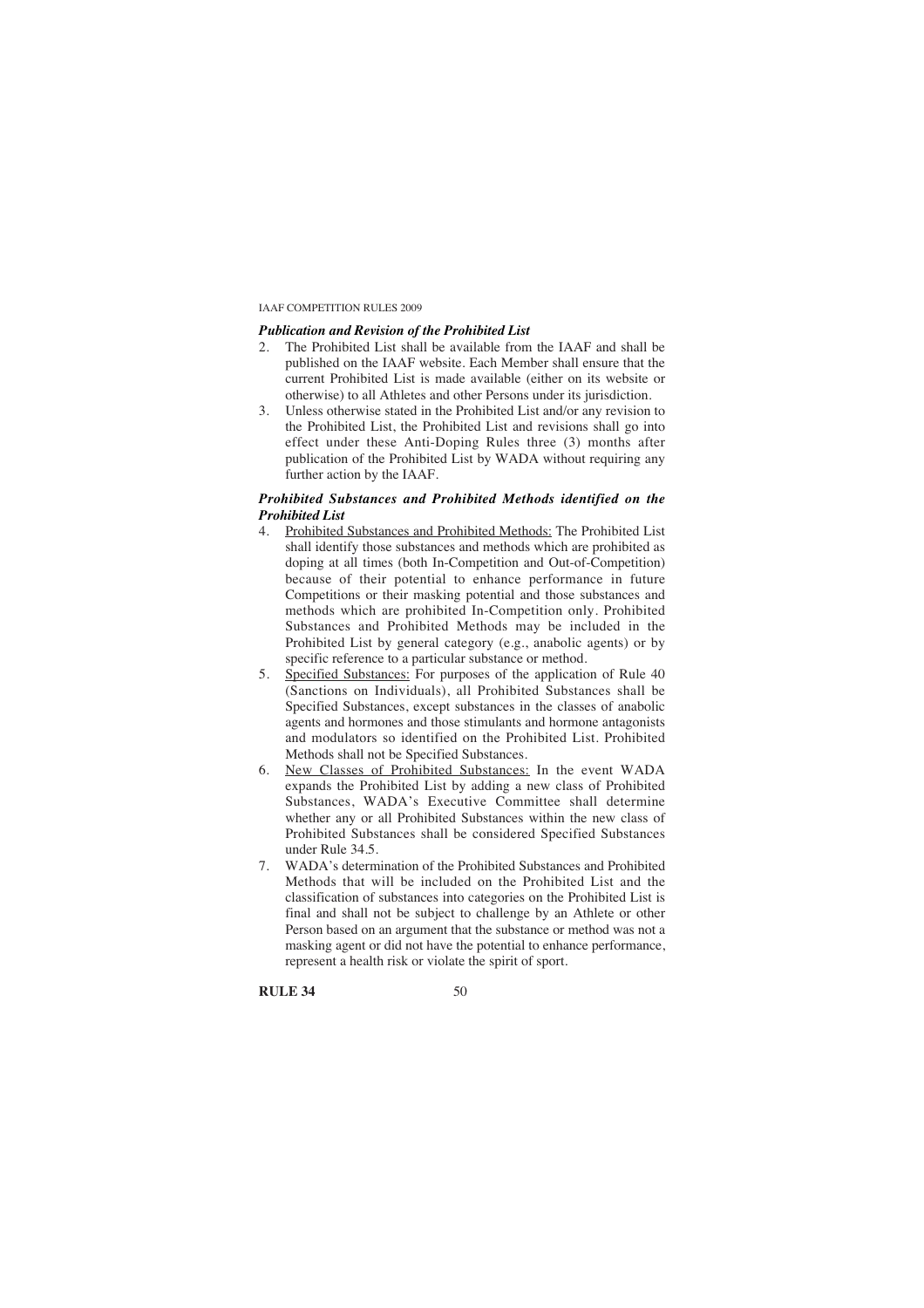### *Publication and Revision of the Prohibited List*

2. The Prohibited List shall be available from the IAAF and shall be published on the IAAF website. Each Member shall ensure that the current Prohibited List is made available (either on its website or otherwise) to all Athletes and other Persons under its jurisdiction.
3. Unless otherwise stated in the Prohibited List and/or any revision to the Prohibited List, the Prohibited List and revisions shall go into effect under these Anti-Doping Rules three (3) months after publication of the Prohibited List by WADA without requiring any further action by the IAAF.

### *Prohibited Substances and Prohibited Methods identified on the Prohibited List*

4. Prohibited Substances and Prohibited Methods: The Prohibited List shall identify those substances and methods which are prohibited as doping at all times (both In-Competition and Out-of-Competition) because of their potential to enhance performance in future Competitions or their masking potential and those substances and methods which are prohibited In-Competition only. Prohibited Substances and Prohibited Methods may be included in the Prohibited List by general category (e.g., anabolic agents) or by specific reference to a particular substance or method.
5. Specified Substances: For purposes of the application of Rule 40 (Sanctions on Individuals), all Prohibited Substances shall be Specified Substances, except substances in the classes of anabolic agents and hormones and those stimulants and hormone antagonists and modulators so identified on the Prohibited List. Prohibited Methods shall not be Specified Substances.
6. New Classes of Prohibited Substances: In the event WADA expands the Prohibited List by adding a new class of Prohibited Substances, WADA's Executive Committee shall determine whether any or all Prohibited Substances within the new class of Prohibited Substances shall be considered Specified Substances under Rule 34.5.
7. WADA's determination of the Prohibited Substances and Prohibited Methods that will be included on the Prohibited List and the classification of substances into categories on the Prohibited List is final and shall not be subject to challenge by an Athlete or other Person based on an argument that the substance or method was not a masking agent or did not have the potential to enhance performance, represent a health risk or violate the spirit of sport.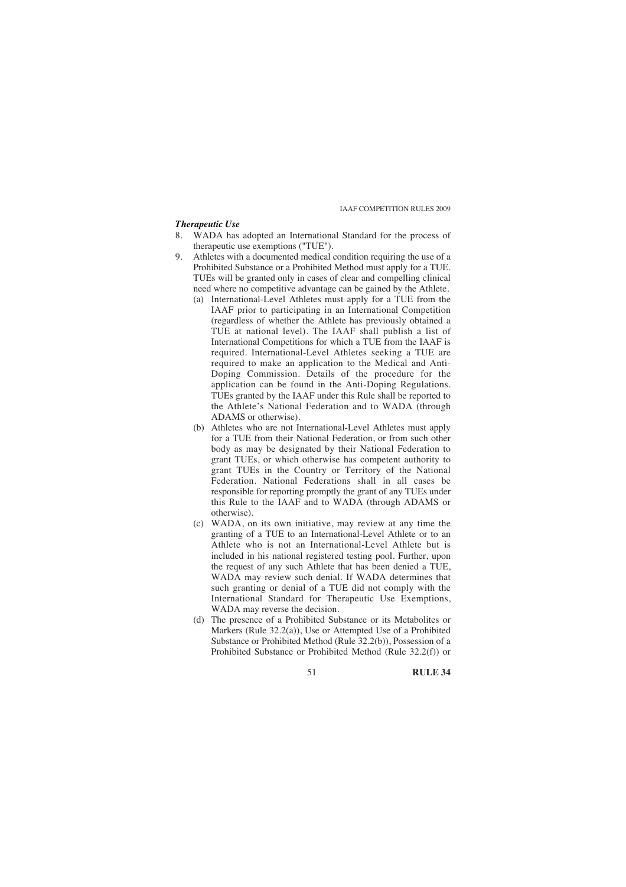### *Therapeutic Use*

8. WADA has adopted an International Standard for the process of therapeutic use exemptions ("TUE").
9. Athletes with a documented medical condition requiring the use of a Prohibited Substance or a Prohibited Method must apply for a TUE. TUEs will be granted only in cases of clear and compelling clinical need where no competitive advantage can be gained by the Athlete.
   (a) International-Level Athletes must apply for a TUE from the IAAF prior to participating in an International Competition (regardless of whether the Athlete has previously obtained a TUE at national level). The IAAF shall publish a list of International Competitions for which a TUE from the IAAF is required. International-Level Athletes seeking a TUE are required to make an application to the Medical and Anti-Doping Commission. Details of the procedure for the application can be found in the Anti-Doping Regulations. TUEs granted by the IAAF under this Rule shall be reported to the Athlete's National Federation and to WADA (through ADAMS or otherwise).
   (b) Athletes who are not International-Level Athletes must apply for a TUE from their National Federation, or from such other body as may be designated by their National Federation to grant TUEs, or which otherwise has competent authority to grant TUEs in the Country or Territory of the National Federation. National Federations shall in all cases be responsible for reporting promptly the grant of any TUEs under this Rule to the IAAF and to WADA (through ADAMS or otherwise).
   (c) WADA, on its own initiative, may review at any time the granting of a TUE to an International-Level Athlete or to an Athlete who is not an International-Level Athlete but is included in his national registered testing pool. Further, upon the request of any such Athlete that has been denied a TUE, WADA may review such denial. If WADA determines that such granting or denial of a TUE did not comply with the International Standard for Therapeutic Use Exemptions, WADA may reverse the decision.
   (d) The presence of a Prohibited Substance or its Metabolites or Markers (Rule 32.2(a)), Use or Attempted Use of a Prohibited Substance or Prohibited Method (Rule 32.2(b)), Possession of a Prohibited Substance or Prohibited Method (Rule 32.2(f)) or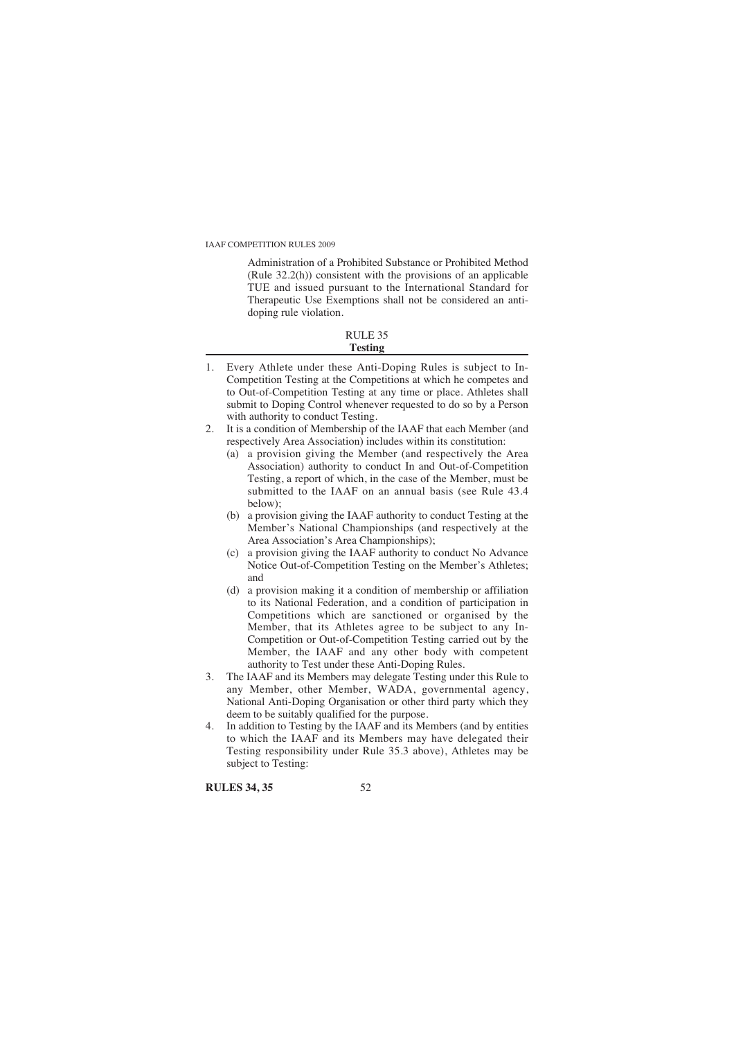Administration of a Prohibited Substance or Prohibited Method (Rule 32.2(h)) consistent with the provisions of an applicable TUE and issued pursuant to the International Standard for Therapeutic Use Exemptions shall not be considered an anti-doping rule violation.

## RULE 35
## Testing

1. Every Athlete under these Anti-Doping Rules is subject to In-Competition Testing at the Competitions at which he competes and to Out-of-Competition Testing at any time or place. Athletes shall submit to Doping Control whenever requested to do so by a Person with authority to conduct Testing.
2. It is a condition of Membership of the IAAF that each Member (and respectively Area Association) includes within its constitution:
   (a) a provision giving the Member (and respectively the Area Association) authority to conduct In and Out-of-Competition Testing, a report of which, in the case of the Member, must be submitted to the IAAF on an annual basis (see Rule 43.4 below);
   (b) a provision giving the IAAF authority to conduct Testing at the Member's National Championships (and respectively at the Area Association's Area Championships);
   (c) a provision giving the IAAF authority to conduct No Advance Notice Out-of-Competition Testing on the Member's Athletes; and
   (d) a provision making it a condition of membership or affiliation to its National Federation, and a condition of participation in Competitions which are sanctioned or organised by the Member, that its Athletes agree to be subject to any In-Competition or Out-of-Competition Testing carried out by the Member, the IAAF and any other body with competent authority to Test under these Anti-Doping Rules.
3. The IAAF and its Members may delegate Testing under this Rule to any Member, other Member, WADA, governmental agency, National Anti-Doping Organisation or other third party which they deem to be suitably qualified for the purpose.
4. In addition to Testing by the IAAF and its Members (and by entities to which the IAAF and its Members may have delegated their Testing responsibility under Rule 35.3 above), Athletes may be subject to Testing: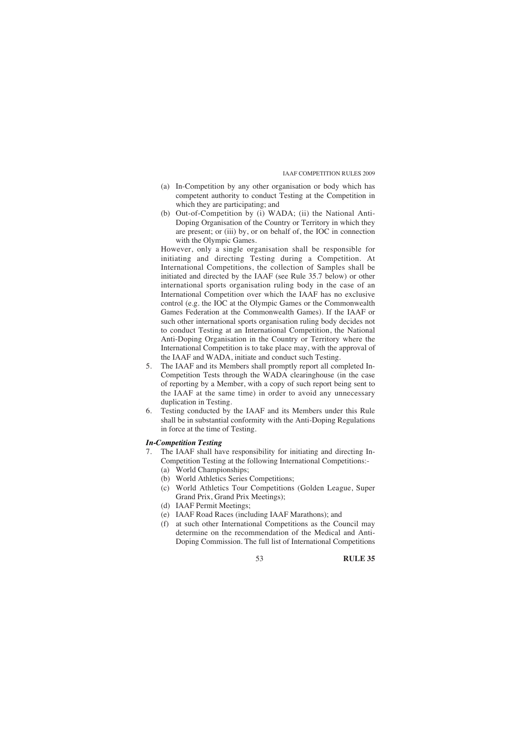(a) In-Competition by any other organisation or body which has competent authority to conduct Testing at the Competition in which they are participating; and

(b) Out-of-Competition by (i) WADA; (ii) the National Anti-Doping Organisation of the Country or Territory in which they are present; or (iii) by, or on behalf of, the IOC in connection with the Olympic Games.

However, only a single organisation shall be responsible for initiating and directing Testing during a Competition. At International Competitions, the collection of Samples shall be initiated and directed by the IAAF (see Rule 35.7 below) or other international sports organisation ruling body in the case of an International Competition over which the IAAF has no exclusive control (e.g. the IOC at the Olympic Games or the Commonwealth Games Federation at the Commonwealth Games). If the IAAF or such other international sports organisation ruling body decides not to conduct Testing at an International Competition, the National Anti-Doping Organisation in the Country or Territory where the International Competition is to take place may, with the approval of the IAAF and WADA, initiate and conduct such Testing.

5. The IAAF and its Members shall promptly report all completed In-Competition Tests through the WADA clearinghouse (in the case of reporting by a Member, with a copy of such report being sent to the IAAF at the same time) in order to avoid any unnecessary duplication in Testing.

6. Testing conducted by the IAAF and its Members under this Rule shall be in substantial conformity with the Anti-Doping Regulations in force at the time of Testing.

***In-Competition Testing***

7. The IAAF shall have responsibility for initiating and directing In-Competition Testing at the following International Competitions:-
   (a) World Championships;
   (b) World Athletics Series Competitions;
   (c) World Athletics Tour Competitions (Golden League, Super Grand Prix, Grand Prix Meetings);
   (d) IAAF Permit Meetings;
   (e) IAAF Road Races (including IAAF Marathons); and
   (f) at such other International Competitions as the Council may determine on the recommendation of the Medical and Anti-Doping Commission. The full list of International Competitions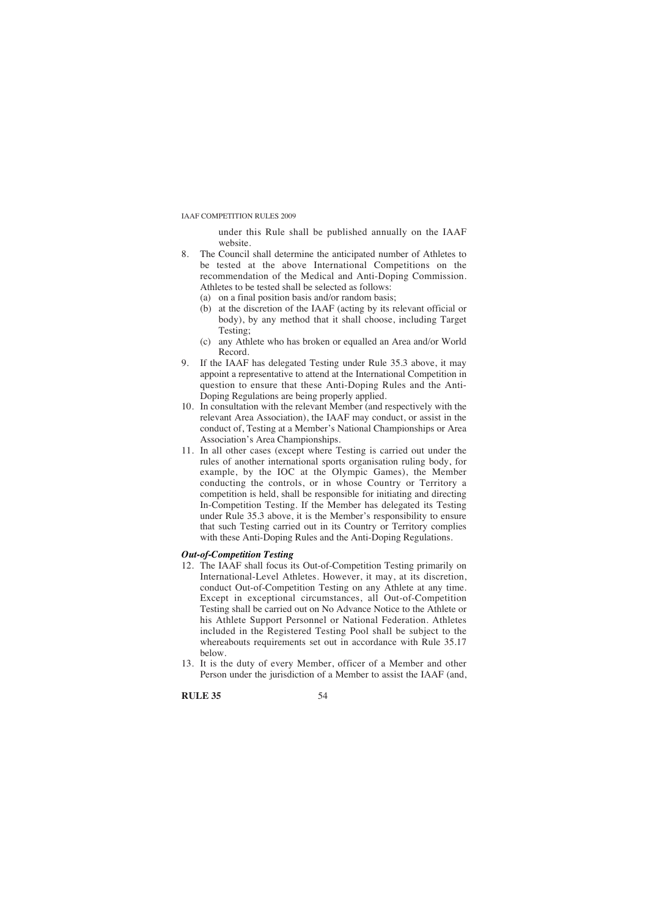under this Rule shall be published annually on the IAAF website.

8. The Council shall determine the anticipated number of Athletes to be tested at the above International Competitions on the recommendation of the Medical and Anti-Doping Commission. Athletes to be tested shall be selected as follows:
   (a) on a final position basis and/or random basis;
   (b) at the discretion of the IAAF (acting by its relevant official or body), by any method that it shall choose, including Target Testing;
   (c) any Athlete who has broken or equalled an Area and/or World Record.
9. If the IAAF has delegated Testing under Rule 35.3 above, it may appoint a representative to attend at the International Competition in question to ensure that these Anti-Doping Rules and the Anti-Doping Regulations are being properly applied.
10. In consultation with the relevant Member (and respectively with the relevant Area Association), the IAAF may conduct, or assist in the conduct of, Testing at a Member's National Championships or Area Association's Area Championships.
11. In all other cases (except where Testing is carried out under the rules of another international sports organisation ruling body, for example, by the IOC at the Olympic Games), the Member conducting the controls, or in whose Country or Territory a competition is held, shall be responsible for initiating and directing In-Competition Testing. If the Member has delegated its Testing under Rule 35.3 above, it is the Member's responsibility to ensure that such Testing carried out in its Country or Territory complies with these Anti-Doping Rules and the Anti-Doping Regulations.

***Out-of-Competition Testing***

12. The IAAF shall focus its Out-of-Competition Testing primarily on International-Level Athletes. However, it may, at its discretion, conduct Out-of-Competition Testing on any Athlete at any time. Except in exceptional circumstances, all Out-of-Competition Testing shall be carried out on No Advance Notice to the Athlete or his Athlete Support Personnel or National Federation. Athletes included in the Registered Testing Pool shall be subject to the whereabouts requirements set out in accordance with Rule 35.17 below.
13. It is the duty of every Member, officer of a Member and other Person under the jurisdiction of a Member to assist the IAAF (and,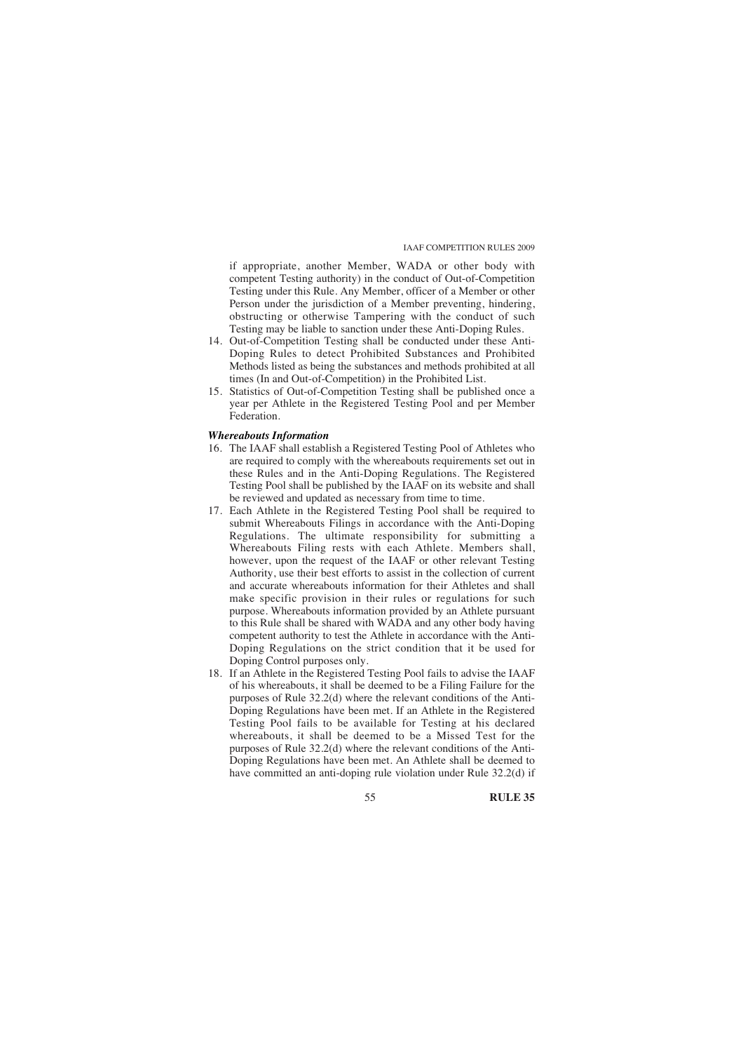if appropriate, another Member, WADA or other body with competent Testing authority) in the conduct of Out-of-Competition Testing under this Rule. Any Member, officer of a Member or other Person under the jurisdiction of a Member preventing, hindering, obstructing or otherwise Tampering with the conduct of such Testing may be liable to sanction under these Anti-Doping Rules.

14. Out-of-Competition Testing shall be conducted under these Anti-Doping Rules to detect Prohibited Substances and Prohibited Methods listed as being the substances and methods prohibited at all times (In and Out-of-Competition) in the Prohibited List.
15. Statistics of Out-of-Competition Testing shall be published once a year per Athlete in the Registered Testing Pool and per Member Federation.

***Whereabouts Information***

16. The IAAF shall establish a Registered Testing Pool of Athletes who are required to comply with the whereabouts requirements set out in these Rules and in the Anti-Doping Regulations. The Registered Testing Pool shall be published by the IAAF on its website and shall be reviewed and updated as necessary from time to time.
17. Each Athlete in the Registered Testing Pool shall be required to submit Whereabouts Filings in accordance with the Anti-Doping Regulations. The ultimate responsibility for submitting a Whereabouts Filing rests with each Athlete. Members shall, however, upon the request of the IAAF or other relevant Testing Authority, use their best efforts to assist in the collection of current and accurate whereabouts information for their Athletes and shall make specific provision in their rules or regulations for such purpose. Whereabouts information provided by an Athlete pursuant to this Rule shall be shared with WADA and any other body having competent authority to test the Athlete in accordance with the Anti-Doping Regulations on the strict condition that it be used for Doping Control purposes only.
18. If an Athlete in the Registered Testing Pool fails to advise the IAAF of his whereabouts, it shall be deemed to be a Filing Failure for the purposes of Rule 32.2(d) where the relevant conditions of the Anti-Doping Regulations have been met. If an Athlete in the Registered Testing Pool fails to be available for Testing at his declared whereabouts, it shall be deemed to be a Missed Test for the purposes of Rule 32.2(d) where the relevant conditions of the Anti-Doping Regulations have been met. An Athlete shall be deemed to have committed an anti-doping rule violation under Rule 32.2(d) if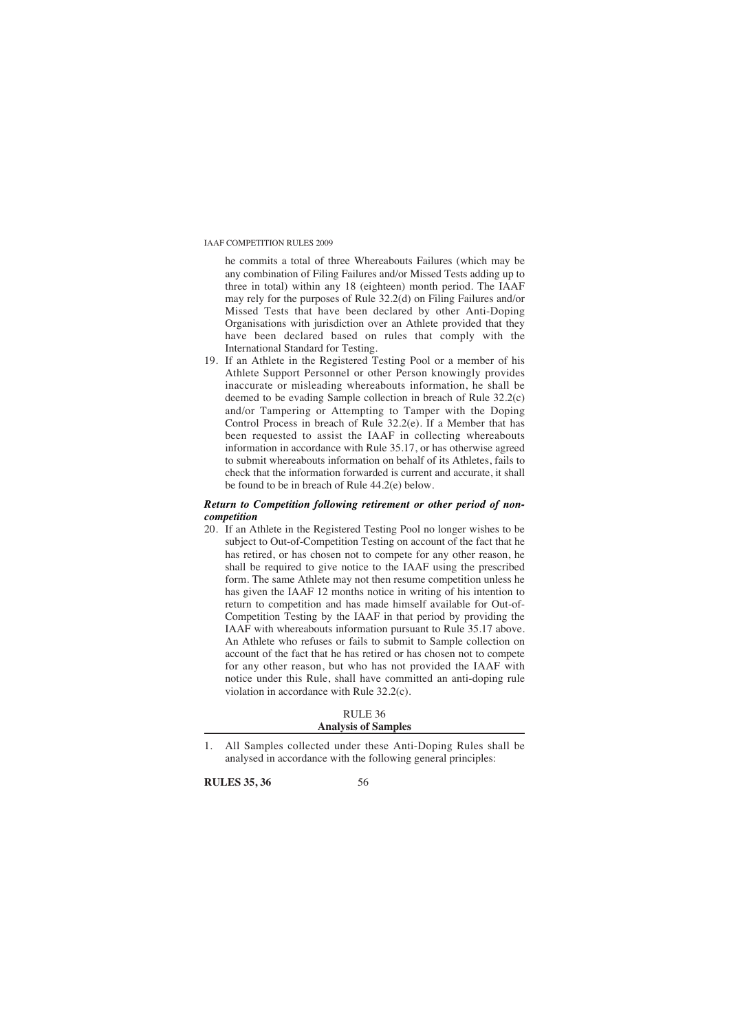he commits a total of three Whereabouts Failures (which may be any combination of Filing Failures and/or Missed Tests adding up to three in total) within any 18 (eighteen) month period. The IAAF may rely for the purposes of Rule 32.2(d) on Filing Failures and/or Missed Tests that have been declared by other Anti-Doping Organisations with jurisdiction over an Athlete provided that they have been declared based on rules that comply with the International Standard for Testing.

19. If an Athlete in the Registered Testing Pool or a member of his Athlete Support Personnel or other Person knowingly provides inaccurate or misleading whereabouts information, he shall be deemed to be evading Sample collection in breach of Rule 32.2(c) and/or Tampering or Attempting to Tamper with the Doping Control Process in breach of Rule 32.2(e). If a Member that has been requested to assist the IAAF in collecting whereabouts information in accordance with Rule 35.17, or has otherwise agreed to submit whereabouts information on behalf of its Athletes, fails to check that the information forwarded is current and accurate, it shall be found to be in breach of Rule 44.2(e) below.

***Return to Competition following retirement or other period of non-competition***

20. If an Athlete in the Registered Testing Pool no longer wishes to be subject to Out-of-Competition Testing on account of the fact that he has retired, or has chosen not to compete for any other reason, he shall be required to give notice to the IAAF using the prescribed form. The same Athlete may not then resume competition unless he has given the IAAF 12 months notice in writing of his intention to return to competition and has made himself available for Out-of-Competition Testing by the IAAF in that period by providing the IAAF with whereabouts information pursuant to Rule 35.17 above. An Athlete who refuses or fails to submit to Sample collection on account of the fact that he has retired or has chosen not to compete for any other reason, but who has not provided the IAAF with notice under this Rule, shall have committed an anti-doping rule violation in accordance with Rule 32.2(c).

## RULE 36
## Analysis of Samples

1. All Samples collected under these Anti-Doping Rules shall be analysed in accordance with the following general principles: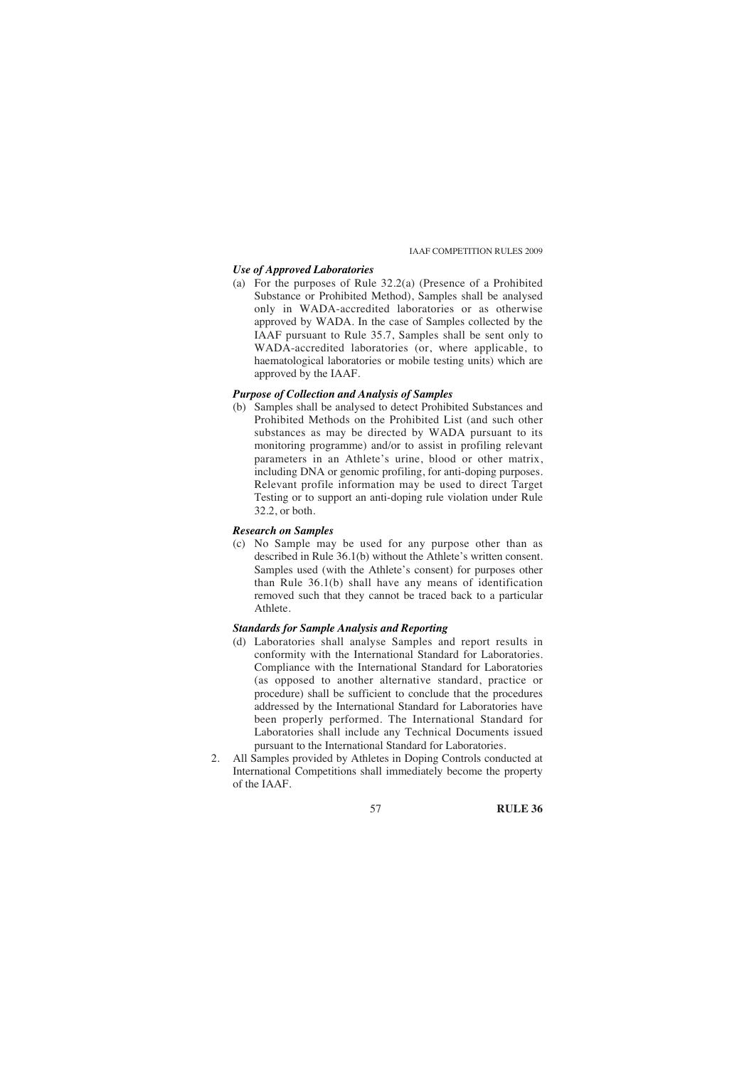***Use of Approved Laboratories***

(a) For the purposes of Rule 32.2(a) (Presence of a Prohibited Substance or Prohibited Method), Samples shall be analysed only in WADA-accredited laboratories or as otherwise approved by WADA. In the case of Samples collected by the IAAF pursuant to Rule 35.7, Samples shall be sent only to WADA-accredited laboratories (or, where applicable, to haematological laboratories or mobile testing units) which are approved by the IAAF.

***Purpose of Collection and Analysis of Samples***

(b) Samples shall be analysed to detect Prohibited Substances and Prohibited Methods on the Prohibited List (and such other substances as may be directed by WADA pursuant to its monitoring programme) and/or to assist in profiling relevant parameters in an Athlete's urine, blood or other matrix, including DNA or genomic profiling, for anti-doping purposes. Relevant profile information may be used to direct Target Testing or to support an anti-doping rule violation under Rule 32.2, or both.

***Research on Samples***

(c) No Sample may be used for any purpose other than as described in Rule 36.1(b) without the Athlete's written consent. Samples used (with the Athlete's consent) for purposes other than Rule 36.1(b) shall have any means of identification removed such that they cannot be traced back to a particular Athlete.

***Standards for Sample Analysis and Reporting***

(d) Laboratories shall analyse Samples and report results in conformity with the International Standard for Laboratories. Compliance with the International Standard for Laboratories (as opposed to another alternative standard, practice or procedure) shall be sufficient to conclude that the procedures addressed by the International Standard for Laboratories have been properly performed. The International Standard for Laboratories shall include any Technical Documents issued pursuant to the International Standard for Laboratories.

2. All Samples provided by Athletes in Doping Controls conducted at International Competitions shall immediately become the property of the IAAF.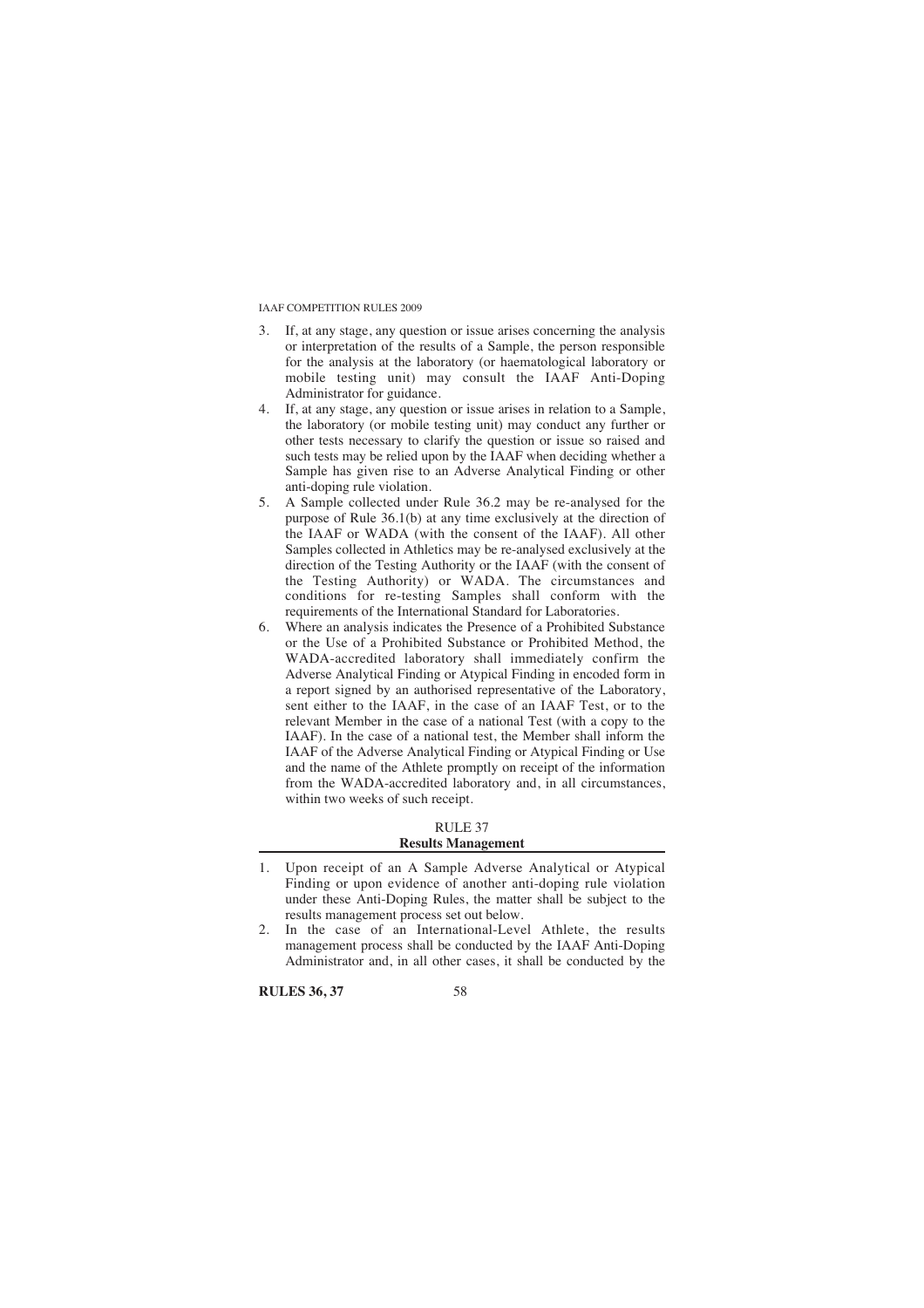3. If, at any stage, any question or issue arises concerning the analysis or interpretation of the results of a Sample, the person responsible for the analysis at the laboratory (or haematological laboratory or mobile testing unit) may consult the IAAF Anti-Doping Administrator for guidance.
4. If, at any stage, any question or issue arises in relation to a Sample, the laboratory (or mobile testing unit) may conduct any further or other tests necessary to clarify the question or issue so raised and such tests may be relied upon by the IAAF when deciding whether a Sample has given rise to an Adverse Analytical Finding or other anti-doping rule violation.
5. A Sample collected under Rule 36.2 may be re-analysed for the purpose of Rule 36.1(b) at any time exclusively at the direction of the IAAF or WADA (with the consent of the IAAF). All other Samples collected in Athletics may be re-analysed exclusively at the direction of the Testing Authority or the IAAF (with the consent of the Testing Authority) or WADA. The circumstances and conditions for re-testing Samples shall conform with the requirements of the International Standard for Laboratories.
6. Where an analysis indicates the Presence of a Prohibited Substance or the Use of a Prohibited Substance or Prohibited Method, the WADA-accredited laboratory shall immediately confirm the Adverse Analytical Finding or Atypical Finding in encoded form in a report signed by an authorised representative of the Laboratory, sent either to the IAAF, in the case of an IAAF Test, or to the relevant Member in the case of a national Test (with a copy to the IAAF). In the case of a national test, the Member shall inform the IAAF of the Adverse Analytical Finding or Atypical Finding or Use and the name of the Athlete promptly on receipt of the information from the WADA-accredited laboratory and, in all circumstances, within two weeks of such receipt.

## RULE 37
## Results Management

1. Upon receipt of an A Sample Adverse Analytical or Atypical Finding or upon evidence of another anti-doping rule violation under these Anti-Doping Rules, the matter shall be subject to the results management process set out below.
2. In the case of an International-Level Athlete, the results management process shall be conducted by the IAAF Anti-Doping Administrator and, in all other cases, it shall be conducted by the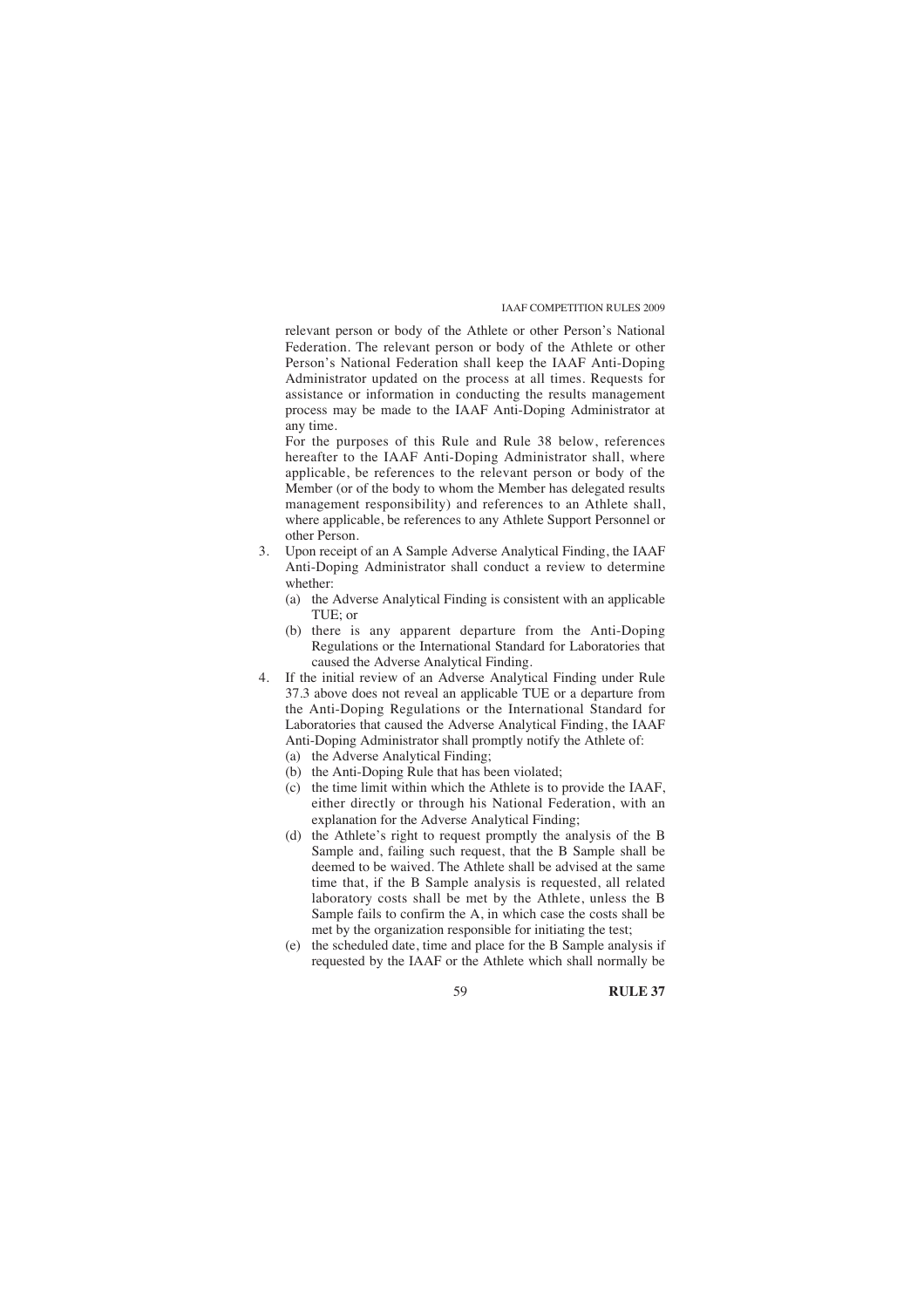relevant person or body of the Athlete or other Person's National Federation. The relevant person or body of the Athlete or other Person's National Federation shall keep the IAAF Anti-Doping Administrator updated on the process at all times. Requests for assistance or information in conducting the results management process may be made to the IAAF Anti-Doping Administrator at any time.

For the purposes of this Rule and Rule 38 below, references hereafter to the IAAF Anti-Doping Administrator shall, where applicable, be references to the relevant person or body of the Member (or of the body to whom the Member has delegated results management responsibility) and references to an Athlete shall, where applicable, be references to any Athlete Support Personnel or other Person.

3. Upon receipt of an A Sample Adverse Analytical Finding, the IAAF Anti-Doping Administrator shall conduct a review to determine whether:
   (a) the Adverse Analytical Finding is consistent with an applicable TUE; or
   (b) there is any apparent departure from the Anti-Doping Regulations or the International Standard for Laboratories that caused the Adverse Analytical Finding.

4. If the initial review of an Adverse Analytical Finding under Rule 37.3 above does not reveal an applicable TUE or a departure from the Anti-Doping Regulations or the International Standard for Laboratories that caused the Adverse Analytical Finding, the IAAF Anti-Doping Administrator shall promptly notify the Athlete of:
   (a) the Adverse Analytical Finding;
   (b) the Anti-Doping Rule that has been violated;
   (c) the time limit within which the Athlete is to provide the IAAF, either directly or through his National Federation, with an explanation for the Adverse Analytical Finding;
   (d) the Athlete's right to request promptly the analysis of the B Sample and, failing such request, that the B Sample shall be deemed to be waived. The Athlete shall be advised at the same time that, if the B Sample analysis is requested, all related laboratory costs shall be met by the Athlete, unless the B Sample fails to confirm the A, in which case the costs shall be met by the organization responsible for initiating the test;
   (e) the scheduled date, time and place for the B Sample analysis if requested by the IAAF or the Athlete which shall normally be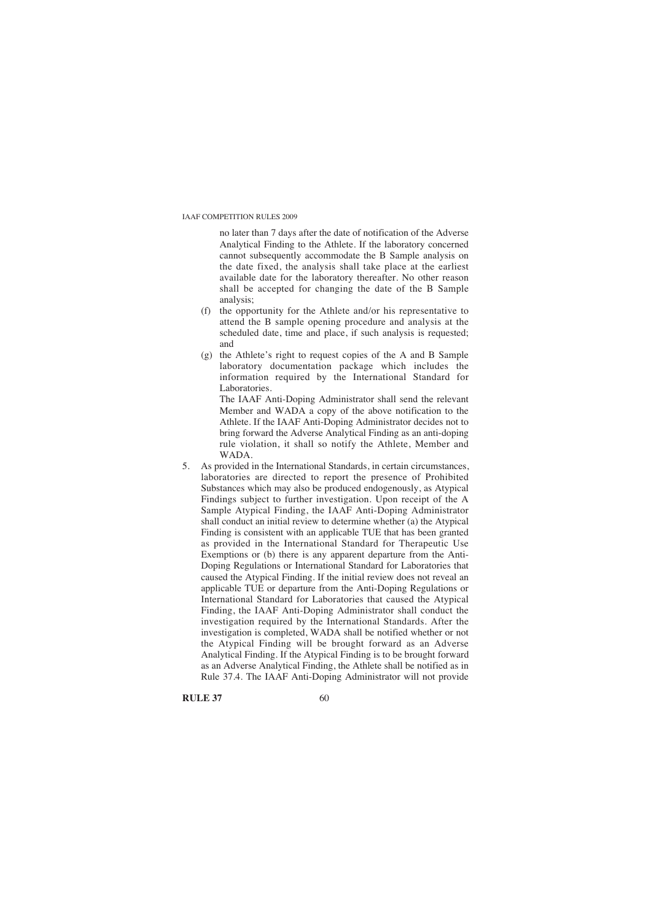no later than 7 days after the date of notification of the Adverse Analytical Finding to the Athlete. If the laboratory concerned cannot subsequently accommodate the B Sample analysis on the date fixed, the analysis shall take place at the earliest available date for the laboratory thereafter. No other reason shall be accepted for changing the date of the B Sample analysis;

(f) the opportunity for the Athlete and/or his representative to attend the B sample opening procedure and analysis at the scheduled date, time and place, if such analysis is requested; and

(g) the Athlete's right to request copies of the A and B Sample laboratory documentation package which includes the information required by the International Standard for Laboratories.

The IAAF Anti-Doping Administrator shall send the relevant Member and WADA a copy of the above notification to the Athlete. If the IAAF Anti-Doping Administrator decides not to bring forward the Adverse Analytical Finding as an anti-doping rule violation, it shall so notify the Athlete, Member and WADA.

5. As provided in the International Standards, in certain circumstances, laboratories are directed to report the presence of Prohibited Substances which may also be produced endogenously, as Atypical Findings subject to further investigation. Upon receipt of the A Sample Atypical Finding, the IAAF Anti-Doping Administrator shall conduct an initial review to determine whether (a) the Atypical Finding is consistent with an applicable TUE that has been granted as provided in the International Standard for Therapeutic Use Exemptions or (b) there is any apparent departure from the Anti-Doping Regulations or International Standard for Laboratories that caused the Atypical Finding. If the initial review does not reveal an applicable TUE or departure from the Anti-Doping Regulations or International Standard for Laboratories that caused the Atypical Finding, the IAAF Anti-Doping Administrator shall conduct the investigation required by the International Standards. After the investigation is completed, WADA shall be notified whether or not the Atypical Finding will be brought forward as an Adverse Analytical Finding. If the Atypical Finding is to be brought forward as an Adverse Analytical Finding, the Athlete shall be notified as in Rule 37.4. The IAAF Anti-Doping Administrator will not provide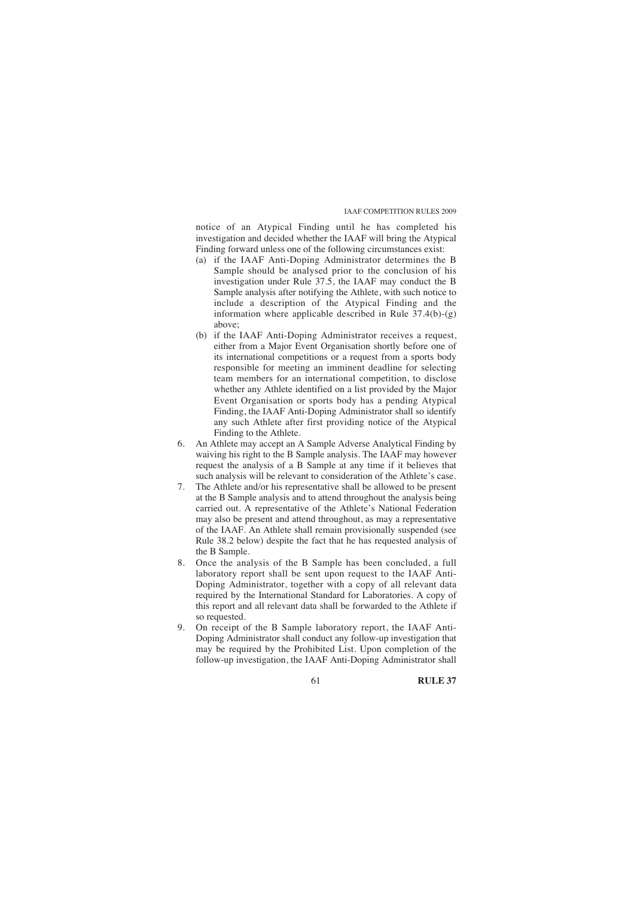notice of an Atypical Finding until he has completed his investigation and decided whether the IAAF will bring the Atypical Finding forward unless one of the following circumstances exist:

(a) if the IAAF Anti-Doping Administrator determines the B Sample should be analysed prior to the conclusion of his investigation under Rule 37.5, the IAAF may conduct the B Sample analysis after notifying the Athlete, with such notice to include a description of the Atypical Finding and the information where applicable described in Rule 37.4(b)-(g) above;

(b) if the IAAF Anti-Doping Administrator receives a request, either from a Major Event Organisation shortly before one of its international competitions or a request from a sports body responsible for meeting an imminent deadline for selecting team members for an international competition, to disclose whether any Athlete identified on a list provided by the Major Event Organisation or sports body has a pending Atypical Finding, the IAAF Anti-Doping Administrator shall so identify any such Athlete after first providing notice of the Atypical Finding to the Athlete.

6. An Athlete may accept an A Sample Adverse Analytical Finding by waiving his right to the B Sample analysis. The IAAF may however request the analysis of a B Sample at any time if it believes that such analysis will be relevant to consideration of the Athlete's case.

7. The Athlete and/or his representative shall be allowed to be present at the B Sample analysis and to attend throughout the analysis being carried out. A representative of the Athlete's National Federation may also be present and attend throughout, as may a representative of the IAAF. An Athlete shall remain provisionally suspended (see Rule 38.2 below) despite the fact that he has requested analysis of the B Sample.

8. Once the analysis of the B Sample has been concluded, a full laboratory report shall be sent upon request to the IAAF Anti-Doping Administrator, together with a copy of all relevant data required by the International Standard for Laboratories. A copy of this report and all relevant data shall be forwarded to the Athlete if so requested.

9. On receipt of the B Sample laboratory report, the IAAF Anti-Doping Administrator shall conduct any follow-up investigation that may be required by the Prohibited List. Upon completion of the follow-up investigation, the IAAF Anti-Doping Administrator shall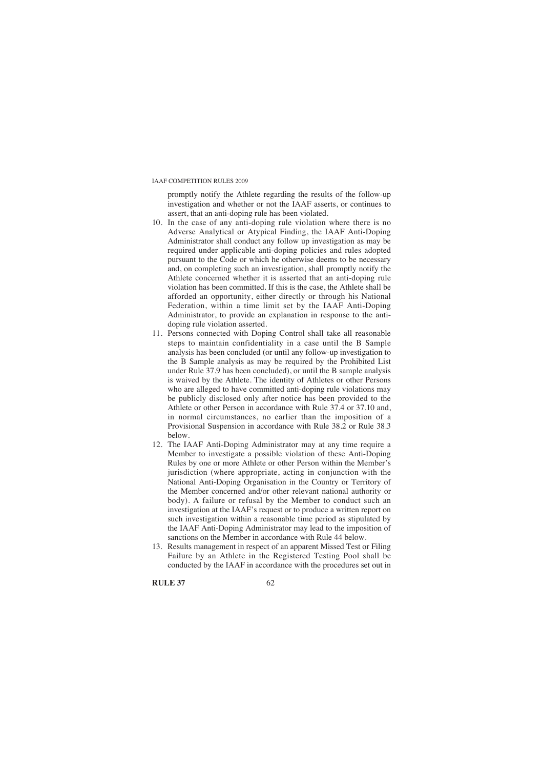promptly notify the Athlete regarding the results of the follow-up investigation and whether or not the IAAF asserts, or continues to assert, that an anti-doping rule has been violated.

10. In the case of any anti-doping rule violation where there is no Adverse Analytical or Atypical Finding, the IAAF Anti-Doping Administrator shall conduct any follow up investigation as may be required under applicable anti-doping policies and rules adopted pursuant to the Code or which he otherwise deems to be necessary and, on completing such an investigation, shall promptly notify the Athlete concerned whether it is asserted that an anti-doping rule violation has been committed. If this is the case, the Athlete shall be afforded an opportunity, either directly or through his National Federation, within a time limit set by the IAAF Anti-Doping Administrator, to provide an explanation in response to the anti-doping rule violation asserted.
11. Persons connected with Doping Control shall take all reasonable steps to maintain confidentiality in a case until the B Sample analysis has been concluded (or until any follow-up investigation to the B Sample analysis as may be required by the Prohibited List under Rule 37.9 has been concluded), or until the B sample analysis is waived by the Athlete. The identity of Athletes or other Persons who are alleged to have committed anti-doping rule violations may be publicly disclosed only after notice has been provided to the Athlete or other Person in accordance with Rule 37.4 or 37.10 and, in normal circumstances, no earlier than the imposition of a Provisional Suspension in accordance with Rule 38.2 or Rule 38.3 below.
12. The IAAF Anti-Doping Administrator may at any time require a Member to investigate a possible violation of these Anti-Doping Rules by one or more Athlete or other Person within the Member's jurisdiction (where appropriate, acting in conjunction with the National Anti-Doping Organisation in the Country or Territory of the Member concerned and/or other relevant national authority or body). A failure or refusal by the Member to conduct such an investigation at the IAAF's request or to produce a written report on such investigation within a reasonable time period as stipulated by the IAAF Anti-Doping Administrator may lead to the imposition of sanctions on the Member in accordance with Rule 44 below.
13. Results management in respect of an apparent Missed Test or Filing Failure by an Athlete in the Registered Testing Pool shall be conducted by the IAAF in accordance with the procedures set out in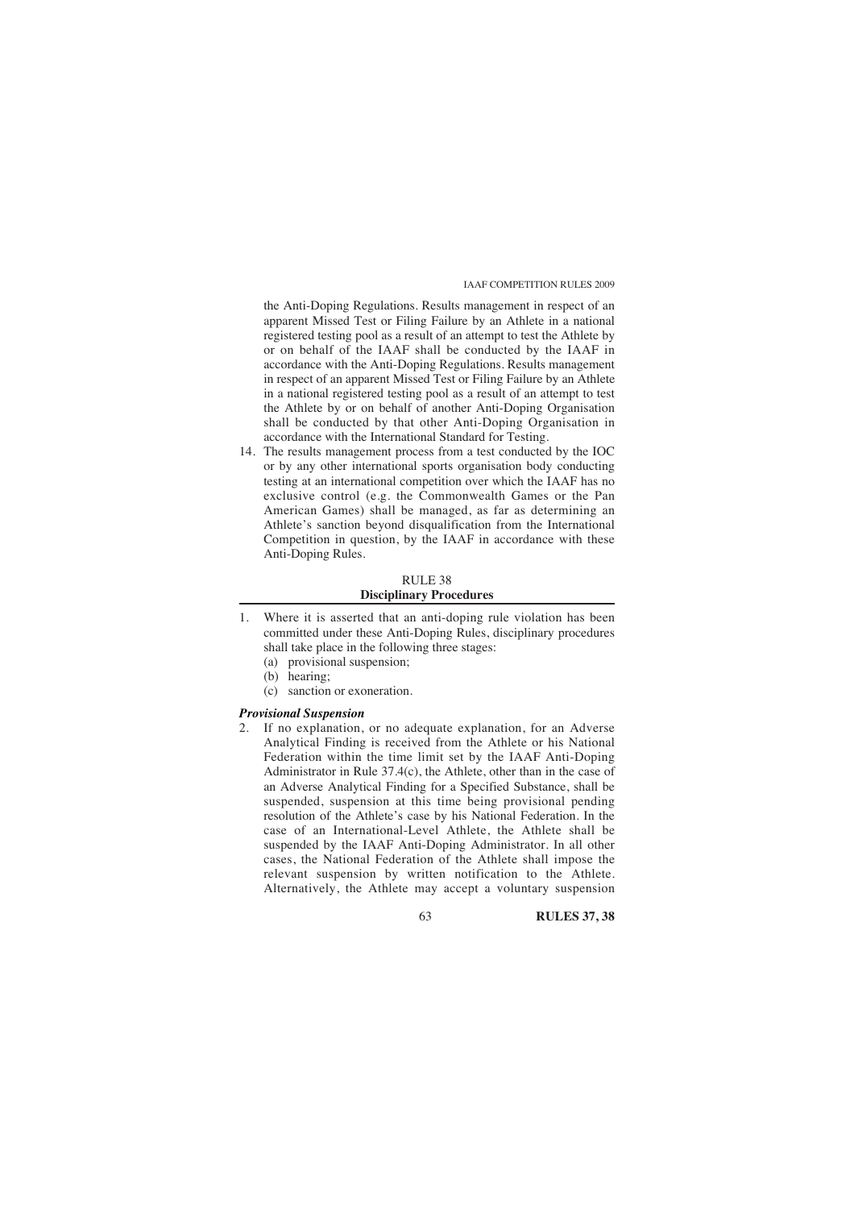the Anti-Doping Regulations. Results management in respect of an apparent Missed Test or Filing Failure by an Athlete in a national registered testing pool as a result of an attempt to test the Athlete by or on behalf of the IAAF shall be conducted by the IAAF in accordance with the Anti-Doping Regulations. Results management in respect of an apparent Missed Test or Filing Failure by an Athlete in a national registered testing pool as a result of an attempt to test the Athlete by or on behalf of another Anti-Doping Organisation shall be conducted by that other Anti-Doping Organisation in accordance with the International Standard for Testing.

14. The results management process from a test conducted by the IOC or by any other international sports organisation body conducting testing at an international competition over which the IAAF has no exclusive control (e.g. the Commonwealth Games or the Pan American Games) shall be managed, as far as determining an Athlete's sanction beyond disqualification from the International Competition in question, by the IAAF in accordance with these Anti-Doping Rules.

## RULE 38
## Disciplinary Procedures

1. Where it is asserted that an anti-doping rule violation has been committed under these Anti-Doping Rules, disciplinary procedures shall take place in the following three stages:
   (a) provisional suspension;
   (b) hearing;
   (c) sanction or exoneration.

***Provisional Suspension***

2. If no explanation, or no adequate explanation, for an Adverse Analytical Finding is received from the Athlete or his National Federation within the time limit set by the IAAF Anti-Doping Administrator in Rule 37.4(c), the Athlete, other than in the case of an Adverse Analytical Finding for a Specified Substance, shall be suspended, suspension at this time being provisional pending resolution of the Athlete's case by his National Federation. In the case of an International-Level Athlete, the Athlete shall be suspended by the IAAF Anti-Doping Administrator. In all other cases, the National Federation of the Athlete shall impose the relevant suspension by written notification to the Athlete. Alternatively, the Athlete may accept a voluntary suspension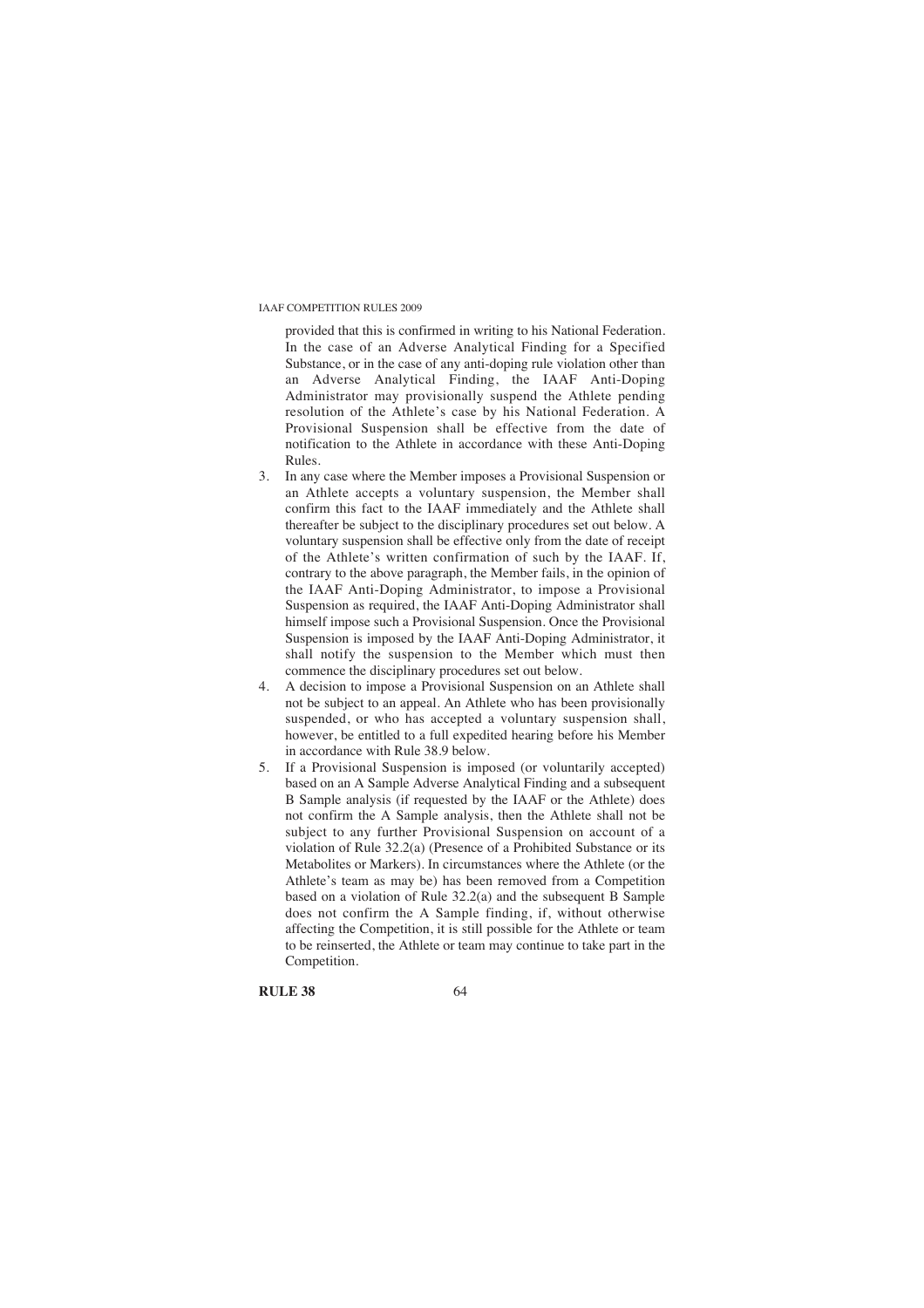provided that this is confirmed in writing to his National Federation. In the case of an Adverse Analytical Finding for a Specified Substance, or in the case of any anti-doping rule violation other than an Adverse Analytical Finding, the IAAF Anti-Doping Administrator may provisionally suspend the Athlete pending resolution of the Athlete's case by his National Federation. A Provisional Suspension shall be effective from the date of notification to the Athlete in accordance with these Anti-Doping Rules.

3. In any case where the Member imposes a Provisional Suspension or an Athlete accepts a voluntary suspension, the Member shall confirm this fact to the IAAF immediately and the Athlete shall thereafter be subject to the disciplinary procedures set out below. A voluntary suspension shall be effective only from the date of receipt of the Athlete's written confirmation of such by the IAAF. If, contrary to the above paragraph, the Member fails, in the opinion of the IAAF Anti-Doping Administrator, to impose a Provisional Suspension as required, the IAAF Anti-Doping Administrator shall himself impose such a Provisional Suspension. Once the Provisional Suspension is imposed by the IAAF Anti-Doping Administrator, it shall notify the suspension to the Member which must then commence the disciplinary procedures set out below.
4. A decision to impose a Provisional Suspension on an Athlete shall not be subject to an appeal. An Athlete who has been provisionally suspended, or who has accepted a voluntary suspension shall, however, be entitled to a full expedited hearing before his Member in accordance with Rule 38.9 below.
5. If a Provisional Suspension is imposed (or voluntarily accepted) based on an A Sample Adverse Analytical Finding and a subsequent B Sample analysis (if requested by the IAAF or the Athlete) does not confirm the A Sample analysis, then the Athlete shall not be subject to any further Provisional Suspension on account of a violation of Rule 32.2(a) (Presence of a Prohibited Substance or its Metabolites or Markers). In circumstances where the Athlete (or the Athlete's team as may be) has been removed from a Competition based on a violation of Rule 32.2(a) and the subsequent B Sample does not confirm the A Sample finding, if, without otherwise affecting the Competition, it is still possible for the Athlete or team to be reinserted, the Athlete or team may continue to take part in the Competition.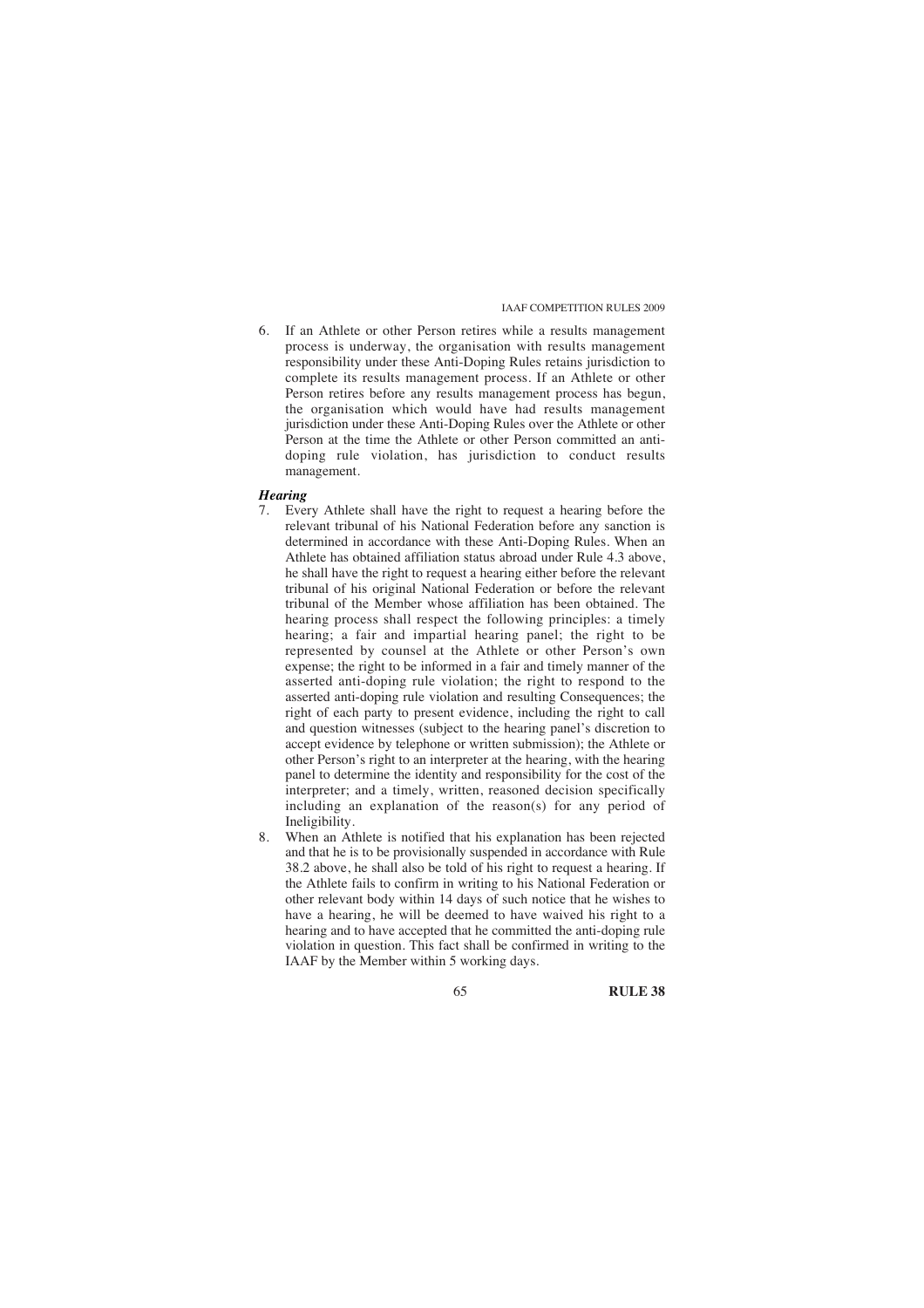6. If an Athlete or other Person retires while a results management process is underway, the organisation with results management responsibility under these Anti-Doping Rules retains jurisdiction to complete its results management process. If an Athlete or other Person retires before any results management process has begun, the organisation which would have had results management jurisdiction under these Anti-Doping Rules over the Athlete or other Person at the time the Athlete or other Person committed an anti-doping rule violation, has jurisdiction to conduct results management.

***Hearing***

7. Every Athlete shall have the right to request a hearing before the relevant tribunal of his National Federation before any sanction is determined in accordance with these Anti-Doping Rules. When an Athlete has obtained affiliation status abroad under Rule 4.3 above, he shall have the right to request a hearing either before the relevant tribunal of his original National Federation or before the relevant tribunal of the Member whose affiliation has been obtained. The hearing process shall respect the following principles: a timely hearing; a fair and impartial hearing panel; the right to be represented by counsel at the Athlete or other Person's own expense; the right to be informed in a fair and timely manner of the asserted anti-doping rule violation; the right to respond to the asserted anti-doping rule violation and resulting Consequences; the right of each party to present evidence, including the right to call and question witnesses (subject to the hearing panel's discretion to accept evidence by telephone or written submission); the Athlete or other Person's right to an interpreter at the hearing, with the hearing panel to determine the identity and responsibility for the cost of the interpreter; and a timely, written, reasoned decision specifically including an explanation of the reason(s) for any period of Ineligibility.
8. When an Athlete is notified that his explanation has been rejected and that he is to be provisionally suspended in accordance with Rule 38.2 above, he shall also be told of his right to request a hearing. If the Athlete fails to confirm in writing to his National Federation or other relevant body within 14 days of such notice that he wishes to have a hearing, he will be deemed to have waived his right to a hearing and to have accepted that he committed the anti-doping rule violation in question. This fact shall be confirmed in writing to the IAAF by the Member within 5 working days.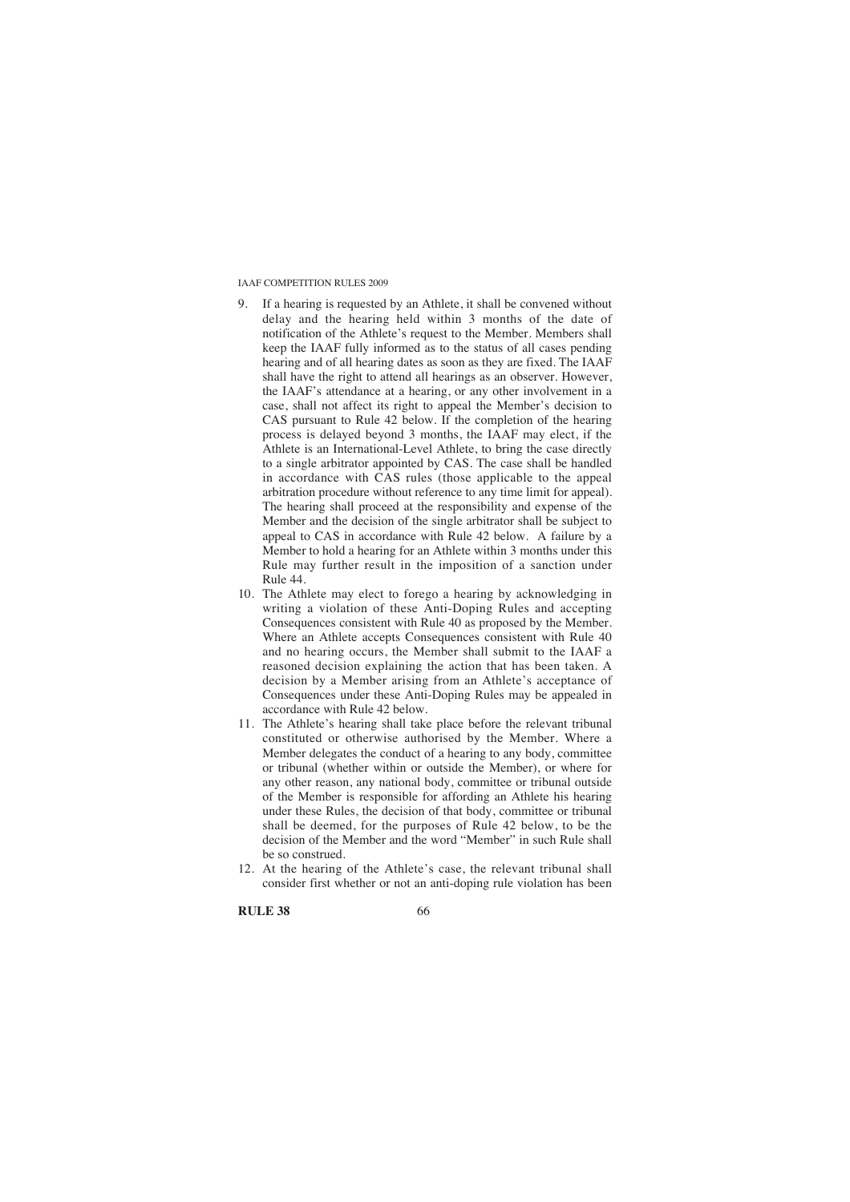9. If a hearing is requested by an Athlete, it shall be convened without delay and the hearing held within 3 months of the date of notification of the Athlete's request to the Member. Members shall keep the IAAF fully informed as to the status of all cases pending hearing and of all hearing dates as soon as they are fixed. The IAAF shall have the right to attend all hearings as an observer. However, the IAAF's attendance at a hearing, or any other involvement in a case, shall not affect its right to appeal the Member's decision to CAS pursuant to Rule 42 below. If the completion of the hearing process is delayed beyond 3 months, the IAAF may elect, if the Athlete is an International-Level Athlete, to bring the case directly to a single arbitrator appointed by CAS. The case shall be handled in accordance with CAS rules (those applicable to the appeal arbitration procedure without reference to any time limit for appeal). The hearing shall proceed at the responsibility and expense of the Member and the decision of the single arbitrator shall be subject to appeal to CAS in accordance with Rule 42 below. A failure by a Member to hold a hearing for an Athlete within 3 months under this Rule may further result in the imposition of a sanction under Rule 44.
10. The Athlete may elect to forego a hearing by acknowledging in writing a violation of these Anti-Doping Rules and accepting Consequences consistent with Rule 40 as proposed by the Member. Where an Athlete accepts Consequences consistent with Rule 40 and no hearing occurs, the Member shall submit to the IAAF a reasoned decision explaining the action that has been taken. A decision by a Member arising from an Athlete's acceptance of Consequences under these Anti-Doping Rules may be appealed in accordance with Rule 42 below.
11. The Athlete's hearing shall take place before the relevant tribunal constituted or otherwise authorised by the Member. Where a Member delegates the conduct of a hearing to any body, committee or tribunal (whether within or outside the Member), or where for any other reason, any national body, committee or tribunal outside of the Member is responsible for affording an Athlete his hearing under these Rules, the decision of that body, committee or tribunal shall be deemed, for the purposes of Rule 42 below, to be the decision of the Member and the word "Member" in such Rule shall be so construed.
12. At the hearing of the Athlete's case, the relevant tribunal shall consider first whether or not an anti-doping rule violation has been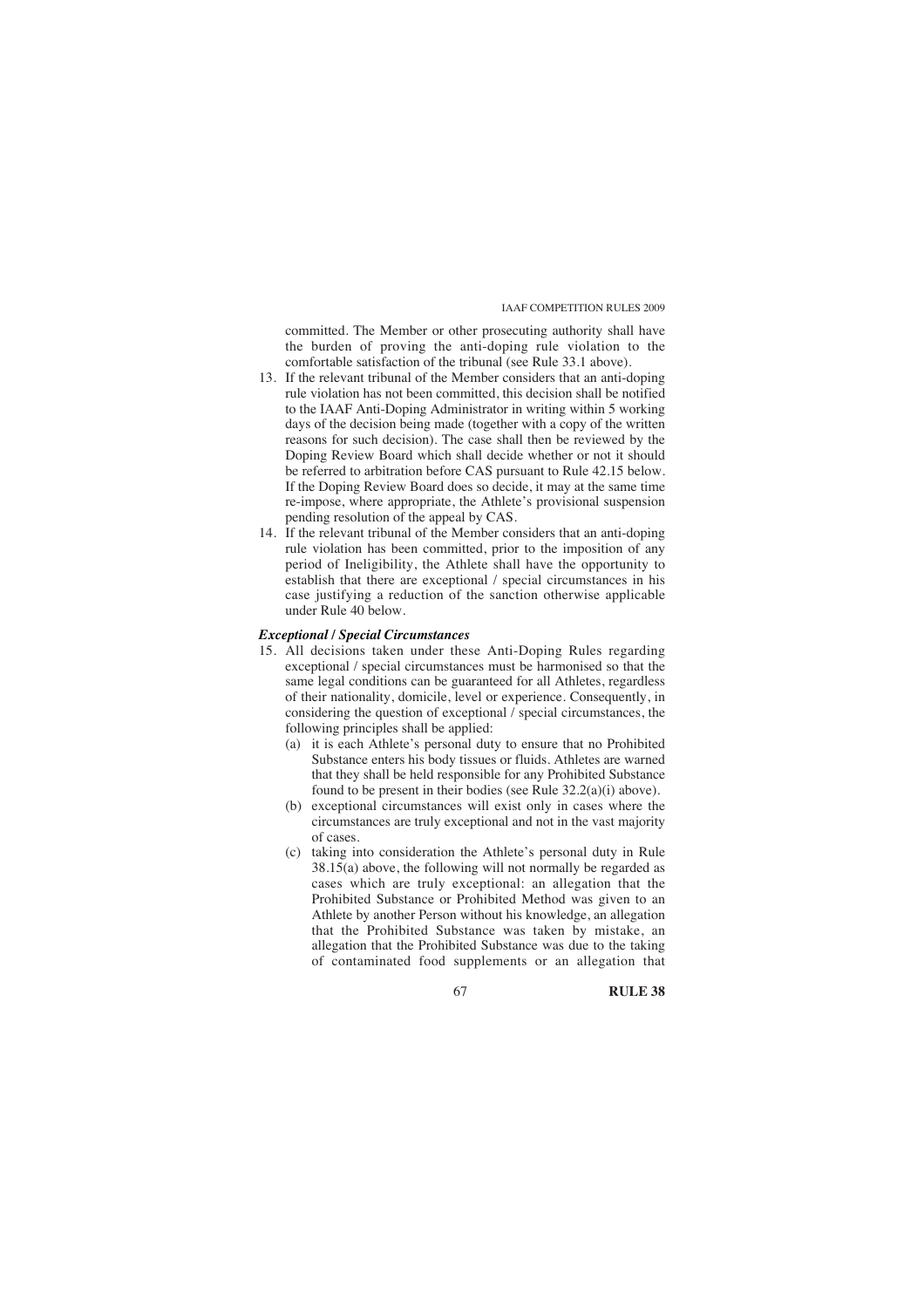committed. The Member or other prosecuting authority shall have the burden of proving the anti-doping rule violation to the comfortable satisfaction of the tribunal (see Rule 33.1 above).

13. If the relevant tribunal of the Member considers that an anti-doping rule violation has not been committed, this decision shall be notified to the IAAF Anti-Doping Administrator in writing within 5 working days of the decision being made (together with a copy of the written reasons for such decision). The case shall then be reviewed by the Doping Review Board which shall decide whether or not it should be referred to arbitration before CAS pursuant to Rule 42.15 below. If the Doping Review Board does so decide, it may at the same time re-impose, where appropriate, the Athlete's provisional suspension pending resolution of the appeal by CAS.
14. If the relevant tribunal of the Member considers that an anti-doping rule violation has been committed, prior to the imposition of any period of Ineligibility, the Athlete shall have the opportunity to establish that there are exceptional / special circumstances in his case justifying a reduction of the sanction otherwise applicable under Rule 40 below.

***Exceptional / Special Circumstances***

15. All decisions taken under these Anti-Doping Rules regarding exceptional / special circumstances must be harmonised so that the same legal conditions can be guaranteed for all Athletes, regardless of their nationality, domicile, level or experience. Consequently, in considering the question of exceptional / special circumstances, the following principles shall be applied:
    (a) it is each Athlete's personal duty to ensure that no Prohibited Substance enters his body tissues or fluids. Athletes are warned that they shall be held responsible for any Prohibited Substance found to be present in their bodies (see Rule 32.2(a)(i) above).
    (b) exceptional circumstances will exist only in cases where the circumstances are truly exceptional and not in the vast majority of cases.
    (c) taking into consideration the Athlete's personal duty in Rule 38.15(a) above, the following will not normally be regarded as cases which are truly exceptional: an allegation that the Prohibited Substance or Prohibited Method was given to an Athlete by another Person without his knowledge, an allegation that the Prohibited Substance was taken by mistake, an allegation that the Prohibited Substance was due to the taking of contaminated food supplements or an allegation that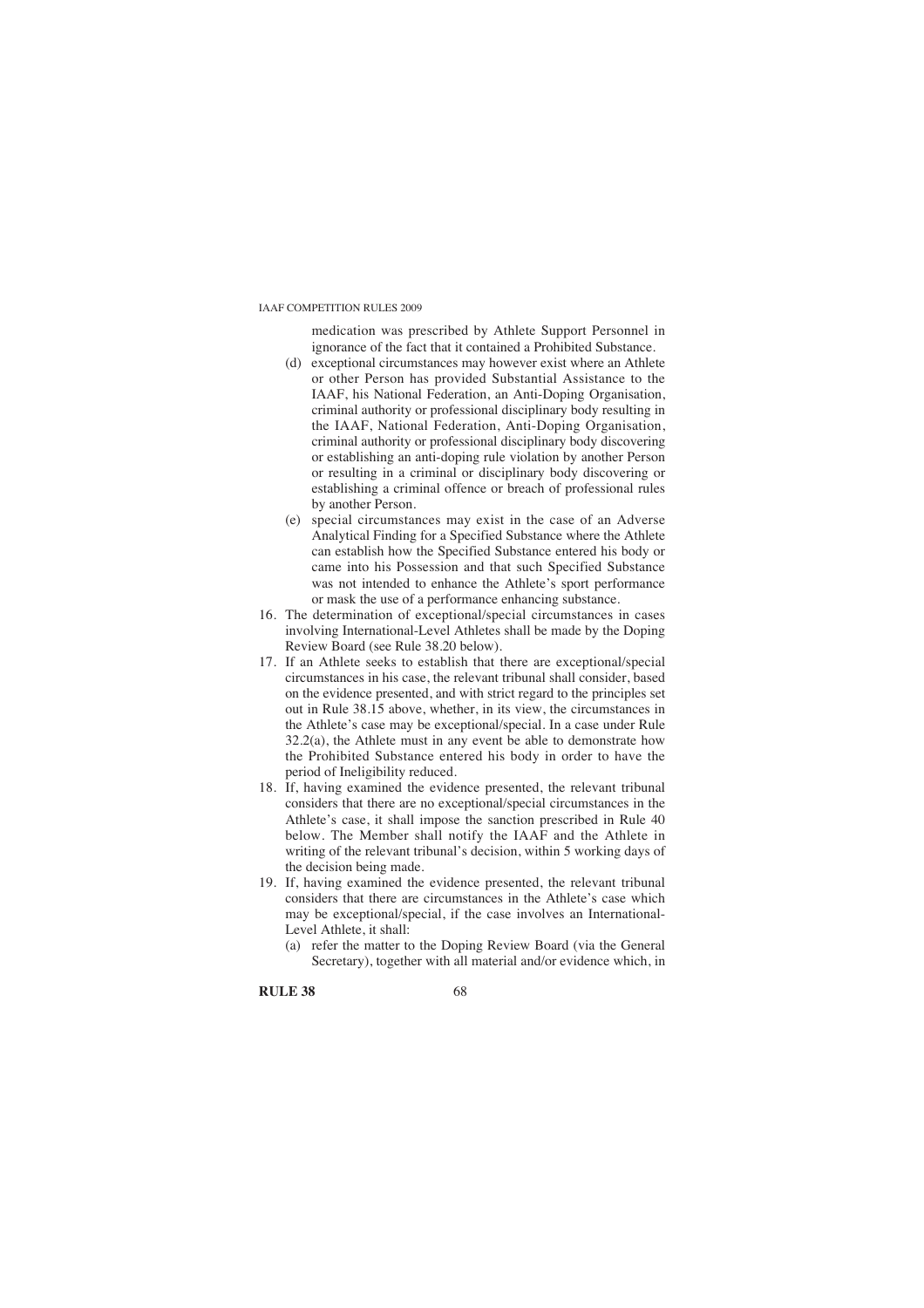medication was prescribed by Athlete Support Personnel in ignorance of the fact that it contained a Prohibited Substance.

(d) exceptional circumstances may however exist where an Athlete or other Person has provided Substantial Assistance to the IAAF, his National Federation, an Anti-Doping Organisation, criminal authority or professional disciplinary body resulting in the IAAF, National Federation, Anti-Doping Organisation, criminal authority or professional disciplinary body discovering or establishing an anti-doping rule violation by another Person or resulting in a criminal or disciplinary body discovering or establishing a criminal offence or breach of professional rules by another Person.

(e) special circumstances may exist in the case of an Adverse Analytical Finding for a Specified Substance where the Athlete can establish how the Specified Substance entered his body or came into his Possession and that such Specified Substance was not intended to enhance the Athlete's sport performance or mask the use of a performance enhancing substance.

16. The determination of exceptional/special circumstances in cases involving International-Level Athletes shall be made by the Doping Review Board (see Rule 38.20 below).

17. If an Athlete seeks to establish that there are exceptional/special circumstances in his case, the relevant tribunal shall consider, based on the evidence presented, and with strict regard to the principles set out in Rule 38.15 above, whether, in its view, the circumstances in the Athlete's case may be exceptional/special. In a case under Rule 32.2(a), the Athlete must in any event be able to demonstrate how the Prohibited Substance entered his body in order to have the period of Ineligibility reduced.

18. If, having examined the evidence presented, the relevant tribunal considers that there are no exceptional/special circumstances in the Athlete's case, it shall impose the sanction prescribed in Rule 40 below. The Member shall notify the IAAF and the Athlete in writing of the relevant tribunal's decision, within 5 working days of the decision being made.

19. If, having examined the evidence presented, the relevant tribunal considers that there are circumstances in the Athlete's case which may be exceptional/special, if the case involves an International-Level Athlete, it shall:

(a) refer the matter to the Doping Review Board (via the General Secretary), together with all material and/or evidence which, in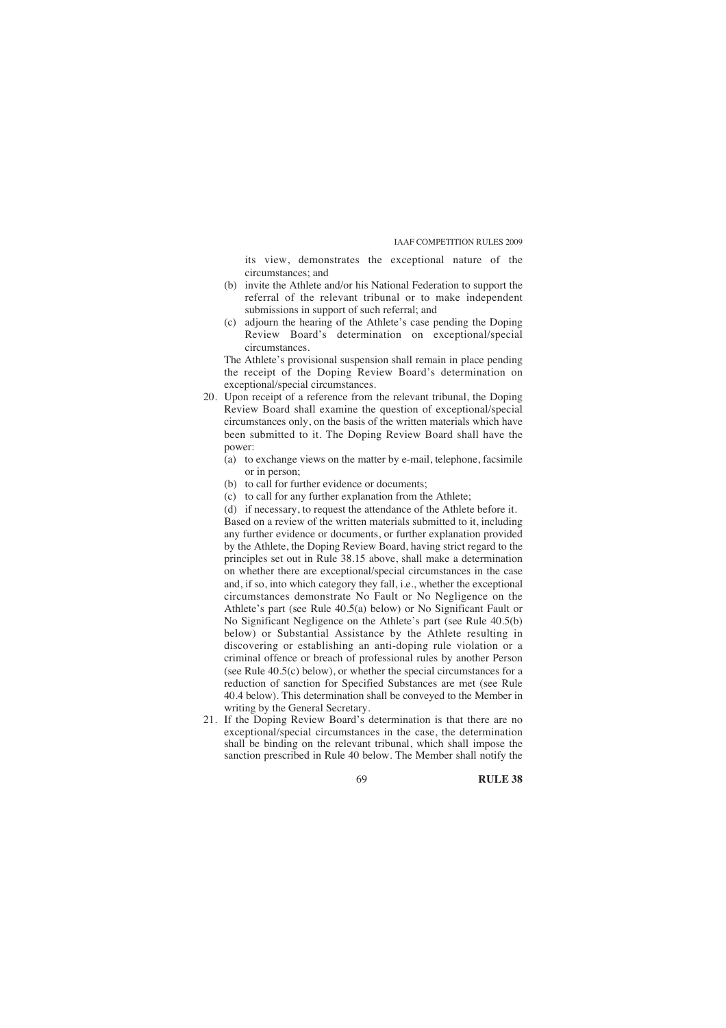its view, demonstrates the exceptional nature of the circumstances; and

(b) invite the Athlete and/or his National Federation to support the referral of the relevant tribunal or to make independent submissions in support of such referral; and

(c) adjourn the hearing of the Athlete's case pending the Doping Review Board's determination on exceptional/special circumstances.

The Athlete's provisional suspension shall remain in place pending the receipt of the Doping Review Board's determination on exceptional/special circumstances.

20. Upon receipt of a reference from the relevant tribunal, the Doping Review Board shall examine the question of exceptional/special circumstances only, on the basis of the written materials which have been submitted to it. The Doping Review Board shall have the power:

    (a) to exchange views on the matter by e-mail, telephone, facsimile or in person;
    (b) to call for further evidence or documents;
    (c) to call for any further explanation from the Athlete;
    (d) if necessary, to request the attendance of the Athlete before it.

    Based on a review of the written materials submitted to it, including any further evidence or documents, or further explanation provided by the Athlete, the Doping Review Board, having strict regard to the principles set out in Rule 38.15 above, shall make a determination on whether there are exceptional/special circumstances in the case and, if so, into which category they fall, i.e., whether the exceptional circumstances demonstrate No Fault or No Negligence on the Athlete's part (see Rule 40.5(a) below) or No Significant Fault or No Significant Negligence on the Athlete's part (see Rule 40.5(b) below) or Substantial Assistance by the Athlete resulting in discovering or establishing an anti-doping rule violation or a criminal offence or breach of professional rules by another Person (see Rule 40.5(c) below), or whether the special circumstances for a reduction of sanction for Specified Substances are met (see Rule 40.4 below). This determination shall be conveyed to the Member in writing by the General Secretary.

21. If the Doping Review Board's determination is that there are no exceptional/special circumstances in the case, the determination shall be binding on the relevant tribunal, which shall impose the sanction prescribed in Rule 40 below. The Member shall notify the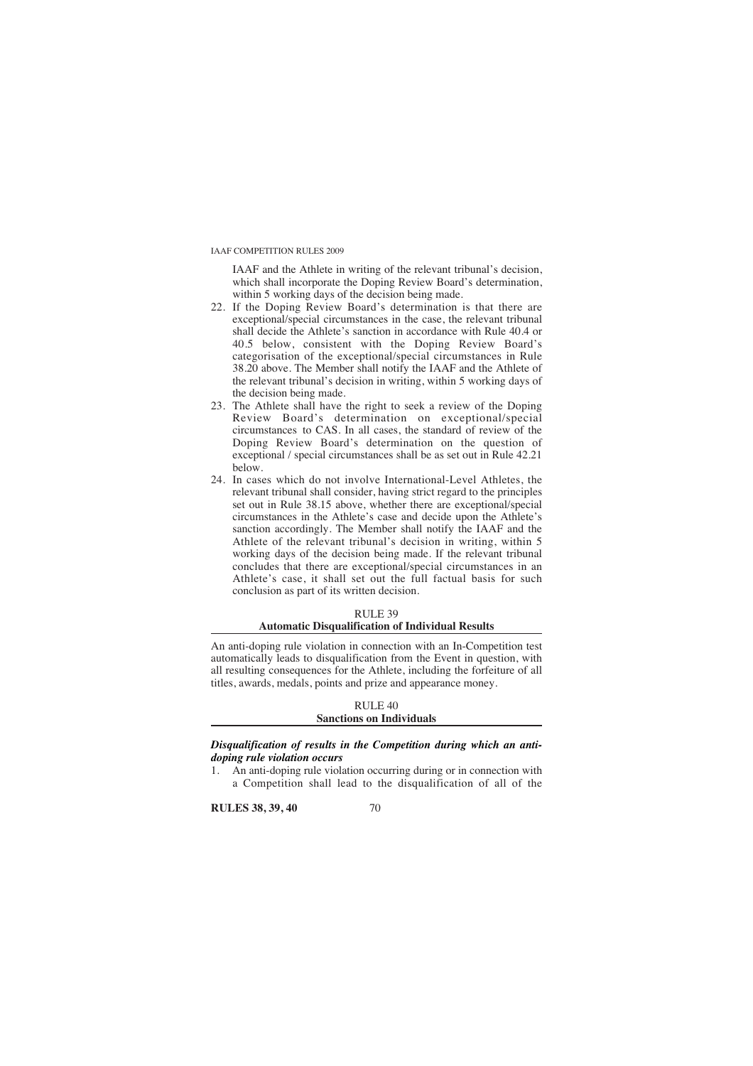IAAF and the Athlete in writing of the relevant tribunal's decision, which shall incorporate the Doping Review Board's determination, within 5 working days of the decision being made.

22. If the Doping Review Board's determination is that there are exceptional/special circumstances in the case, the relevant tribunal shall decide the Athlete's sanction in accordance with Rule 40.4 or 40.5 below, consistent with the Doping Review Board's categorisation of the exceptional/special circumstances in Rule 38.20 above. The Member shall notify the IAAF and the Athlete of the relevant tribunal's decision in writing, within 5 working days of the decision being made.
23. The Athlete shall have the right to seek a review of the Doping Review Board's determination on exceptional/special circumstances to CAS. In all cases, the standard of review of the Doping Review Board's determination on the question of exceptional / special circumstances shall be as set out in Rule 42.21 below.
24. In cases which do not involve International-Level Athletes, the relevant tribunal shall consider, having strict regard to the principles set out in Rule 38.15 above, whether there are exceptional/special circumstances in the Athlete's case and decide upon the Athlete's sanction accordingly. The Member shall notify the IAAF and the Athlete of the relevant tribunal's decision in writing, within 5 working days of the decision being made. If the relevant tribunal concludes that there are exceptional/special circumstances in an Athlete's case, it shall set out the full factual basis for such conclusion as part of its written decision.

## RULE 39
## Automatic Disqualification of Individual Results

An anti-doping rule violation in connection with an In-Competition test automatically leads to disqualification from the Event in question, with all resulting consequences for the Athlete, including the forfeiture of all titles, awards, medals, points and prize and appearance money.

## RULE 40
## Sanctions on Individuals

***Disqualification of results in the Competition during which an anti-doping rule violation occurs***

1. An anti-doping rule violation occurring during or in connection with a Competition shall lead to the disqualification of all of the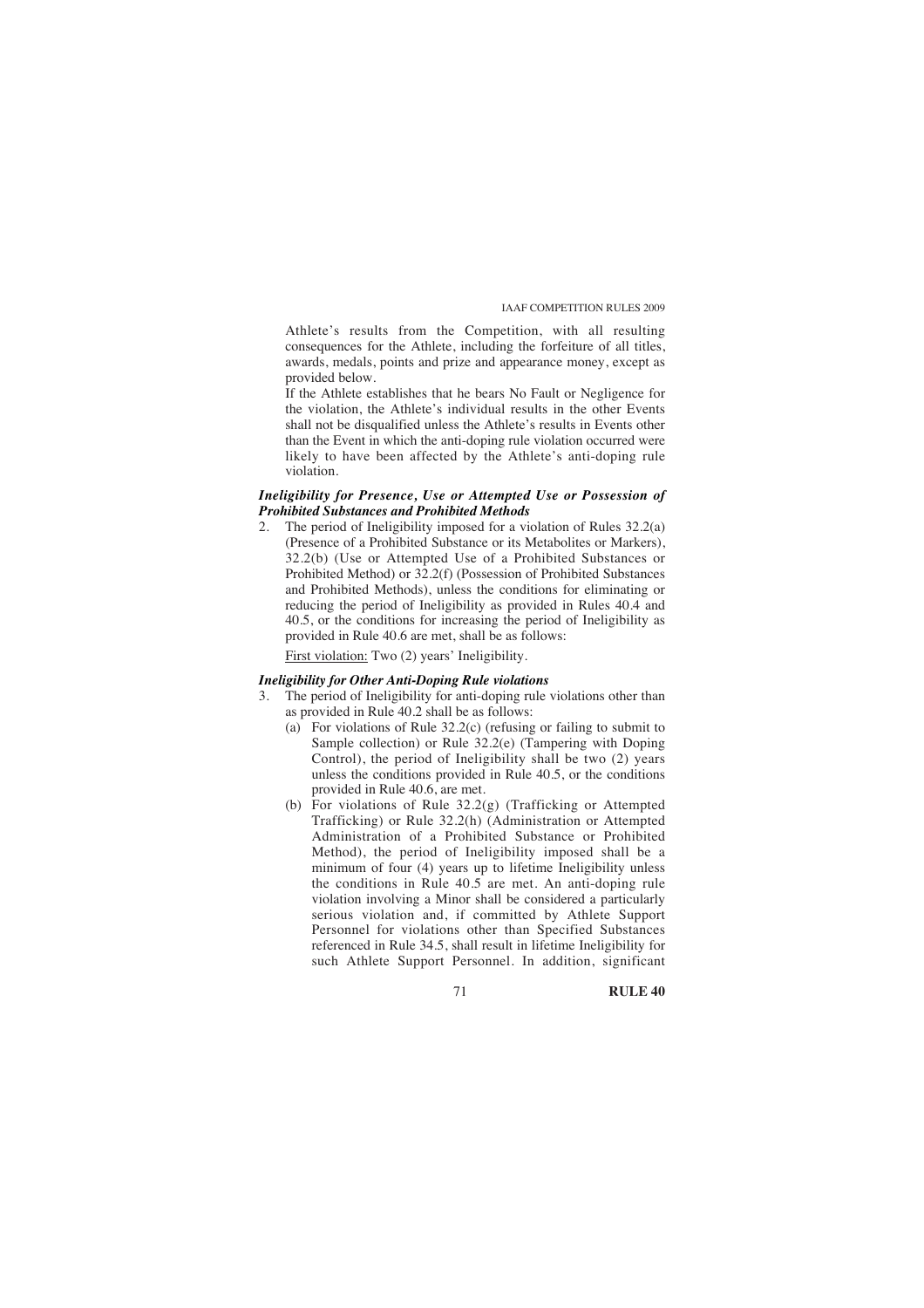Athlete's results from the Competition, with all resulting consequences for the Athlete, including the forfeiture of all titles, awards, medals, points and prize and appearance money, except as provided below.

If the Athlete establishes that he bears No Fault or Negligence for the violation, the Athlete's individual results in the other Events shall not be disqualified unless the Athlete's results in Events other than the Event in which the anti-doping rule violation occurred were likely to have been affected by the Athlete's anti-doping rule violation.

### *Ineligibility for Presence, Use or Attempted Use or Possession of Prohibited Substances and Prohibited Methods*

2. The period of Ineligibility imposed for a violation of Rules 32.2(a) (Presence of a Prohibited Substance or its Metabolites or Markers), 32.2(b) (Use or Attempted Use of a Prohibited Substances or Prohibited Method) or 32.2(f) (Possession of Prohibited Substances and Prohibited Methods), unless the conditions for eliminating or reducing the period of Ineligibility as provided in Rules 40.4 and 40.5, or the conditions for increasing the period of Ineligibility as provided in Rule 40.6 are met, shall be as follows:

   First violation: Two (2) years' Ineligibility.

### *Ineligibility for Other Anti-Doping Rule violations*

3. The period of Ineligibility for anti-doping rule violations other than as provided in Rule 40.2 shall be as follows:
   (a) For violations of Rule 32.2(c) (refusing or failing to submit to Sample collection) or Rule 32.2(e) (Tampering with Doping Control), the period of Ineligibility shall be two (2) years unless the conditions provided in Rule 40.5, or the conditions provided in Rule 40.6, are met.
   (b) For violations of Rule 32.2(g) (Trafficking or Attempted Trafficking) or Rule 32.2(h) (Administration or Attempted Administration of a Prohibited Substance or Prohibited Method), the period of Ineligibility imposed shall be a minimum of four (4) years up to lifetime Ineligibility unless the conditions in Rule 40.5 are met. An anti-doping rule violation involving a Minor shall be considered a particularly serious violation and, if committed by Athlete Support Personnel for violations other than Specified Substances referenced in Rule 34.5, shall result in lifetime Ineligibility for such Athlete Support Personnel. In addition, significant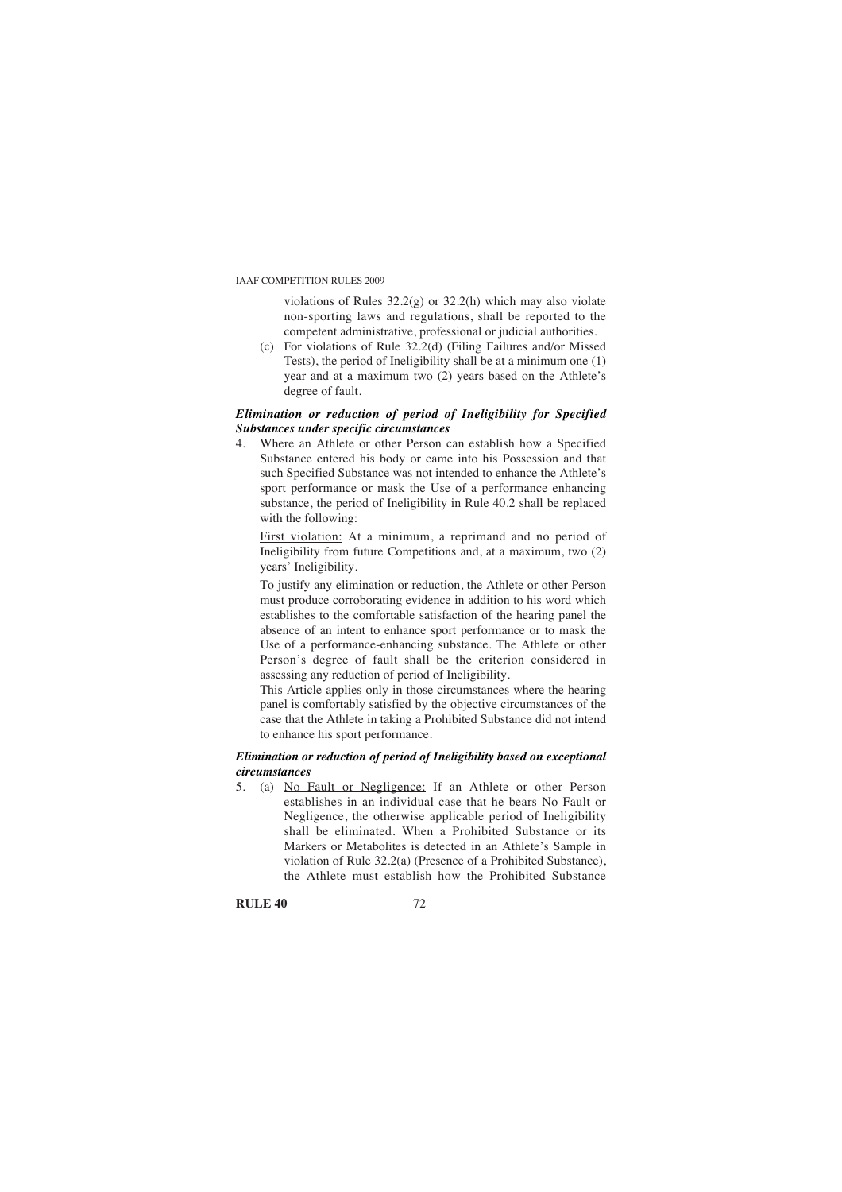violations of Rules 32.2(g) or 32.2(h) which may also violate non-sporting laws and regulations, shall be reported to the competent administrative, professional or judicial authorities.

(c) For violations of Rule 32.2(d) (Filing Failures and/or Missed Tests), the period of Ineligibility shall be at a minimum one (1) year and at a maximum two (2) years based on the Athlete's degree of fault.

***Elimination or reduction of period of Ineligibility for Specified Substances under specific circumstances***

4. Where an Athlete or other Person can establish how a Specified Substance entered his body or came into his Possession and that such Specified Substance was not intended to enhance the Athlete's sport performance or mask the Use of a performance enhancing substance, the period of Ineligibility in Rule 40.2 shall be replaced with the following:

   <u>First violation:</u> At a minimum, a reprimand and no period of Ineligibility from future Competitions and, at a maximum, two (2) years' Ineligibility.

   To justify any elimination or reduction, the Athlete or other Person must produce corroborating evidence in addition to his word which establishes to the comfortable satisfaction of the hearing panel the absence of an intent to enhance sport performance or to mask the Use of a performance-enhancing substance. The Athlete or other Person's degree of fault shall be the criterion considered in assessing any reduction of period of Ineligibility.

   This Article applies only in those circumstances where the hearing panel is comfortably satisfied by the objective circumstances of the case that the Athlete in taking a Prohibited Substance did not intend to enhance his sport performance.

***Elimination or reduction of period of Ineligibility based on exceptional circumstances***

5. (a) <u>No Fault or Negligence:</u> If an Athlete or other Person establishes in an individual case that he bears No Fault or Negligence, the otherwise applicable period of Ineligibility shall be eliminated. When a Prohibited Substance or its Markers or Metabolites is detected in an Athlete's Sample in violation of Rule 32.2(a) (Presence of a Prohibited Substance), the Athlete must establish how the Prohibited Substance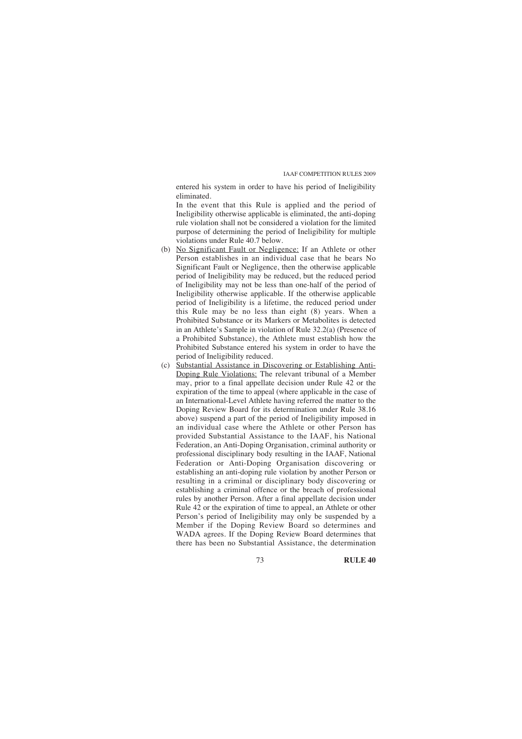entered his system in order to have his period of Ineligibility eliminated.

In the event that this Rule is applied and the period of Ineligibility otherwise applicable is eliminated, the anti-doping rule violation shall not be considered a violation for the limited purpose of determining the period of Ineligibility for multiple violations under Rule 40.7 below.

(b) No Significant Fault or Negligence: If an Athlete or other Person establishes in an individual case that he bears No Significant Fault or Negligence, then the otherwise applicable period of Ineligibility may be reduced, but the reduced period of Ineligibility may not be less than one-half of the period of Ineligibility otherwise applicable. If the otherwise applicable period of Ineligibility is a lifetime, the reduced period under this Rule may be no less than eight (8) years. When a Prohibited Substance or its Markers or Metabolites is detected in an Athlete's Sample in violation of Rule 32.2(a) (Presence of a Prohibited Substance), the Athlete must establish how the Prohibited Substance entered his system in order to have the period of Ineligibility reduced.

(c) Substantial Assistance in Discovering or Establishing Anti-Doping Rule Violations: The relevant tribunal of a Member may, prior to a final appellate decision under Rule 42 or the expiration of the time to appeal (where applicable in the case of an International-Level Athlete having referred the matter to the Doping Review Board for its determination under Rule 38.16 above) suspend a part of the period of Ineligibility imposed in an individual case where the Athlete or other Person has provided Substantial Assistance to the IAAF, his National Federation, an Anti-Doping Organisation, criminal authority or professional disciplinary body resulting in the IAAF, National Federation or Anti-Doping Organisation discovering or establishing an anti-doping rule violation by another Person or resulting in a criminal or disciplinary body discovering or establishing a criminal offence or the breach of professional rules by another Person. After a final appellate decision under Rule 42 or the expiration of time to appeal, an Athlete or other Person's period of Ineligibility may only be suspended by a Member if the Doping Review Board so determines and WADA agrees. If the Doping Review Board determines that there has been no Substantial Assistance, the determination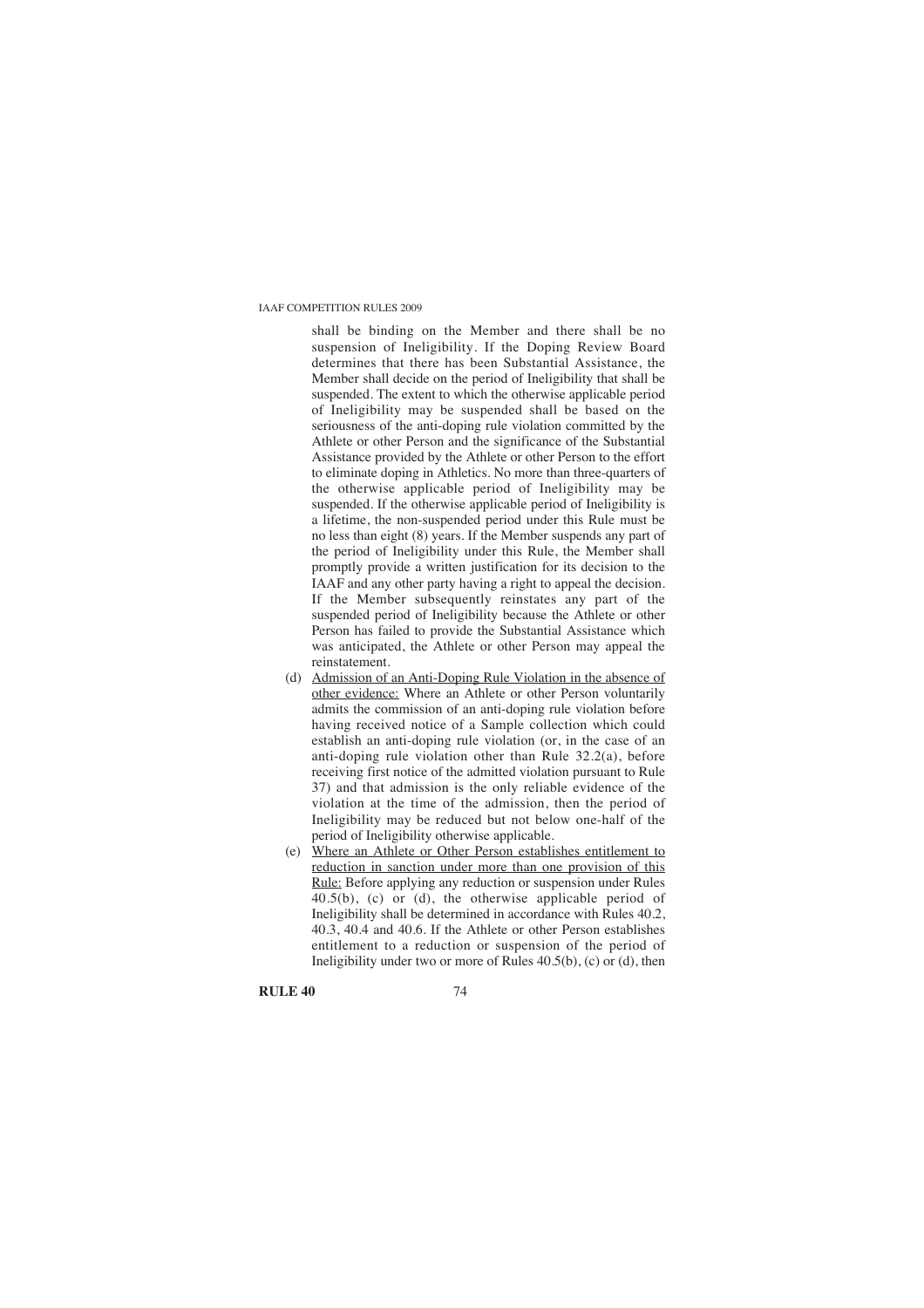shall be binding on the Member and there shall be no suspension of Ineligibility. If the Doping Review Board determines that there has been Substantial Assistance, the Member shall decide on the period of Ineligibility that shall be suspended. The extent to which the otherwise applicable period of Ineligibility may be suspended shall be based on the seriousness of the anti-doping rule violation committed by the Athlete or other Person and the significance of the Substantial Assistance provided by the Athlete or other Person to the effort to eliminate doping in Athletics. No more than three-quarters of the otherwise applicable period of Ineligibility may be suspended. If the otherwise applicable period of Ineligibility is a lifetime, the non-suspended period under this Rule must be no less than eight (8) years. If the Member suspends any part of the period of Ineligibility under this Rule, the Member shall promptly provide a written justification for its decision to the IAAF and any other party having a right to appeal the decision. If the Member subsequently reinstates any part of the suspended period of Ineligibility because the Athlete or other Person has failed to provide the Substantial Assistance which was anticipated, the Athlete or other Person may appeal the reinstatement.

(d) Admission of an Anti-Doping Rule Violation in the absence of other evidence: Where an Athlete or other Person voluntarily admits the commission of an anti-doping rule violation before having received notice of a Sample collection which could establish an anti-doping rule violation (or, in the case of an anti-doping rule violation other than Rule 32.2(a), before receiving first notice of the admitted violation pursuant to Rule 37) and that admission is the only reliable evidence of the violation at the time of the admission, then the period of Ineligibility may be reduced but not below one-half of the period of Ineligibility otherwise applicable.

(e) Where an Athlete or Other Person establishes entitlement to reduction in sanction under more than one provision of this Rule: Before applying any reduction or suspension under Rules 40.5(b), (c) or (d), the otherwise applicable period of Ineligibility shall be determined in accordance with Rules 40.2, 40.3, 40.4 and 40.6. If the Athlete or other Person establishes entitlement to a reduction or suspension of the period of Ineligibility under two or more of Rules 40.5(b), (c) or (d), then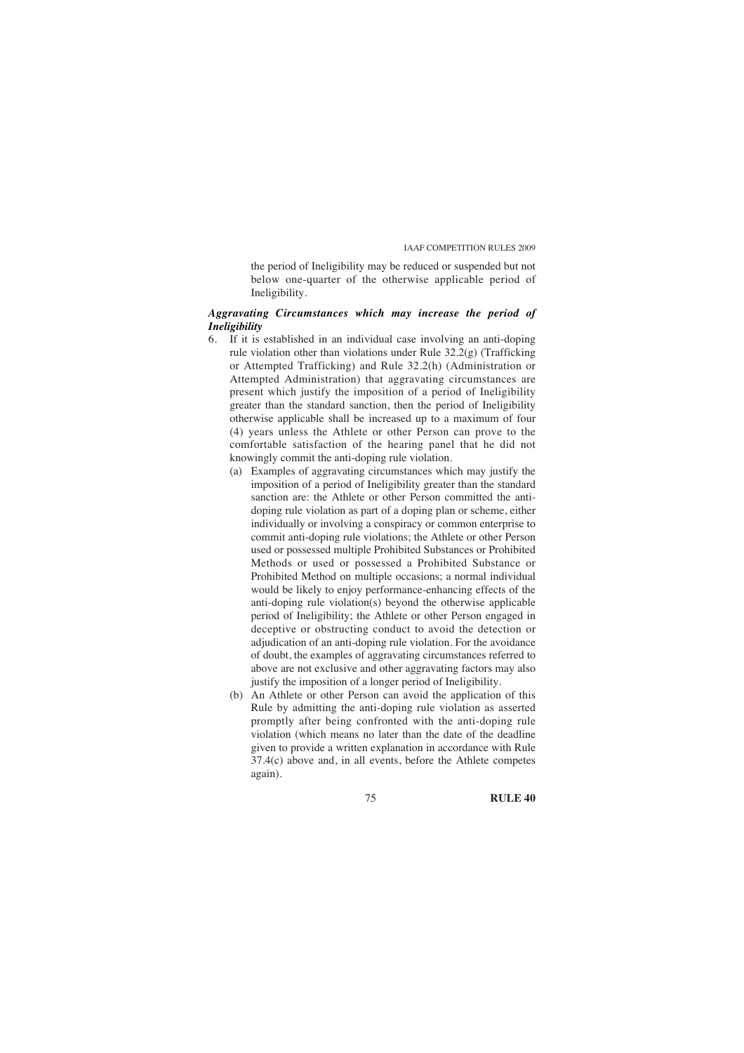the period of Ineligibility may be reduced or suspended but not below one-quarter of the otherwise applicable period of Ineligibility.

***Aggravating Circumstances which may increase the period of Ineligibility***

6. If it is established in an individual case involving an anti-doping rule violation other than violations under Rule 32.2(g) (Trafficking or Attempted Trafficking) and Rule 32.2(h) (Administration or Attempted Administration) that aggravating circumstances are present which justify the imposition of a period of Ineligibility greater than the standard sanction, then the period of Ineligibility otherwise applicable shall be increased up to a maximum of four (4) years unless the Athlete or other Person can prove to the comfortable satisfaction of the hearing panel that he did not knowingly commit the anti-doping rule violation.
   (a) Examples of aggravating circumstances which may justify the imposition of a period of Ineligibility greater than the standard sanction are: the Athlete or other Person committed the anti-doping rule violation as part of a doping plan or scheme, either individually or involving a conspiracy or common enterprise to commit anti-doping rule violations; the Athlete or other Person used or possessed multiple Prohibited Substances or Prohibited Methods or used or possessed a Prohibited Substance or Prohibited Method on multiple occasions; a normal individual would be likely to enjoy performance-enhancing effects of the anti-doping rule violation(s) beyond the otherwise applicable period of Ineligibility; the Athlete or other Person engaged in deceptive or obstructing conduct to avoid the detection or adjudication of an anti-doping rule violation. For the avoidance of doubt, the examples of aggravating circumstances referred to above are not exclusive and other aggravating factors may also justify the imposition of a longer period of Ineligibility.
   (b) An Athlete or other Person can avoid the application of this Rule by admitting the anti-doping rule violation as asserted promptly after being confronted with the anti-doping rule violation (which means no later than the date of the deadline given to provide a written explanation in accordance with Rule 37.4(c) above and, in all events, before the Athlete competes again).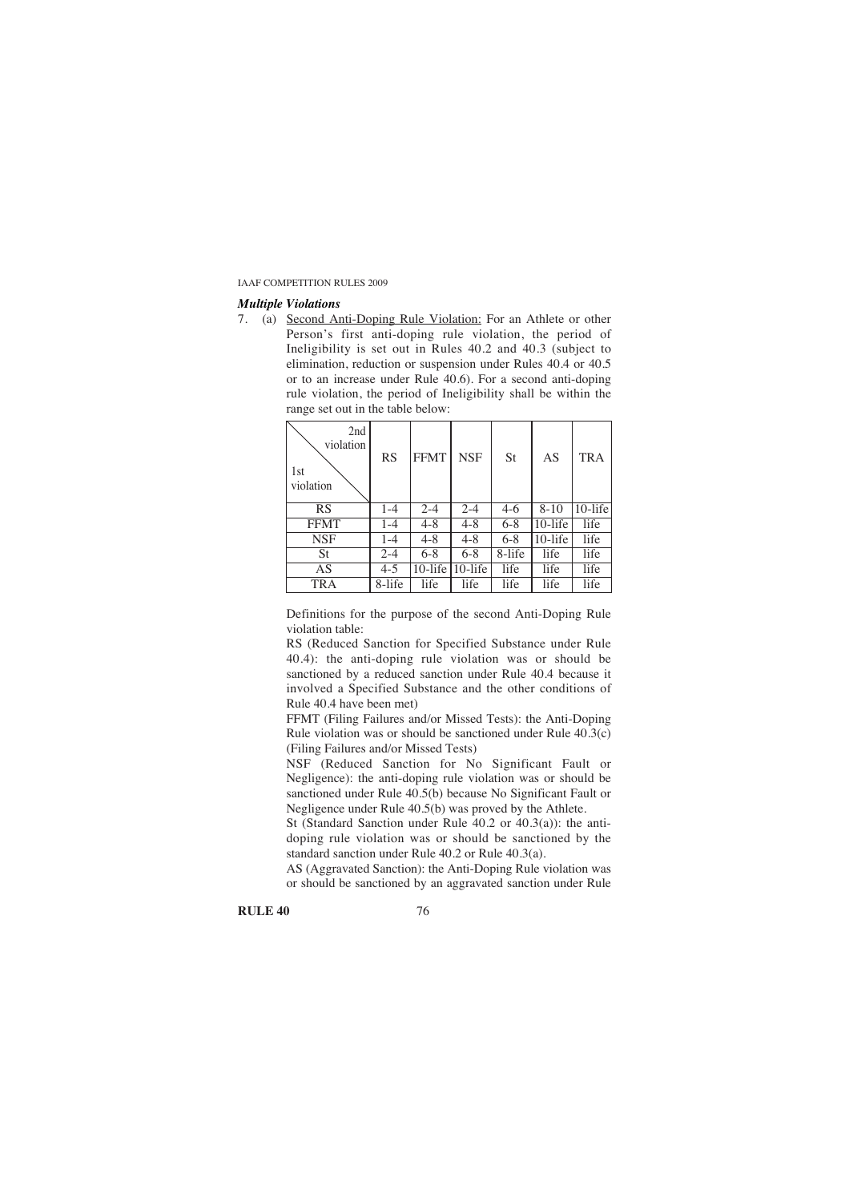### *Multiple Violations*

7. (a) Second Anti-Doping Rule Violation: For an Athlete or other Person's first anti-doping rule violation, the period of Ineligibility is set out in Rules 40.2 and 40.3 (subject to elimination, reduction or suspension under Rules 40.4 or 40.5 or to an increase under Rule 40.6). For a second anti-doping rule violation, the period of Ineligibility shall be within the range set out in the table below:

| 2nd violation / 1st violation | RS | FFMT | NSF | St | AS | TRA |
|---|---|---|---|---|---|---|
| RS | 1-4 | 2-4 | 2-4 | 4-6 | 8-10 | 10-life |
| FFMT | 1-4 | 4-8 | 4-8 | 6-8 | 10-life | life |
| NSF | 1-4 | 4-8 | 4-8 | 6-8 | 10-life | life |
| St | 2-4 | 6-8 | 6-8 | 8-life | life | life |
| AS | 4-5 | 10-life | 10-life | life | life | life |
| TRA | 8-life | life | life | life | life | life |

Definitions for the purpose of the second Anti-Doping Rule violation table:

RS (Reduced Sanction for Specified Substance under Rule 40.4): the anti-doping rule violation was or should be sanctioned by a reduced sanction under Rule 40.4 because it involved a Specified Substance and the other conditions of Rule 40.4 have been met)

FFMT (Filing Failures and/or Missed Tests): the Anti-Doping Rule violation was or should be sanctioned under Rule 40.3(c) (Filing Failures and/or Missed Tests)

NSF (Reduced Sanction for No Significant Fault or Negligence): the anti-doping rule violation was or should be sanctioned under Rule 40.5(b) because No Significant Fault or Negligence under Rule 40.5(b) was proved by the Athlete.

St (Standard Sanction under Rule 40.2 or 40.3(a)): the anti-doping rule violation was or should be sanctioned by the standard sanction under Rule 40.2 or Rule 40.3(a).

AS (Aggravated Sanction): the Anti-Doping Rule violation was or should be sanctioned by an aggravated sanction under Rule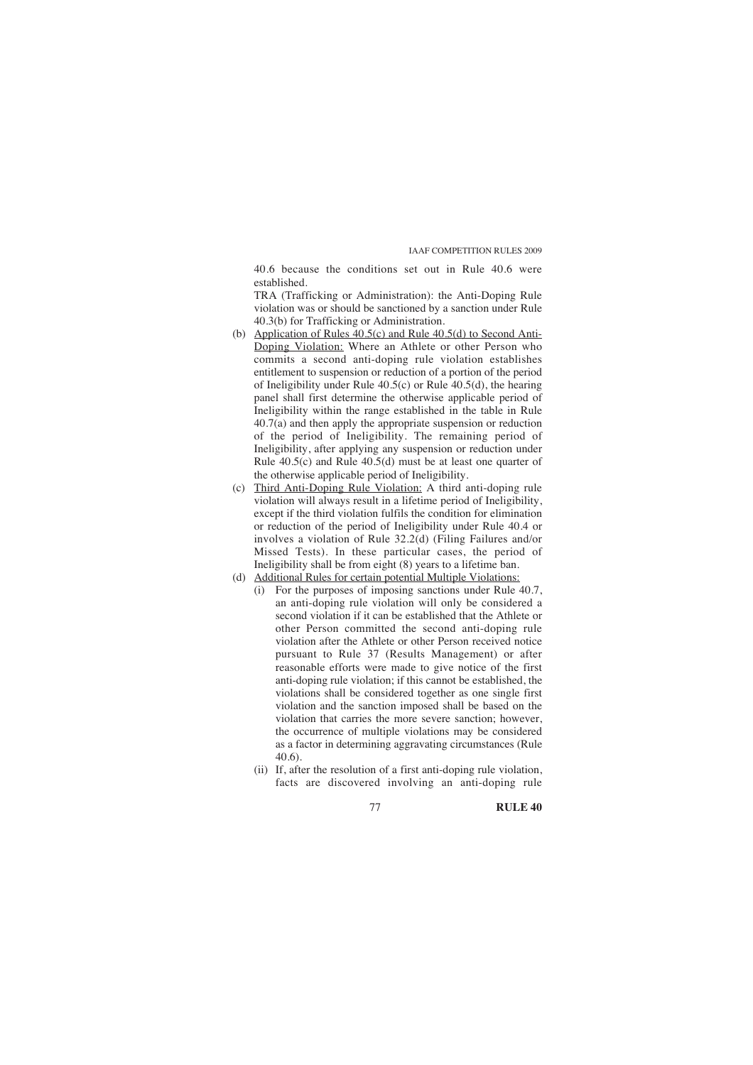40.6 because the conditions set out in Rule 40.6 were established.

TRA (Trafficking or Administration): the Anti-Doping Rule violation was or should be sanctioned by a sanction under Rule 40.3(b) for Trafficking or Administration.

(b) Application of Rules 40.5(c) and Rule 40.5(d) to Second Anti-Doping Violation: Where an Athlete or other Person who commits a second anti-doping rule violation establishes entitlement to suspension or reduction of a portion of the period of Ineligibility under Rule 40.5(c) or Rule 40.5(d), the hearing panel shall first determine the otherwise applicable period of Ineligibility within the range established in the table in Rule 40.7(a) and then apply the appropriate suspension or reduction of the period of Ineligibility. The remaining period of Ineligibility, after applying any suspension or reduction under Rule 40.5(c) and Rule 40.5(d) must be at least one quarter of the otherwise applicable period of Ineligibility.

(c) Third Anti-Doping Rule Violation: A third anti-doping rule violation will always result in a lifetime period of Ineligibility, except if the third violation fulfils the condition for elimination or reduction of the period of Ineligibility under Rule 40.4 or involves a violation of Rule 32.2(d) (Filing Failures and/or Missed Tests). In these particular cases, the period of Ineligibility shall be from eight (8) years to a lifetime ban.

(d) Additional Rules for certain potential Multiple Violations:

   (i) For the purposes of imposing sanctions under Rule 40.7, an anti-doping rule violation will only be considered a second violation if it can be established that the Athlete or other Person committed the second anti-doping rule violation after the Athlete or other Person received notice pursuant to Rule 37 (Results Management) or after reasonable efforts were made to give notice of the first anti-doping rule violation; if this cannot be established, the violations shall be considered together as one single first violation and the sanction imposed shall be based on the violation that carries the more severe sanction; however, the occurrence of multiple violations may be considered as a factor in determining aggravating circumstances (Rule 40.6).

   (ii) If, after the resolution of a first anti-doping rule violation, facts are discovered involving an anti-doping rule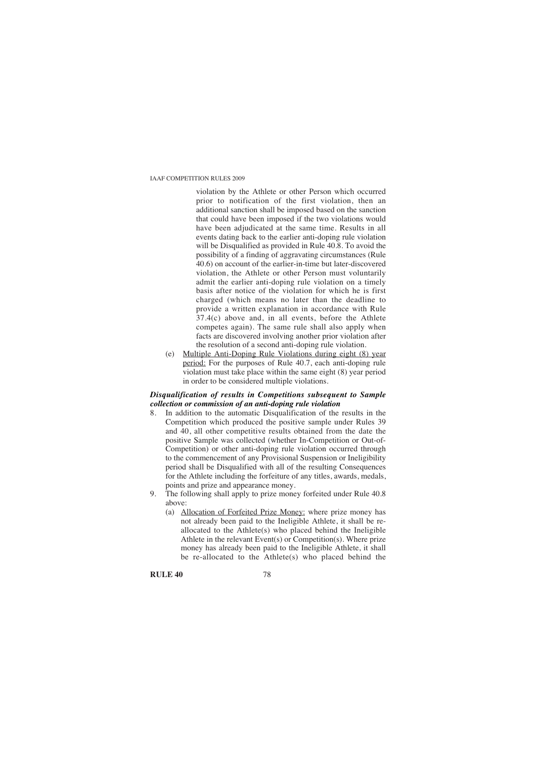violation by the Athlete or other Person which occurred prior to notification of the first violation, then an additional sanction shall be imposed based on the sanction that could have been imposed if the two violations would have been adjudicated at the same time. Results in all events dating back to the earlier anti-doping rule violation will be Disqualified as provided in Rule 40.8. To avoid the possibility of a finding of aggravating circumstances (Rule 40.6) on account of the earlier-in-time but later-discovered violation, the Athlete or other Person must voluntarily admit the earlier anti-doping rule violation on a timely basis after notice of the violation for which he is first charged (which means no later than the deadline to provide a written explanation in accordance with Rule 37.4(c) above and, in all events, before the Athlete competes again). The same rule shall also apply when facts are discovered involving another prior violation after the resolution of a second anti-doping rule violation.

(e) Multiple Anti-Doping Rule Violations during eight (8) year period: For the purposes of Rule 40.7, each anti-doping rule violation must take place within the same eight (8) year period in order to be considered multiple violations.

***Disqualification of results in Competitions subsequent to Sample collection or commission of an anti-doping rule violation***

8. In addition to the automatic Disqualification of the results in the Competition which produced the positive sample under Rules 39 and 40, all other competitive results obtained from the date the positive Sample was collected (whether In-Competition or Out-of-Competition) or other anti-doping rule violation occurred through to the commencement of any Provisional Suspension or Ineligibility period shall be Disqualified with all of the resulting Consequences for the Athlete including the forfeiture of any titles, awards, medals, points and prize and appearance money.

9. The following shall apply to prize money forfeited under Rule 40.8 above:

   (a) Allocation of Forfeited Prize Money: where prize money has not already been paid to the Ineligible Athlete, it shall be re-allocated to the Athlete(s) who placed behind the Ineligible Athlete in the relevant Event(s) or Competition(s). Where prize money has already been paid to the Ineligible Athlete, it shall be re-allocated to the Athlete(s) who placed behind the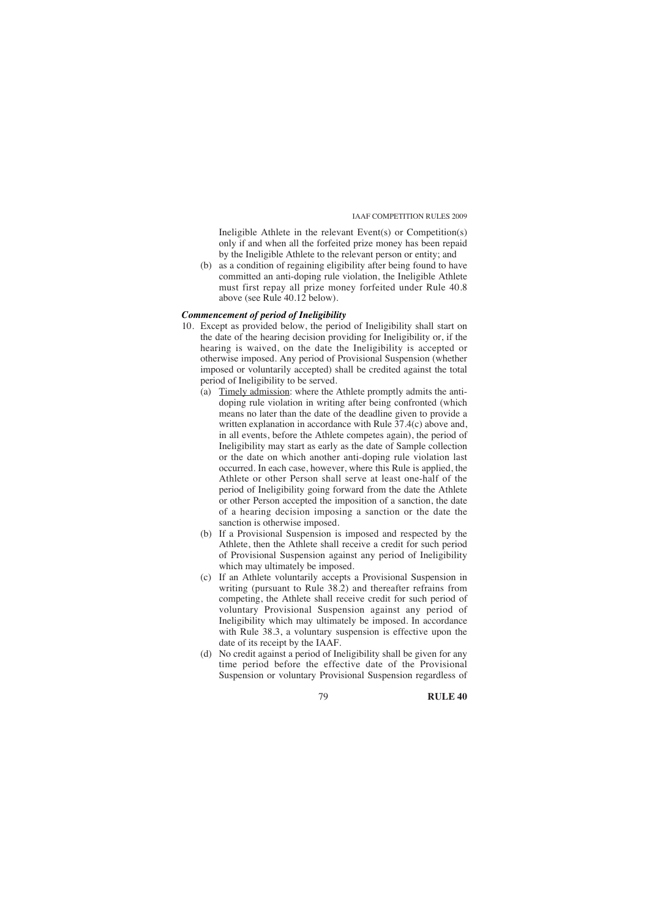Ineligible Athlete in the relevant Event(s) or Competition(s) only if and when all the forfeited prize money has been repaid by the Ineligible Athlete to the relevant person or entity; and

(b) as a condition of regaining eligibility after being found to have committed an anti-doping rule violation, the Ineligible Athlete must first repay all prize money forfeited under Rule 40.8 above (see Rule 40.12 below).

***Commencement of period of Ineligibility***

10. Except as provided below, the period of Ineligibility shall start on the date of the hearing decision providing for Ineligibility or, if the hearing is waived, on the date the Ineligibility is accepted or otherwise imposed. Any period of Provisional Suspension (whether imposed or voluntarily accepted) shall be credited against the total period of Ineligibility to be served.

    (a) Timely admission: where the Athlete promptly admits the anti-doping rule violation in writing after being confronted (which means no later than the date of the deadline given to provide a written explanation in accordance with Rule 37.4(c) above and, in all events, before the Athlete competes again), the period of Ineligibility may start as early as the date of Sample collection or the date on which another anti-doping rule violation last occurred. In each case, however, where this Rule is applied, the Athlete or other Person shall serve at least one-half of the period of Ineligibility going forward from the date the Athlete or other Person accepted the imposition of a sanction, the date of a hearing decision imposing a sanction or the date the sanction is otherwise imposed.

    (b) If a Provisional Suspension is imposed and respected by the Athlete, then the Athlete shall receive a credit for such period of Provisional Suspension against any period of Ineligibility which may ultimately be imposed.

    (c) If an Athlete voluntarily accepts a Provisional Suspension in writing (pursuant to Rule 38.2) and thereafter refrains from competing, the Athlete shall receive credit for such period of voluntary Provisional Suspension against any period of Ineligibility which may ultimately be imposed. In accordance with Rule 38.3, a voluntary suspension is effective upon the date of its receipt by the IAAF.

    (d) No credit against a period of Ineligibility shall be given for any time period before the effective date of the Provisional Suspension or voluntary Provisional Suspension regardless of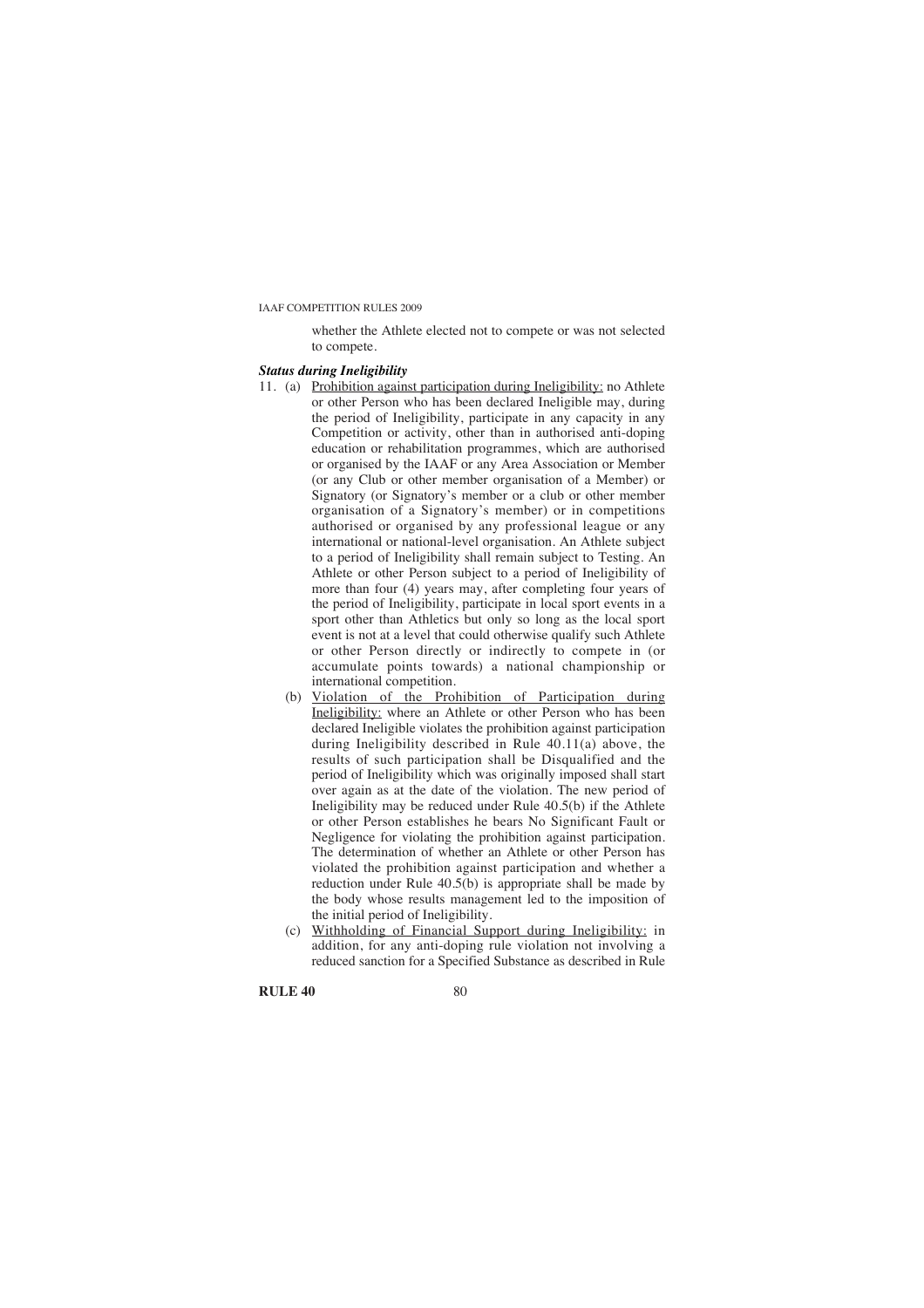whether the Athlete elected not to compete or was not selected to compete.

***Status during Ineligibility***

11. (a) Prohibition against participation during Ineligibility: no Athlete or other Person who has been declared Ineligible may, during the period of Ineligibility, participate in any capacity in any Competition or activity, other than in authorised anti-doping education or rehabilitation programmes, which are authorised or organised by the IAAF or any Area Association or Member (or any Club or other member organisation of a Member) or Signatory (or Signatory's member or a club or other member organisation of a Signatory's member) or in competitions authorised or organised by any professional league or any international or national-level organisation. An Athlete subject to a period of Ineligibility shall remain subject to Testing. An Athlete or other Person subject to a period of Ineligibility of more than four (4) years may, after completing four years of the period of Ineligibility, participate in local sport events in a sport other than Athletics but only so long as the local sport event is not at a level that could otherwise qualify such Athlete or other Person directly or indirectly to compete in (or accumulate points towards) a national championship or international competition.

    (b) Violation of the Prohibition of Participation during Ineligibility: where an Athlete or other Person who has been declared Ineligible violates the prohibition against participation during Ineligibility described in Rule 40.11(a) above, the results of such participation shall be Disqualified and the period of Ineligibility which was originally imposed shall start over again as at the date of the violation. The new period of Ineligibility may be reduced under Rule 40.5(b) if the Athlete or other Person establishes he bears No Significant Fault or Negligence for violating the prohibition against participation. The determination of whether an Athlete or other Person has violated the prohibition against participation and whether a reduction under Rule 40.5(b) is appropriate shall be made by the body whose results management led to the imposition of the initial period of Ineligibility.

    (c) Withholding of Financial Support during Ineligibility: in addition, for any anti-doping rule violation not involving a reduced sanction for a Specified Substance as described in Rule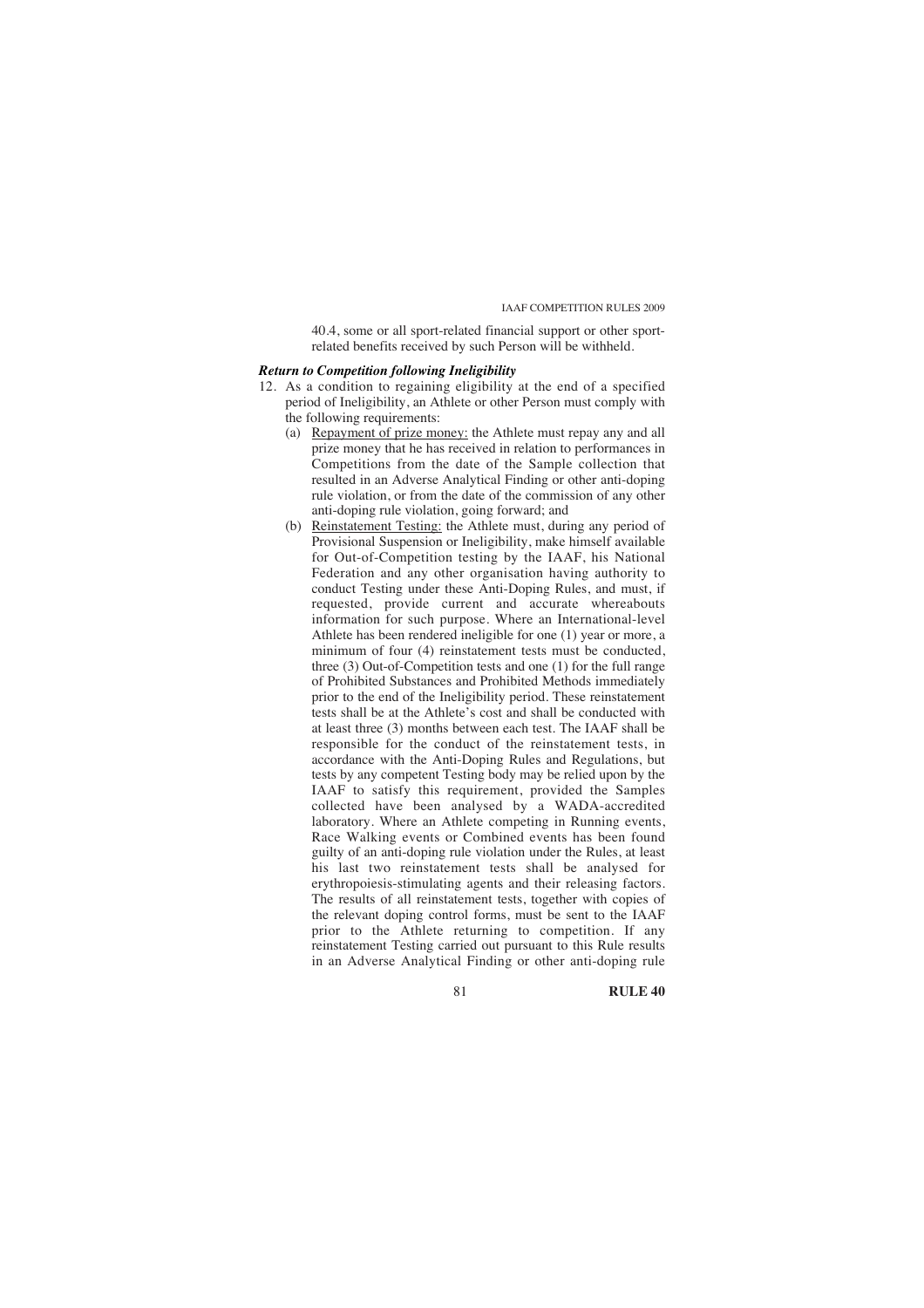40.4, some or all sport-related financial support or other sport-related benefits received by such Person will be withheld.

***Return to Competition following Ineligibility***

12. As a condition to regaining eligibility at the end of a specified period of Ineligibility, an Athlete or other Person must comply with the following requirements:
    (a) Repayment of prize money: the Athlete must repay any and all prize money that he has received in relation to performances in Competitions from the date of the Sample collection that resulted in an Adverse Analytical Finding or other anti-doping rule violation, or from the date of the commission of any other anti-doping rule violation, going forward; and
    (b) Reinstatement Testing: the Athlete must, during any period of Provisional Suspension or Ineligibility, make himself available for Out-of-Competition testing by the IAAF, his National Federation and any other organisation having authority to conduct Testing under these Anti-Doping Rules, and must, if requested, provide current and accurate whereabouts information for such purpose. Where an International-level Athlete has been rendered ineligible for one (1) year or more, a minimum of four (4) reinstatement tests must be conducted, three (3) Out-of-Competition tests and one (1) for the full range of Prohibited Substances and Prohibited Methods immediately prior to the end of the Ineligibility period. These reinstatement tests shall be at the Athlete's cost and shall be conducted with at least three (3) months between each test. The IAAF shall be responsible for the conduct of the reinstatement tests, in accordance with the Anti-Doping Rules and Regulations, but tests by any competent Testing body may be relied upon by the IAAF to satisfy this requirement, provided the Samples collected have been analysed by a WADA-accredited laboratory. Where an Athlete competing in Running events, Race Walking events or Combined events has been found guilty of an anti-doping rule violation under the Rules, at least his last two reinstatement tests shall be analysed for erythropoiesis-stimulating agents and their releasing factors. The results of all reinstatement tests, together with copies of the relevant doping control forms, must be sent to the IAAF prior to the Athlete returning to competition. If any reinstatement Testing carried out pursuant to this Rule results in an Adverse Analytical Finding or other anti-doping rule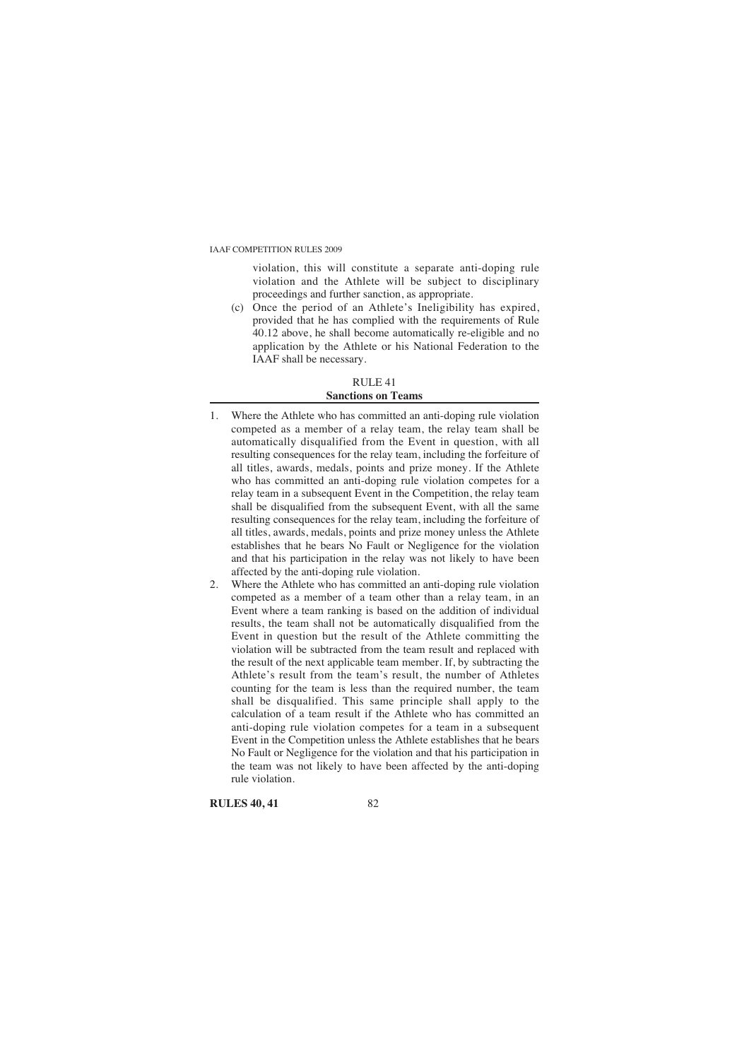violation, this will constitute a separate anti-doping rule violation and the Athlete will be subject to disciplinary proceedings and further sanction, as appropriate.

(c) Once the period of an Athlete's Ineligibility has expired, provided that he has complied with the requirements of Rule 40.12 above, he shall become automatically re-eligible and no application by the Athlete or his National Federation to the IAAF shall be necessary.

## RULE 41
## Sanctions on Teams

1. Where the Athlete who has committed an anti-doping rule violation competed as a member of a relay team, the relay team shall be automatically disqualified from the Event in question, with all resulting consequences for the relay team, including the forfeiture of all titles, awards, medals, points and prize money. If the Athlete who has committed an anti-doping rule violation competes for a relay team in a subsequent Event in the Competition, the relay team shall be disqualified from the subsequent Event, with all the same resulting consequences for the relay team, including the forfeiture of all titles, awards, medals, points and prize money unless the Athlete establishes that he bears No Fault or Negligence for the violation and that his participation in the relay was not likely to have been affected by the anti-doping rule violation.
2. Where the Athlete who has committed an anti-doping rule violation competed as a member of a team other than a relay team, in an Event where a team ranking is based on the addition of individual results, the team shall not be automatically disqualified from the Event in question but the result of the Athlete committing the violation will be subtracted from the team result and replaced with the result of the next applicable team member. If, by subtracting the Athlete's result from the team's result, the number of Athletes counting for the team is less than the required number, the team shall be disqualified. This same principle shall apply to the calculation of a team result if the Athlete who has committed an anti-doping rule violation competes for a team in a subsequent Event in the Competition unless the Athlete establishes that he bears No Fault or Negligence for the violation and that his participation in the team was not likely to have been affected by the anti-doping rule violation.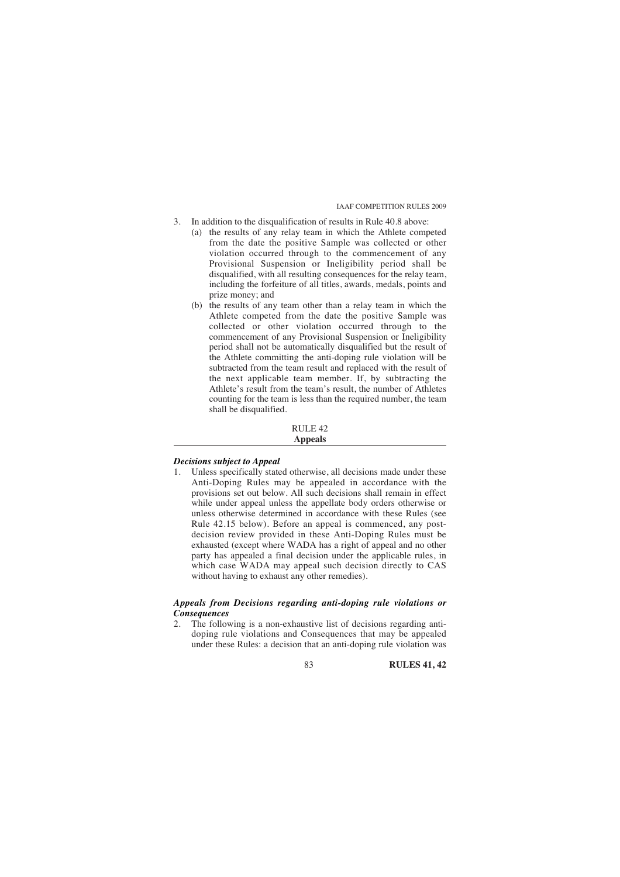3. In addition to the disqualification of results in Rule 40.8 above:
   (a) the results of any relay team in which the Athlete competed from the date the positive Sample was collected or other violation occurred through to the commencement of any Provisional Suspension or Ineligibility period shall be disqualified, with all resulting consequences for the relay team, including the forfeiture of all titles, awards, medals, points and prize money; and
   (b) the results of any team other than a relay team in which the Athlete competed from the date the positive Sample was collected or other violation occurred through to the commencement of any Provisional Suspension or Ineligibility period shall not be automatically disqualified but the result of the Athlete committing the anti-doping rule violation will be subtracted from the team result and replaced with the result of the next applicable team member. If, by subtracting the Athlete's result from the team's result, the number of Athletes counting for the team is less than the required number, the team shall be disqualified.

## RULE 42
## Appeals

***Decisions subject to Appeal***

1. Unless specifically stated otherwise, all decisions made under these Anti-Doping Rules may be appealed in accordance with the provisions set out below. All such decisions shall remain in effect while under appeal unless the appellate body orders otherwise or unless otherwise determined in accordance with these Rules (see Rule 42.15 below). Before an appeal is commenced, any post-decision review provided in these Anti-Doping Rules must be exhausted (except where WADA has a right of appeal and no other party has appealed a final decision under the applicable rules, in which case WADA may appeal such decision directly to CAS without having to exhaust any other remedies).

***Appeals from Decisions regarding anti-doping rule violations or Consequences***

2. The following is a non-exhaustive list of decisions regarding anti-doping rule violations and Consequences that may be appealed under these Rules: a decision that an anti-doping rule violation was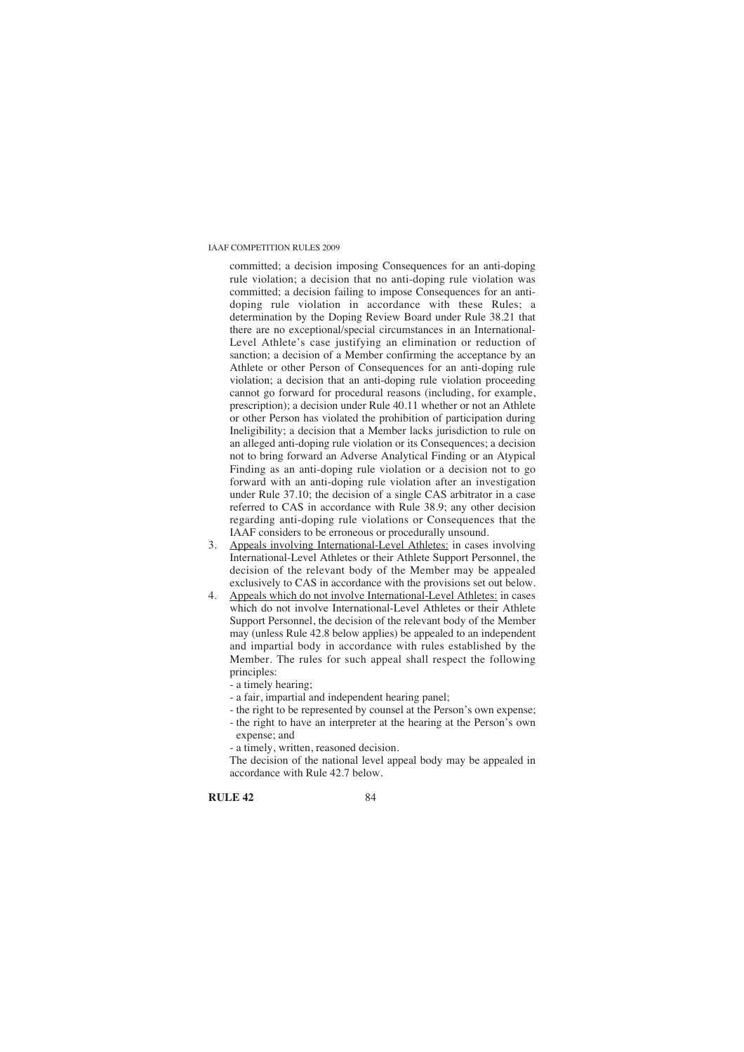committed; a decision imposing Consequences for an anti-doping rule violation; a decision that no anti-doping rule violation was committed; a decision failing to impose Consequences for an anti-doping rule violation in accordance with these Rules; a determination by the Doping Review Board under Rule 38.21 that there are no exceptional/special circumstances in an International-Level Athlete's case justifying an elimination or reduction of sanction; a decision of a Member confirming the acceptance by an Athlete or other Person of Consequences for an anti-doping rule violation; a decision that an anti-doping rule violation proceeding cannot go forward for procedural reasons (including, for example, prescription); a decision under Rule 40.11 whether or not an Athlete or other Person has violated the prohibition of participation during Ineligibility; a decision that a Member lacks jurisdiction to rule on an alleged anti-doping rule violation or its Consequences; a decision not to bring forward an Adverse Analytical Finding or an Atypical Finding as an anti-doping rule violation or a decision not to go forward with an anti-doping rule violation after an investigation under Rule 37.10; the decision of a single CAS arbitrator in a case referred to CAS in accordance with Rule 38.9; any other decision regarding anti-doping rule violations or Consequences that the IAAF considers to be erroneous or procedurally unsound.

3. Appeals involving International-Level Athletes: in cases involving International-Level Athletes or their Athlete Support Personnel, the decision of the relevant body of the Member may be appealed exclusively to CAS in accordance with the provisions set out below.
4. Appeals which do not involve International-Level Athletes: in cases which do not involve International-Level Athletes or their Athlete Support Personnel, the decision of the relevant body of the Member may (unless Rule 42.8 below applies) be appealed to an independent and impartial body in accordance with rules established by the Member. The rules for such appeal shall respect the following principles:
   - a timely hearing;
   - a fair, impartial and independent hearing panel;
   - the right to be represented by counsel at the Person's own expense;
   - the right to have an interpreter at the hearing at the Person's own expense; and
   - a timely, written, reasoned decision.

   The decision of the national level appeal body may be appealed in accordance with Rule 42.7 below.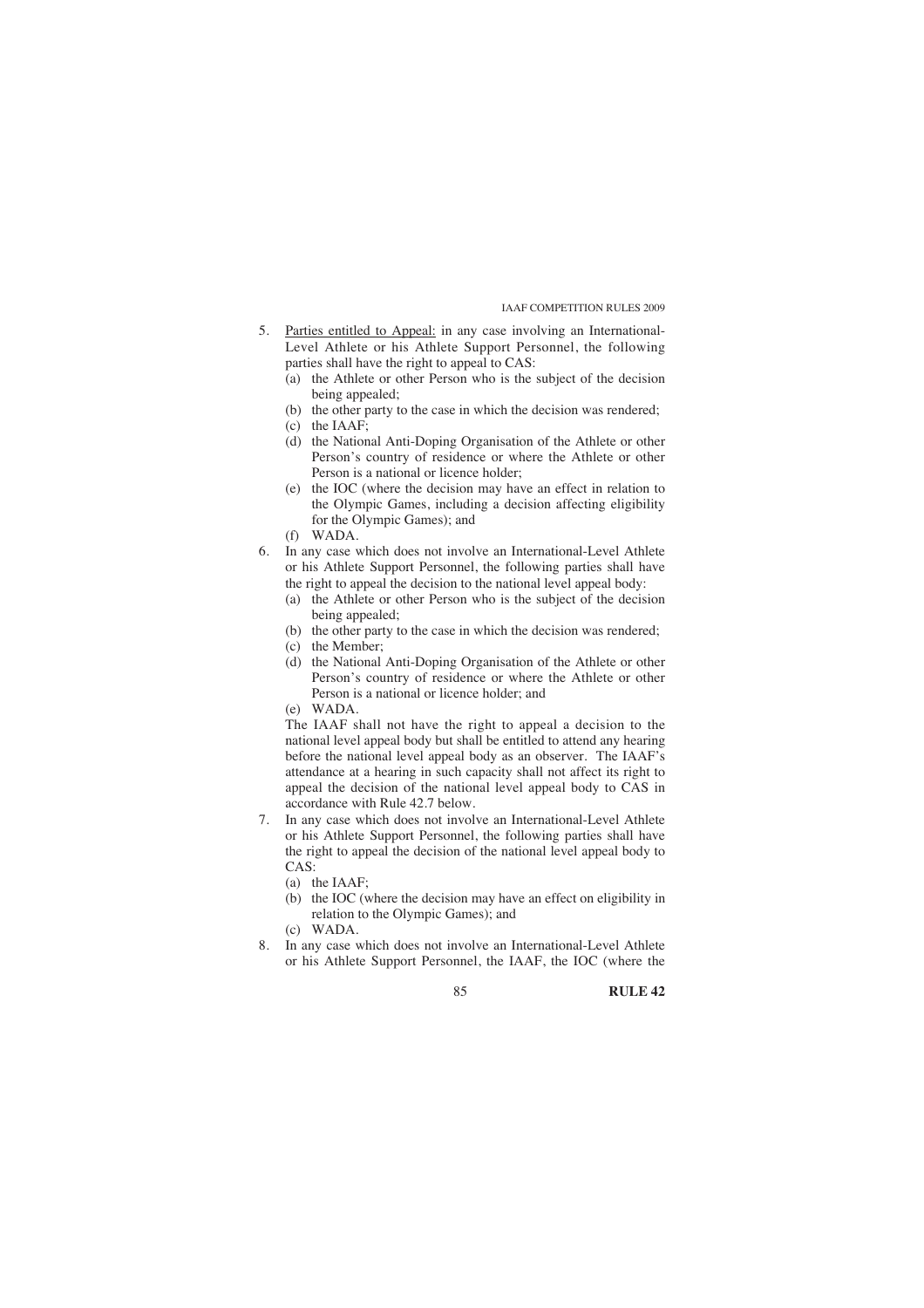5. Parties entitled to Appeal: in any case involving an International-Level Athlete or his Athlete Support Personnel, the following parties shall have the right to appeal to CAS:
   (a) the Athlete or other Person who is the subject of the decision being appealed;
   (b) the other party to the case in which the decision was rendered;
   (c) the IAAF;
   (d) the National Anti-Doping Organisation of the Athlete or other Person's country of residence or where the Athlete or other Person is a national or licence holder;
   (e) the IOC (where the decision may have an effect in relation to the Olympic Games, including a decision affecting eligibility for the Olympic Games); and
   (f) WADA.

6. In any case which does not involve an International-Level Athlete or his Athlete Support Personnel, the following parties shall have the right to appeal the decision to the national level appeal body:
   (a) the Athlete or other Person who is the subject of the decision being appealed;
   (b) the other party to the case in which the decision was rendered;
   (c) the Member;
   (d) the National Anti-Doping Organisation of the Athlete or other Person's country of residence or where the Athlete or other Person is a national or licence holder; and
   (e) WADA.

   The IAAF shall not have the right to appeal a decision to the national level appeal body but shall be entitled to attend any hearing before the national level appeal body as an observer. The IAAF's attendance at a hearing in such capacity shall not affect its right to appeal the decision of the national level appeal body to CAS in accordance with Rule 42.7 below.

7. In any case which does not involve an International-Level Athlete or his Athlete Support Personnel, the following parties shall have the right to appeal the decision of the national level appeal body to CAS:
   (a) the IAAF;
   (b) the IOC (where the decision may have an effect on eligibility in relation to the Olympic Games); and
   (c) WADA.

8. In any case which does not involve an International-Level Athlete or his Athlete Support Personnel, the IAAF, the IOC (where the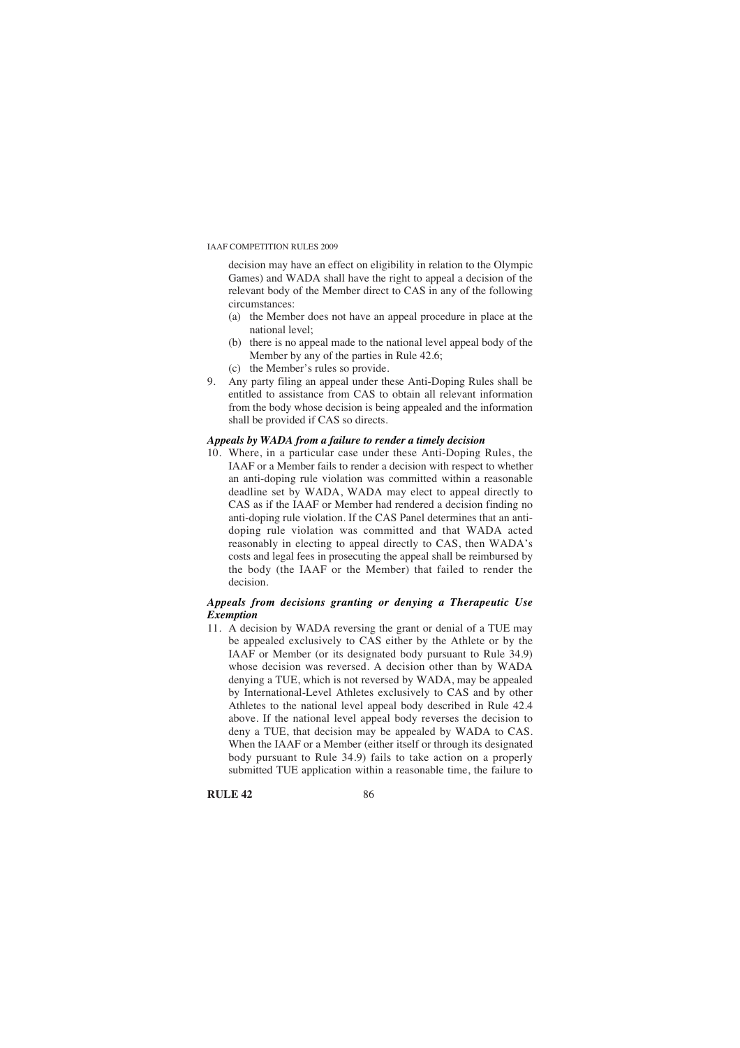decision may have an effect on eligibility in relation to the Olympic Games) and WADA shall have the right to appeal a decision of the relevant body of the Member direct to CAS in any of the following circumstances:

(a) the Member does not have an appeal procedure in place at the national level;

(b) there is no appeal made to the national level appeal body of the Member by any of the parties in Rule 42.6;

(c) the Member's rules so provide.

9. Any party filing an appeal under these Anti-Doping Rules shall be entitled to assistance from CAS to obtain all relevant information from the body whose decision is being appealed and the information shall be provided if CAS so directs.

***Appeals by WADA from a failure to render a timely decision***

10. Where, in a particular case under these Anti-Doping Rules, the IAAF or a Member fails to render a decision with respect to whether an anti-doping rule violation was committed within a reasonable deadline set by WADA, WADA may elect to appeal directly to CAS as if the IAAF or Member had rendered a decision finding no anti-doping rule violation. If the CAS Panel determines that an anti-doping rule violation was committed and that WADA acted reasonably in electing to appeal directly to CAS, then WADA's costs and legal fees in prosecuting the appeal shall be reimbursed by the body (the IAAF or the Member) that failed to render the decision.

***Appeals from decisions granting or denying a Therapeutic Use Exemption***

11. A decision by WADA reversing the grant or denial of a TUE may be appealed exclusively to CAS either by the Athlete or by the IAAF or Member (or its designated body pursuant to Rule 34.9) whose decision was reversed. A decision other than by WADA denying a TUE, which is not reversed by WADA, may be appealed by International-Level Athletes exclusively to CAS and by other Athletes to the national level appeal body described in Rule 42.4 above. If the national level appeal body reverses the decision to deny a TUE, that decision may be appealed by WADA to CAS. When the IAAF or a Member (either itself or through its designated body pursuant to Rule 34.9) fails to take action on a properly submitted TUE application within a reasonable time, the failure to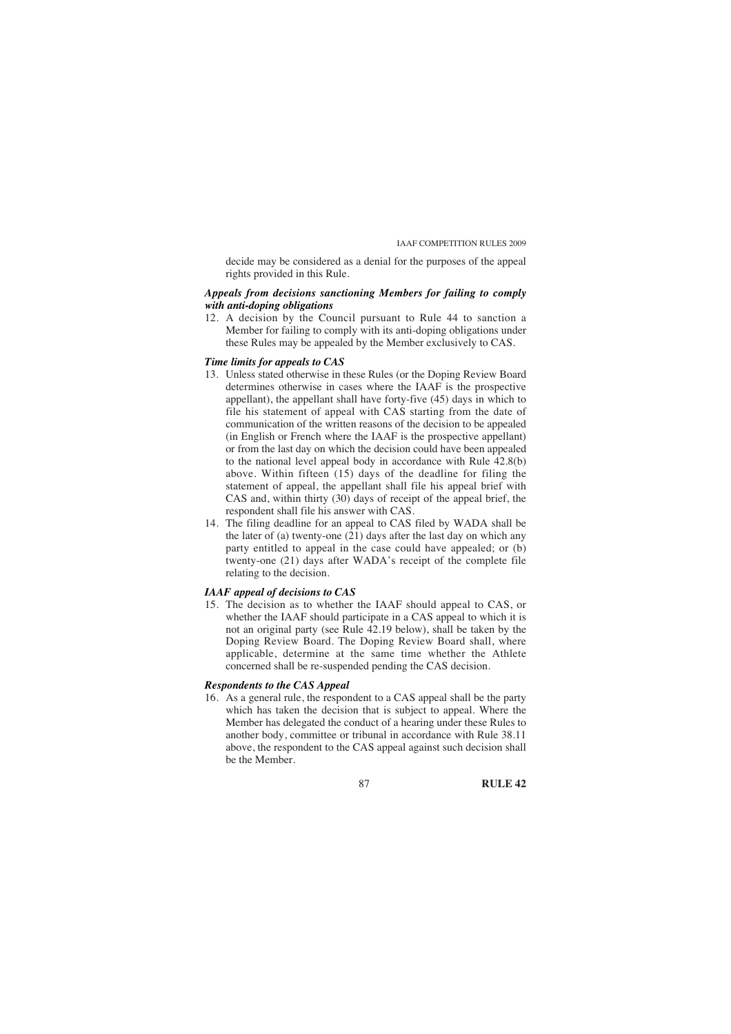decide may be considered as a denial for the purposes of the appeal rights provided in this Rule.

***Appeals from decisions sanctioning Members for failing to comply with anti-doping obligations***

12. A decision by the Council pursuant to Rule 44 to sanction a Member for failing to comply with its anti-doping obligations under these Rules may be appealed by the Member exclusively to CAS.

***Time limits for appeals to CAS***

13. Unless stated otherwise in these Rules (or the Doping Review Board determines otherwise in cases where the IAAF is the prospective appellant), the appellant shall have forty-five (45) days in which to file his statement of appeal with CAS starting from the date of communication of the written reasons of the decision to be appealed (in English or French where the IAAF is the prospective appellant) or from the last day on which the decision could have been appealed to the national level appeal body in accordance with Rule 42.8(b) above. Within fifteen (15) days of the deadline for filing the statement of appeal, the appellant shall file his appeal brief with CAS and, within thirty (30) days of receipt of the appeal brief, the respondent shall file his answer with CAS.
14. The filing deadline for an appeal to CAS filed by WADA shall be the later of (a) twenty-one (21) days after the last day on which any party entitled to appeal in the case could have appealed; or (b) twenty-one (21) days after WADA's receipt of the complete file relating to the decision.

***IAAF appeal of decisions to CAS***

15. The decision as to whether the IAAF should appeal to CAS, or whether the IAAF should participate in a CAS appeal to which it is not an original party (see Rule 42.19 below), shall be taken by the Doping Review Board. The Doping Review Board shall, where applicable, determine at the same time whether the Athlete concerned shall be re-suspended pending the CAS decision.

***Respondents to the CAS Appeal***

16. As a general rule, the respondent to a CAS appeal shall be the party which has taken the decision that is subject to appeal. Where the Member has delegated the conduct of a hearing under these Rules to another body, committee or tribunal in accordance with Rule 38.11 above, the respondent to the CAS appeal against such decision shall be the Member.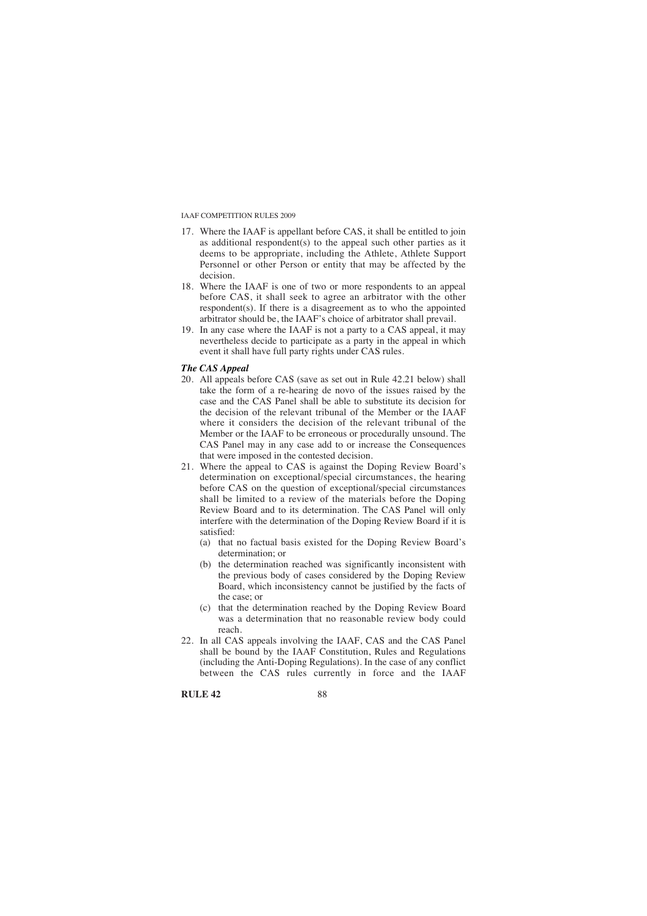17. Where the IAAF is appellant before CAS, it shall be entitled to join as additional respondent(s) to the appeal such other parties as it deems to be appropriate, including the Athlete, Athlete Support Personnel or other Person or entity that may be affected by the decision.
18. Where the IAAF is one of two or more respondents to an appeal before CAS, it shall seek to agree an arbitrator with the other respondent(s). If there is a disagreement as to who the appointed arbitrator should be, the IAAF's choice of arbitrator shall prevail.
19. In any case where the IAAF is not a party to a CAS appeal, it may nevertheless decide to participate as a party in the appeal in which event it shall have full party rights under CAS rules.

***The CAS Appeal***

20. All appeals before CAS (save as set out in Rule 42.21 below) shall take the form of a re-hearing de novo of the issues raised by the case and the CAS Panel shall be able to substitute its decision for the decision of the relevant tribunal of the Member or the IAAF where it considers the decision of the relevant tribunal of the Member or the IAAF to be erroneous or procedurally unsound. The CAS Panel may in any case add to or increase the Consequences that were imposed in the contested decision.
21. Where the appeal to CAS is against the Doping Review Board's determination on exceptional/special circumstances, the hearing before CAS on the question of exceptional/special circumstances shall be limited to a review of the materials before the Doping Review Board and to its determination. The CAS Panel will only interfere with the determination of the Doping Review Board if it is satisfied:
    (a) that no factual basis existed for the Doping Review Board's determination; or
    (b) the determination reached was significantly inconsistent with the previous body of cases considered by the Doping Review Board, which inconsistency cannot be justified by the facts of the case; or
    (c) that the determination reached by the Doping Review Board was a determination that no reasonable review body could reach.
22. In all CAS appeals involving the IAAF, CAS and the CAS Panel shall be bound by the IAAF Constitution, Rules and Regulations (including the Anti-Doping Regulations). In the case of any conflict between the CAS rules currently in force and the IAAF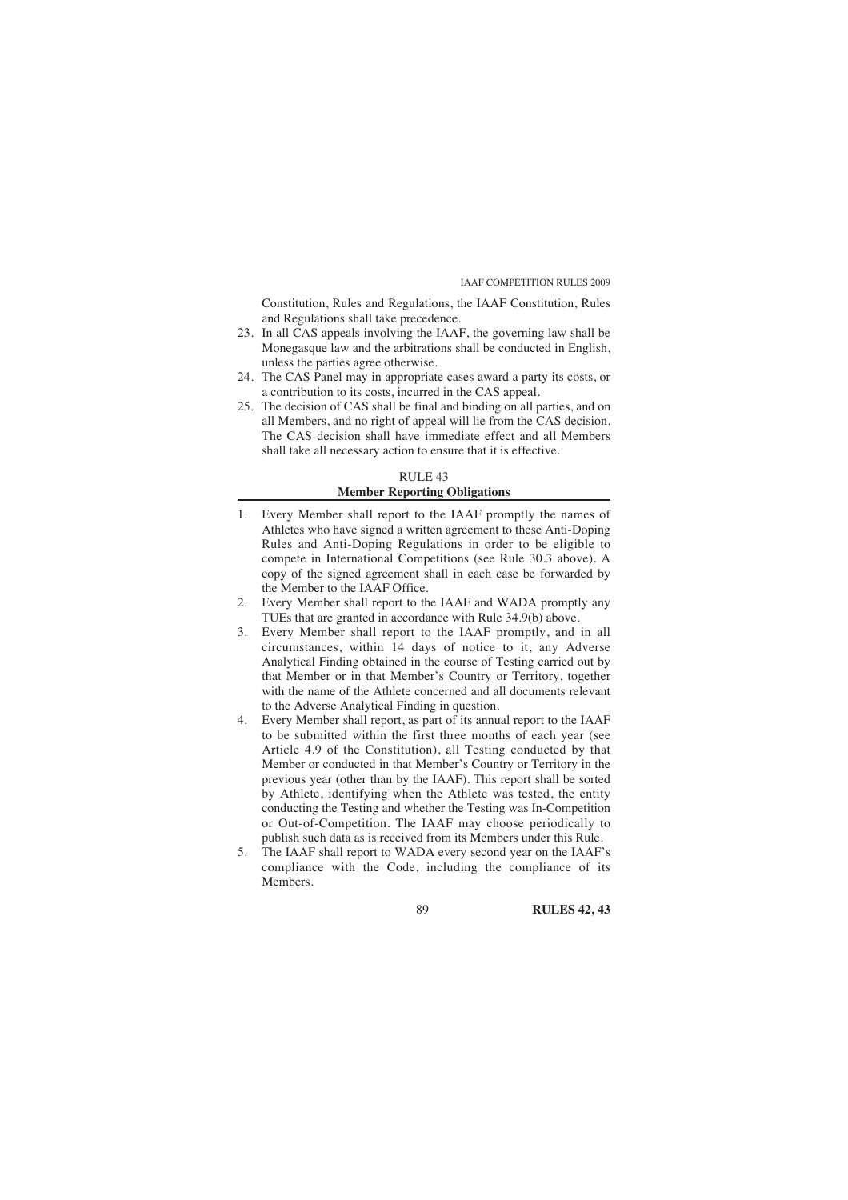Constitution, Rules and Regulations, the IAAF Constitution, Rules and Regulations shall take precedence.

23. In all CAS appeals involving the IAAF, the governing law shall be Monegasque law and the arbitrations shall be conducted in English, unless the parties agree otherwise.
24. The CAS Panel may in appropriate cases award a party its costs, or a contribution to its costs, incurred in the CAS appeal.
25. The decision of CAS shall be final and binding on all parties, and on all Members, and no right of appeal will lie from the CAS decision. The CAS decision shall have immediate effect and all Members shall take all necessary action to ensure that it is effective.

## RULE 43
## Member Reporting Obligations

1. Every Member shall report to the IAAF promptly the names of Athletes who have signed a written agreement to these Anti-Doping Rules and Anti-Doping Regulations in order to be eligible to compete in International Competitions (see Rule 30.3 above). A copy of the signed agreement shall in each case be forwarded by the Member to the IAAF Office.
2. Every Member shall report to the IAAF and WADA promptly any TUEs that are granted in accordance with Rule 34.9(b) above.
3. Every Member shall report to the IAAF promptly, and in all circumstances, within 14 days of notice to it, any Adverse Analytical Finding obtained in the course of Testing carried out by that Member or in that Member's Country or Territory, together with the name of the Athlete concerned and all documents relevant to the Adverse Analytical Finding in question.
4. Every Member shall report, as part of its annual report to the IAAF to be submitted within the first three months of each year (see Article 4.9 of the Constitution), all Testing conducted by that Member or conducted in that Member's Country or Territory in the previous year (other than by the IAAF). This report shall be sorted by Athlete, identifying when the Athlete was tested, the entity conducting the Testing and whether the Testing was In-Competition or Out-of-Competition. The IAAF may choose periodically to publish such data as is received from its Members under this Rule.
5. The IAAF shall report to WADA every second year on the IAAF's compliance with the Code, including the compliance of its Members.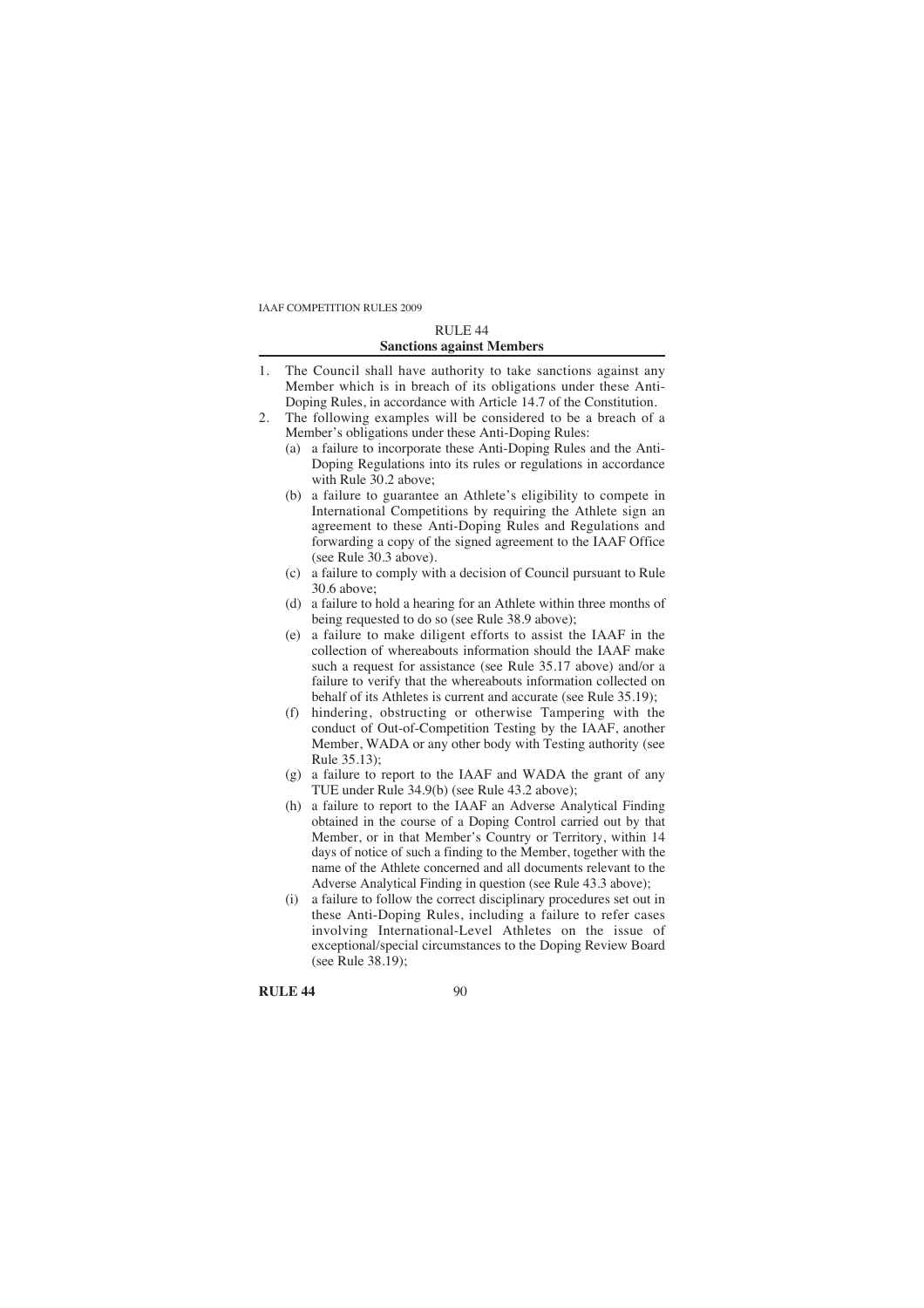## RULE 44
### Sanctions against Members

1. The Council shall have authority to take sanctions against any Member which is in breach of its obligations under these Anti-Doping Rules, in accordance with Article 14.7 of the Constitution.
2. The following examples will be considered to be a breach of a Member's obligations under these Anti-Doping Rules:
   - (a) a failure to incorporate these Anti-Doping Rules and the Anti-Doping Regulations into its rules or regulations in accordance with Rule 30.2 above;
   - (b) a failure to guarantee an Athlete's eligibility to compete in International Competitions by requiring the Athlete sign an agreement to these Anti-Doping Rules and Regulations and forwarding a copy of the signed agreement to the IAAF Office (see Rule 30.3 above).
   - (c) a failure to comply with a decision of Council pursuant to Rule 30.6 above;
   - (d) a failure to hold a hearing for an Athlete within three months of being requested to do so (see Rule 38.9 above);
   - (e) a failure to make diligent efforts to assist the IAAF in the collection of whereabouts information should the IAAF make such a request for assistance (see Rule 35.17 above) and/or a failure to verify that the whereabouts information collected on behalf of its Athletes is current and accurate (see Rule 35.19);
   - (f) hindering, obstructing or otherwise Tampering with the conduct of Out-of-Competition Testing by the IAAF, another Member, WADA or any other body with Testing authority (see Rule 35.13);
   - (g) a failure to report to the IAAF and WADA the grant of any TUE under Rule 34.9(b) (see Rule 43.2 above);
   - (h) a failure to report to the IAAF an Adverse Analytical Finding obtained in the course of a Doping Control carried out by that Member, or in that Member's Country or Territory, within 14 days of notice of such a finding to the Member, together with the name of the Athlete concerned and all documents relevant to the Adverse Analytical Finding in question (see Rule 43.3 above);
   - (i) a failure to follow the correct disciplinary procedures set out in these Anti-Doping Rules, including a failure to refer cases involving International-Level Athletes on the issue of exceptional/special circumstances to the Doping Review Board (see Rule 38.19);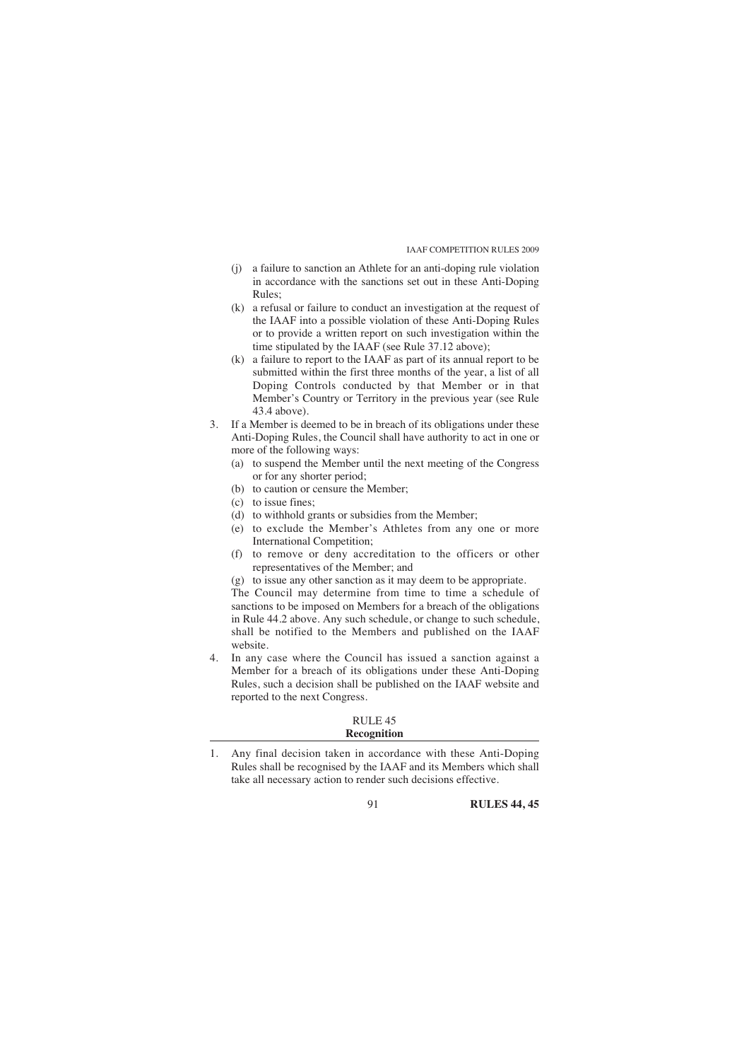(j) a failure to sanction an Athlete for an anti-doping rule violation in accordance with the sanctions set out in these Anti-Doping Rules;

(k) a refusal or failure to conduct an investigation at the request of the IAAF into a possible violation of these Anti-Doping Rules or to provide a written report on such investigation within the time stipulated by the IAAF (see Rule 37.12 above);

(k) a failure to report to the IAAF as part of its annual report to be submitted within the first three months of the year, a list of all Doping Controls conducted by that Member or in that Member's Country or Territory in the previous year (see Rule 43.4 above).

3. If a Member is deemed to be in breach of its obligations under these Anti-Doping Rules, the Council shall have authority to act in one or more of the following ways:
   (a) to suspend the Member until the next meeting of the Congress or for any shorter period;
   (b) to caution or censure the Member;
   (c) to issue fines;
   (d) to withhold grants or subsidies from the Member;
   (e) to exclude the Member's Athletes from any one or more International Competition;
   (f) to remove or deny accreditation to the officers or other representatives of the Member; and
   (g) to issue any other sanction as it may deem to be appropriate.

   The Council may determine from time to time a schedule of sanctions to be imposed on Members for a breach of the obligations in Rule 44.2 above. Any such schedule, or change to such schedule, shall be notified to the Members and published on the IAAF website.

4. In any case where the Council has issued a sanction against a Member for a breach of its obligations under these Anti-Doping Rules, such a decision shall be published on the IAAF website and reported to the next Congress.

## RULE 45
## Recognition

1. Any final decision taken in accordance with these Anti-Doping Rules shall be recognised by the IAAF and its Members which shall take all necessary action to render such decisions effective.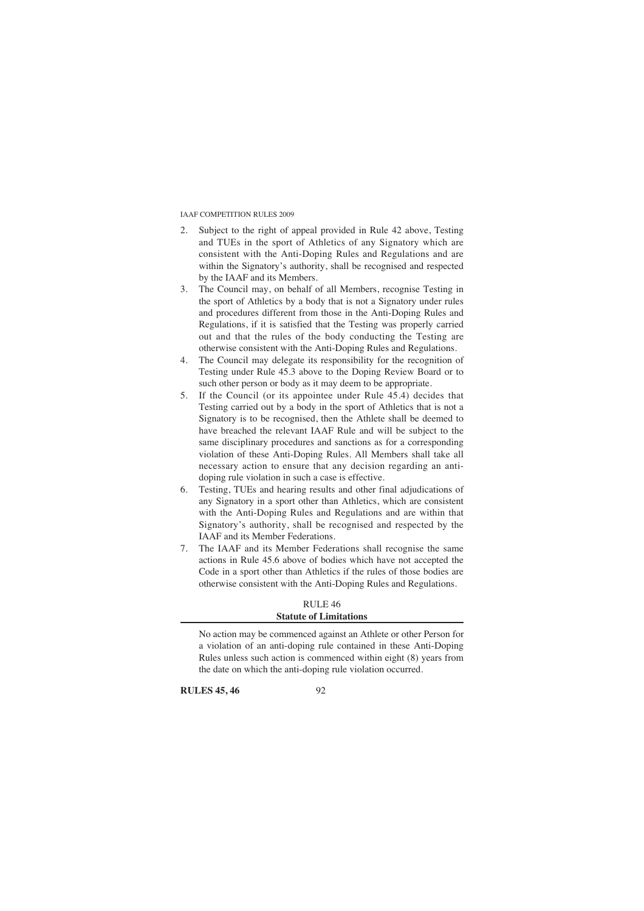2. Subject to the right of appeal provided in Rule 42 above, Testing and TUEs in the sport of Athletics of any Signatory which are consistent with the Anti-Doping Rules and Regulations and are within the Signatory's authority, shall be recognised and respected by the IAAF and its Members.
3. The Council may, on behalf of all Members, recognise Testing in the sport of Athletics by a body that is not a Signatory under rules and procedures different from those in the Anti-Doping Rules and Regulations, if it is satisfied that the Testing was properly carried out and that the rules of the body conducting the Testing are otherwise consistent with the Anti-Doping Rules and Regulations.
4. The Council may delegate its responsibility for the recognition of Testing under Rule 45.3 above to the Doping Review Board or to such other person or body as it may deem to be appropriate.
5. If the Council (or its appointee under Rule 45.4) decides that Testing carried out by a body in the sport of Athletics that is not a Signatory is to be recognised, then the Athlete shall be deemed to have breached the relevant IAAF Rule and will be subject to the same disciplinary procedures and sanctions as for a corresponding violation of these Anti-Doping Rules. All Members shall take all necessary action to ensure that any decision regarding an anti-doping rule violation in such a case is effective.
6. Testing, TUEs and hearing results and other final adjudications of any Signatory in a sport other than Athletics, which are consistent with the Anti-Doping Rules and Regulations and are within that Signatory's authority, shall be recognised and respected by the IAAF and its Member Federations.
7. The IAAF and its Member Federations shall recognise the same actions in Rule 45.6 above of bodies which have not accepted the Code in a sport other than Athletics if the rules of those bodies are otherwise consistent with the Anti-Doping Rules and Regulations.

## RULE 46
## Statute of Limitations

No action may be commenced against an Athlete or other Person for a violation of an anti-doping rule contained in these Anti-Doping Rules unless such action is commenced within eight (8) years from the date on which the anti-doping rule violation occurred.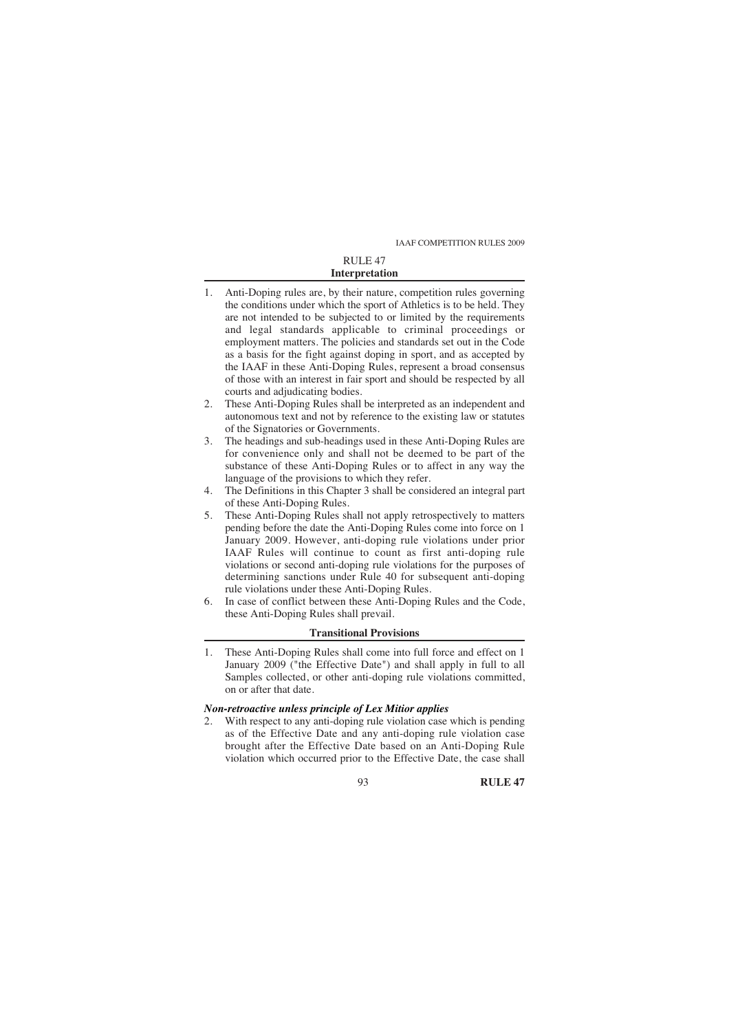## RULE 47
### Interpretation

1. Anti-Doping rules are, by their nature, competition rules governing the conditions under which the sport of Athletics is to be held. They are not intended to be subjected to or limited by the requirements and legal standards applicable to criminal proceedings or employment matters. The policies and standards set out in the Code as a basis for the fight against doping in sport, and as accepted by the IAAF in these Anti-Doping Rules, represent a broad consensus of those with an interest in fair sport and should be respected by all courts and adjudicating bodies.
2. These Anti-Doping Rules shall be interpreted as an independent and autonomous text and not by reference to the existing law or statutes of the Signatories or Governments.
3. The headings and sub-headings used in these Anti-Doping Rules are for convenience only and shall not be deemed to be part of the substance of these Anti-Doping Rules or to affect in any way the language of the provisions to which they refer.
4. The Definitions in this Chapter 3 shall be considered an integral part of these Anti-Doping Rules.
5. These Anti-Doping Rules shall not apply retrospectively to matters pending before the date the Anti-Doping Rules come into force on 1 January 2009. However, anti-doping rule violations under prior IAAF Rules will continue to count as first anti-doping rule violations or second anti-doping rule violations for the purposes of determining sanctions under Rule 40 for subsequent anti-doping rule violations under these Anti-Doping Rules.
6. In case of conflict between these Anti-Doping Rules and the Code, these Anti-Doping Rules shall prevail.

### Transitional Provisions

1. These Anti-Doping Rules shall come into full force and effect on 1 January 2009 ("the Effective Date") and shall apply in full to all Samples collected, or other anti-doping rule violations committed, on or after that date.

***Non-retroactive unless principle of Lex Mitior applies***

2. With respect to any anti-doping rule violation case which is pending as of the Effective Date and any anti-doping rule violation case brought after the Effective Date based on an Anti-Doping Rule violation which occurred prior to the Effective Date, the case shall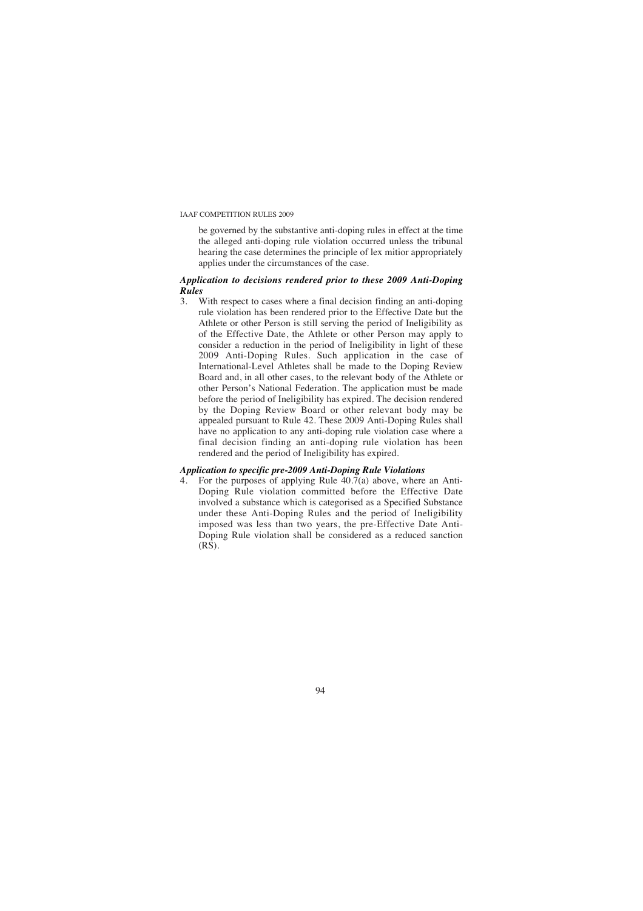be governed by the substantive anti-doping rules in effect at the time the alleged anti-doping rule violation occurred unless the tribunal hearing the case determines the principle of lex mitior appropriately applies under the circumstances of the case.

***Application to decisions rendered prior to these 2009 Anti-Doping Rules***

3. With respect to cases where a final decision finding an anti-doping rule violation has been rendered prior to the Effective Date but the Athlete or other Person is still serving the period of Ineligibility as of the Effective Date, the Athlete or other Person may apply to consider a reduction in the period of Ineligibility in light of these 2009 Anti-Doping Rules. Such application in the case of International-Level Athletes shall be made to the Doping Review Board and, in all other cases, to the relevant body of the Athlete or other Person's National Federation. The application must be made before the period of Ineligibility has expired. The decision rendered by the Doping Review Board or other relevant body may be appealed pursuant to Rule 42. These 2009 Anti-Doping Rules shall have no application to any anti-doping rule violation case where a final decision finding an anti-doping rule violation has been rendered and the period of Ineligibility has expired.

***Application to specific pre-2009 Anti-Doping Rule Violations***

4. For the purposes of applying Rule 40.7(a) above, where an Anti-Doping Rule violation committed before the Effective Date involved a substance which is categorised as a Specified Substance under these Anti-Doping Rules and the period of Ineligibility imposed was less than two years, the pre-Effective Date Anti-Doping Rule violation shall be considered as a reduced sanction (RS).